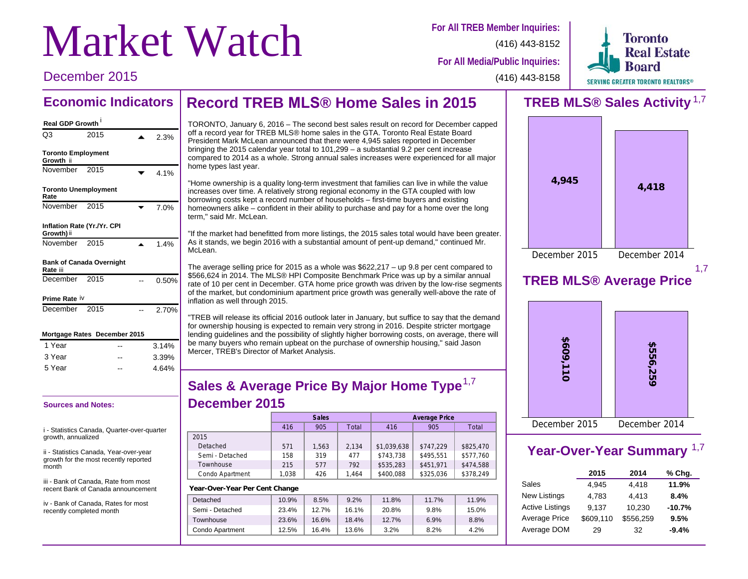# Market Watch

December 2015

**For All TREB Member Inquiries:** (416) 443-8152

**For All Media/Public Inquiries:** (416) 443-8158

Toronto Real Estate Board
SERVING GREATER TORONTO REALTORS®

## Economic Indicators

**Real GDP Growth** [i]

| | | | |
|---|---|---|---|
| Q3 | 2015 | ▲ | 2.3% |

**Toronto Employment Growth** [ii]

| | | | |
|---|---|---|---|
| November | 2015 | ▼ | 4.1% |

**Toronto Unemployment Rate**

| | | | |
|---|---|---|---|
| November | 2015 | ▼ | 7.0% |

**Inflation Rate (Yr./Yr. CPI Growth)** [ii]

| | | | |
|---|---|---|---|
| November | 2015 | ▲ | 1.4% |

**Bank of Canada Overnight Rate** [iii]

| | | | |
|---|---|---|---|
| December | 2015 | -- | 0.50% |

**Prime Rate** [iv]

| | | | |
|---|---|---|---|
| December | 2015 | -- | 2.70% |

**Mortgage Rates December 2015**

| | | |
|---|---|---|
| 1 Year | -- | 3.14% |
| 3 Year | -- | 3.39% |
| 5 Year | -- | 4.64% |

**Sources and Notes:**

i - Statistics Canada, Quarter-over-quarter growth, annualized

ii - Statistics Canada, Year-over-year growth for the most recently reported month

iii - Bank of Canada, Rate from most recent Bank of Canada announcement

iv - Bank of Canada, Rates for most recently completed month

## Record TREB MLS® Home Sales in 2015

TORONTO, January 6, 2016 – The second best sales result on record for December capped off a record year for TREB MLS® home sales in the GTA. Toronto Real Estate Board President Mark McLean announced that there were 4,945 sales reported in December bringing the 2015 calendar year total to 101,299 – a substantial 9.2 per cent increase compared to 2014 as a whole. Strong annual sales increases were experienced for all major home types last year.

"Home ownership is a quality long-term investment that families can live in while the value increases over time. A relatively strong regional economy in the GTA coupled with low borrowing costs kept a record number of households – first-time buyers and existing homeowners alike – confident in their ability to purchase and pay for a home over the long term," said Mr. McLean.

"If the market had benefitted from more listings, the 2015 sales total would have been greater. As it stands, we begin 2016 with a substantial amount of pent-up demand," continued Mr. McLean.

The average selling price for 2015 as a whole was $622,217 – up 9.8 per cent compared to $566,624 in 2014. The MLS® HPI Composite Benchmark Price was up by a similar annual rate of 10 per cent in December. GTA home price growth was driven by the low-rise segments of the market, but condominium apartment price growth was generally well-above the rate of inflation as well through 2015.

"TREB will release its official 2016 outlook later in January, but suffice to say that the demand for ownership housing is expected to remain very strong in 2016. Despite stricter mortgage lending guidelines and the possibility of slightly higher borrowing costs, on average, there will be many buyers who remain upbeat on the purchase of ownership housing," said Jason Mercer, TREB's Director of Market Analysis.

## Sales & Average Price By Major Home Type [1,7]

### December 2015

| | Sales | | | Average Price | | |
|---|---|---|---|---|---|---|
| | 416 | 905 | Total | 416 | 905 | Total |
| 2015 | | | | | | |
| Detached | 571 | 1,563 | 2,134 | $1,039,638 | $747,229 | $825,470 |
| Semi - Detached | 158 | 319 | 477 | $743,738 | $495,551 | $577,760 |
| Townhouse | 215 | 577 | 792 | $535,283 | $451,971 | $474,588 |
| Condo Apartment | 1,038 | 426 | 1,464 | $400,088 | $325,036 | $378,249 |

**Year-Over-Year Per Cent Change**

| | 416 | 905 | Total | 416 | 905 | Total |
|---|---|---|---|---|---|---|
| Detached | 10.9% | 8.5% | 9.2% | 11.8% | 11.7% | 11.9% |
| Semi - Detached | 23.4% | 12.7% | 16.1% | 20.8% | 9.8% | 15.0% |
| Townhouse | 23.6% | 16.6% | 18.4% | 12.7% | 6.9% | 8.8% |
| Condo Apartment | 12.5% | 16.4% | 13.6% | 3.2% | 8.2% | 4.2% |

## TREB MLS® Sales Activity [1,7]

| December 2015 | December 2014 |
|---|---|
| 4,945 | 4,418 |

## TREB MLS® Average Price [1,7]

| December 2015 | December 2014 |
|---|---|
| $609,110 | $556,259 |

## Year-Over-Year Summary [1,7]

| | 2015 | 2014 | % Chg. |
|---|---|---|---|
| Sales | 4,945 | 4,418 | **11.9%** |
| New Listings | 4,783 | 4,413 | **8.4%** |
| Active Listings | 9,137 | 10,230 | **-10.7%** |
| Average Price | $609,110 | $556,259 | **9.5%** |
| Average DOM | 29 | 32 | **-9.4%** |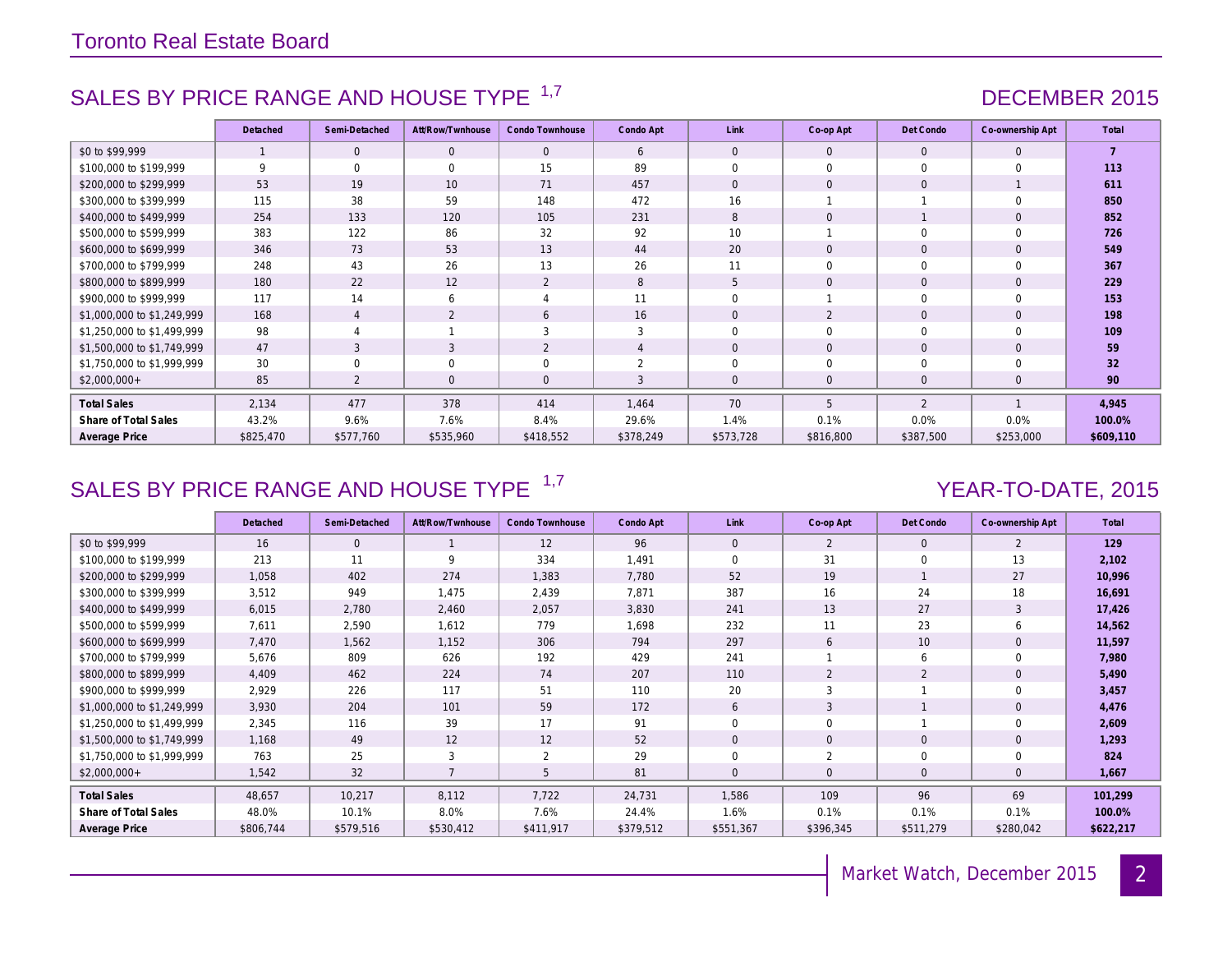Toronto Real Estate Board

## SALES BY PRICE RANGE AND HOUSE TYPE [1,7]

DECEMBER 2015

| | Detached | Semi-Detached | Att/Row/Twnhouse | Condo Townhouse | Condo Apt | Link | Co-op Apt | Det Condo | Co-ownership Apt | Total |
|---|---|---|---|---|---|---|---|---|---|---|
| $0 to $99,999 | 1 | 0 | 0 | 0 | 6 | 0 | 0 | 0 | 0 | **7** |
| $100,000 to $199,999 | 9 | 0 | 0 | 15 | 89 | 0 | 0 | 0 | 0 | **113** |
| $200,000 to $299,999 | 53 | 19 | 10 | 71 | 457 | 0 | 0 | 0 | 1 | **611** |
| $300,000 to $399,999 | 115 | 38 | 59 | 148 | 472 | 16 | 1 | 1 | 0 | **850** |
| $400,000 to $499,999 | 254 | 133 | 120 | 105 | 231 | 8 | 0 | 1 | 0 | **852** |
| $500,000 to $599,999 | 383 | 122 | 86 | 32 | 92 | 10 | 1 | 0 | 0 | **726** |
| $600,000 to $699,999 | 346 | 73 | 53 | 13 | 44 | 20 | 0 | 0 | 0 | **549** |
| $700,000 to $799,999 | 248 | 43 | 26 | 13 | 26 | 11 | 0 | 0 | 0 | **367** |
| $800,000 to $899,999 | 180 | 22 | 12 | 2 | 8 | 5 | 0 | 0 | 0 | **229** |
| $900,000 to $999,999 | 117 | 14 | 6 | 4 | 11 | 0 | 1 | 0 | 0 | **153** |
| $1,000,000 to $1,249,999 | 168 | 4 | 2 | 6 | 16 | 0 | 2 | 0 | 0 | **198** |
| $1,250,000 to $1,499,999 | 98 | 4 | 1 | 3 | 3 | 0 | 0 | 0 | 0 | **109** |
| $1,500,000 to $1,749,999 | 47 | 3 | 3 | 2 | 4 | 0 | 0 | 0 | 0 | **59** |
| $1,750,000 to $1,999,999 | 30 | 0 | 0 | 0 | 2 | 0 | 0 | 0 | 0 | **32** |
| $2,000,000+ | 85 | 2 | 0 | 0 | 3 | 0 | 0 | 0 | 0 | **90** |
| **Total Sales** | 2,134 | 477 | 378 | 414 | 1,464 | 70 | 5 | 2 | 1 | **4,945** |
| **Share of Total Sales** | 43.2% | 9.6% | 7.6% | 8.4% | 29.6% | 1.4% | 0.1% | 0.0% | 0.0% | **100.0%** |
| **Average Price** | $825,470 | $577,760 | $535,960 | $418,552 | $378,249 | $573,728 | $816,800 | $387,500 | $253,000 | **$609,110** |

## SALES BY PRICE RANGE AND HOUSE TYPE [1,7]

YEAR-TO-DATE, 2015

| | Detached | Semi-Detached | Att/Row/Twnhouse | Condo Townhouse | Condo Apt | Link | Co-op Apt | Det Condo | Co-ownership Apt | Total |
|---|---|---|---|---|---|---|---|---|---|---|
| $0 to $99,999 | 16 | 0 | 1 | 12 | 96 | 0 | 2 | 0 | 2 | **129** |
| $100,000 to $199,999 | 213 | 11 | 9 | 334 | 1,491 | 0 | 31 | 0 | 13 | **2,102** |
| $200,000 to $299,999 | 1,058 | 402 | 274 | 1,383 | 7,780 | 52 | 19 | 1 | 27 | **10,996** |
| $300,000 to $399,999 | 3,512 | 949 | 1,475 | 2,439 | 7,871 | 387 | 16 | 24 | 18 | **16,691** |
| $400,000 to $499,999 | 6,015 | 2,780 | 2,460 | 2,057 | 3,830 | 241 | 13 | 27 | 3 | **17,426** |
| $500,000 to $599,999 | 7,611 | 2,590 | 1,612 | 779 | 1,698 | 232 | 11 | 23 | 6 | **14,562** |
| $600,000 to $699,999 | 7,470 | 1,562 | 1,152 | 306 | 794 | 297 | 6 | 10 | 0 | **11,597** |
| $700,000 to $799,999 | 5,676 | 809 | 626 | 192 | 429 | 241 | 1 | 6 | 0 | **7,980** |
| $800,000 to $899,999 | 4,409 | 462 | 224 | 74 | 207 | 110 | 2 | 2 | 0 | **5,490** |
| $900,000 to $999,999 | 2,929 | 226 | 117 | 51 | 110 | 20 | 3 | 1 | 0 | **3,457** |
| $1,000,000 to $1,249,999 | 3,930 | 204 | 101 | 59 | 172 | 6 | 3 | 1 | 0 | **4,476** |
| $1,250,000 to $1,499,999 | 2,345 | 116 | 39 | 17 | 91 | 0 | 0 | 1 | 0 | **2,609** |
| $1,500,000 to $1,749,999 | 1,168 | 49 | 12 | 12 | 52 | 0 | 0 | 0 | 0 | **1,293** |
| $1,750,000 to $1,999,999 | 763 | 25 | 3 | 2 | 29 | 0 | 2 | 0 | 0 | **824** |
| $2,000,000+ | 1,542 | 32 | 7 | 5 | 81 | 0 | 0 | 0 | 0 | **1,667** |
| **Total Sales** | 48,657 | 10,217 | 8,112 | 7,722 | 24,731 | 1,586 | 109 | 96 | 69 | **101,299** |
| **Share of Total Sales** | 48.0% | 10.1% | 8.0% | 7.6% | 24.4% | 1.6% | 0.1% | 0.1% | 0.1% | **100.0%** |
| **Average Price** | $806,744 | $579,516 | $530,412 | $411,917 | $379,512 | $551,367 | $396,345 | $511,279 | $280,042 | **$622,217** |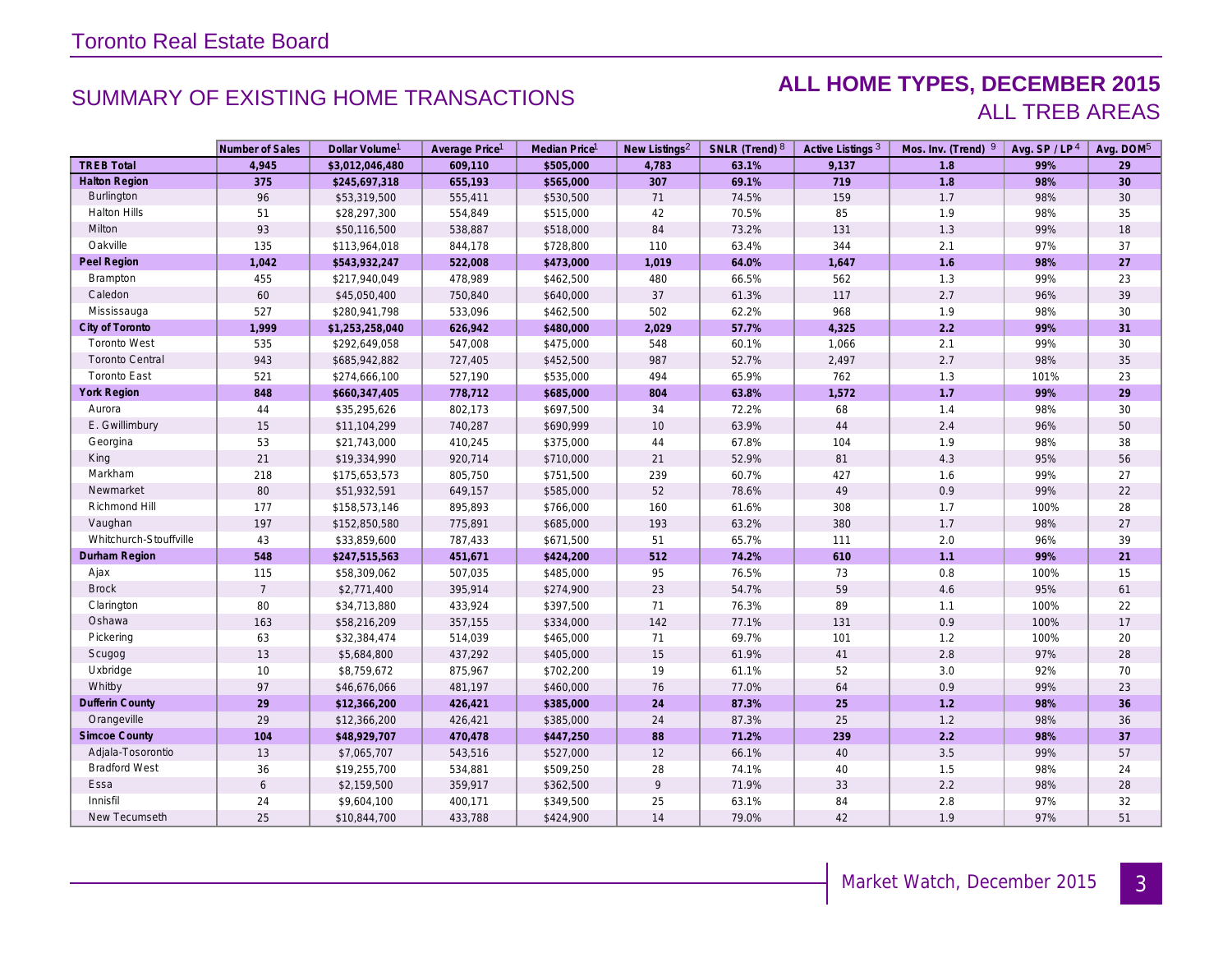Toronto Real Estate Board

## SUMMARY OF EXISTING HOME TRANSACTIONS

## ALL HOME TYPES, DECEMBER 2015
### ALL TREB AREAS

| | Number of Sales | Dollar Volume[1] | Average Price[1] | Median Price[1] | New Listings[2] | SNLR (Trend)[8] | Active Listings[3] | Mos. Inv. (Trend)[9] | Avg. SP / LP[4] | Avg. DOM[5] |
|---|---|---|---|---|---|---|---|---|---|---|
| **TREB Total** | **4,945** | **$3,012,046,480** | **609,110** | **$505,000** | **4,783** | **63.1%** | **9,137** | **1.8** | **99%** | **29** |
| **Halton Region** | **375** | **$245,697,318** | **655,193** | **$565,000** | **307** | **69.1%** | **719** | **1.8** | **98%** | **30** |
| Burlington | 96 | $53,319,500 | 555,411 | $530,500 | 71 | 74.5% | 159 | 1.7 | 98% | 30 |
| Halton Hills | 51 | $28,297,300 | 554,849 | $515,000 | 42 | 70.5% | 85 | 1.9 | 98% | 35 |
| Milton | 93 | $50,116,500 | 538,887 | $518,000 | 84 | 73.2% | 131 | 1.3 | 99% | 18 |
| Oakville | 135 | $113,964,018 | 844,178 | $728,800 | 110 | 63.4% | 344 | 2.1 | 97% | 37 |
| **Peel Region** | **1,042** | **$543,932,247** | **522,008** | **$473,000** | **1,019** | **64.0%** | **1,647** | **1.6** | **98%** | **27** |
| Brampton | 455 | $217,940,049 | 478,989 | $462,500 | 480 | 66.5% | 562 | 1.3 | 99% | 23 |
| Caledon | 60 | $45,050,400 | 750,840 | $640,000 | 37 | 61.3% | 117 | 2.7 | 96% | 39 |
| Mississauga | 527 | $280,941,798 | 533,096 | $462,500 | 502 | 62.2% | 968 | 1.9 | 98% | 30 |
| **City of Toronto** | **1,999** | **$1,253,258,040** | **626,942** | **$480,000** | **2,029** | **57.7%** | **4,325** | **2.2** | **99%** | **31** |
| Toronto West | 535 | $292,649,058 | 547,008 | $475,000 | 548 | 60.1% | 1,066 | 2.1 | 99% | 30 |
| Toronto Central | 943 | $685,942,882 | 727,405 | $452,500 | 987 | 52.7% | 2,497 | 2.7 | 98% | 35 |
| Toronto East | 521 | $274,666,100 | 527,190 | $535,000 | 494 | 65.9% | 762 | 1.3 | 101% | 23 |
| **York Region** | **848** | **$660,347,405** | **778,712** | **$685,000** | **804** | **63.8%** | **1,572** | **1.7** | **99%** | **29** |
| Aurora | 44 | $35,295,626 | 802,173 | $697,500 | 34 | 72.2% | 68 | 1.4 | 98% | 30 |
| E. Gwillimbury | 15 | $11,104,299 | 740,287 | $690,999 | 10 | 63.9% | 44 | 2.4 | 96% | 50 |
| Georgina | 53 | $21,743,000 | 410,245 | $375,000 | 44 | 67.8% | 104 | 1.9 | 98% | 38 |
| King | 21 | $19,334,990 | 920,714 | $710,000 | 21 | 52.9% | 81 | 4.3 | 95% | 56 |
| Markham | 218 | $175,653,573 | 805,750 | $751,500 | 239 | 60.7% | 427 | 1.6 | 99% | 27 |
| Newmarket | 80 | $51,932,591 | 649,157 | $585,000 | 52 | 78.6% | 49 | 0.9 | 99% | 22 |
| Richmond Hill | 177 | $158,573,146 | 895,893 | $766,000 | 160 | 61.6% | 308 | 1.7 | 100% | 28 |
| Vaughan | 197 | $152,850,580 | 775,891 | $685,000 | 193 | 63.2% | 380 | 1.7 | 98% | 27 |
| Whitchurch-Stouffville | 43 | $33,859,600 | 787,433 | $671,500 | 51 | 65.7% | 111 | 2.0 | 96% | 39 |
| **Durham Region** | **548** | **$247,515,563** | **451,671** | **$424,200** | **512** | **74.2%** | **610** | **1.1** | **99%** | **21** |
| Ajax | 115 | $58,309,062 | 507,035 | $485,000 | 95 | 76.5% | 73 | 0.8 | 100% | 15 |
| Brock | 7 | $2,771,400 | 395,914 | $274,900 | 23 | 54.7% | 59 | 4.6 | 95% | 61 |
| Clarington | 80 | $34,713,880 | 433,924 | $397,500 | 71 | 76.3% | 89 | 1.1 | 100% | 22 |
| Oshawa | 163 | $58,216,209 | 357,155 | $334,000 | 142 | 77.1% | 131 | 0.9 | 100% | 17 |
| Pickering | 63 | $32,384,474 | 514,039 | $465,000 | 71 | 69.7% | 101 | 1.2 | 100% | 20 |
| Scugog | 13 | $5,684,800 | 437,292 | $405,000 | 15 | 61.9% | 41 | 2.8 | 97% | 28 |
| Uxbridge | 10 | $8,759,672 | 875,967 | $702,200 | 19 | 61.1% | 52 | 3.0 | 92% | 70 |
| Whitby | 97 | $46,676,066 | 481,197 | $460,000 | 76 | 77.0% | 64 | 0.9 | 99% | 23 |
| **Dufferin County** | **29** | **$12,366,200** | **426,421** | **$385,000** | **24** | **87.3%** | **25** | **1.2** | **98%** | **36** |
| Orangeville | 29 | $12,366,200 | 426,421 | $385,000 | 24 | 87.3% | 25 | 1.2 | 98% | 36 |
| **Simcoe County** | **104** | **$48,929,707** | **470,478** | **$447,250** | **88** | **71.2%** | **239** | **2.2** | **98%** | **37** |
| Adjala-Tosorontio | 13 | $7,065,707 | 543,516 | $527,000 | 12 | 66.1% | 40 | 3.5 | 99% | 57 |
| Bradford West | 36 | $19,255,700 | 534,881 | $509,250 | 28 | 74.1% | 40 | 1.5 | 98% | 24 |
| Essa | 6 | $2,159,500 | 359,917 | $362,500 | 9 | 71.9% | 33 | 2.2 | 98% | 28 |
| Innisfil | 24 | $9,604,100 | 400,171 | $349,500 | 25 | 63.1% | 84 | 2.8 | 97% | 32 |
| New Tecumseth | 25 | $10,844,700 | 433,788 | $424,900 | 14 | 79.0% | 42 | 1.9 | 97% | 51 |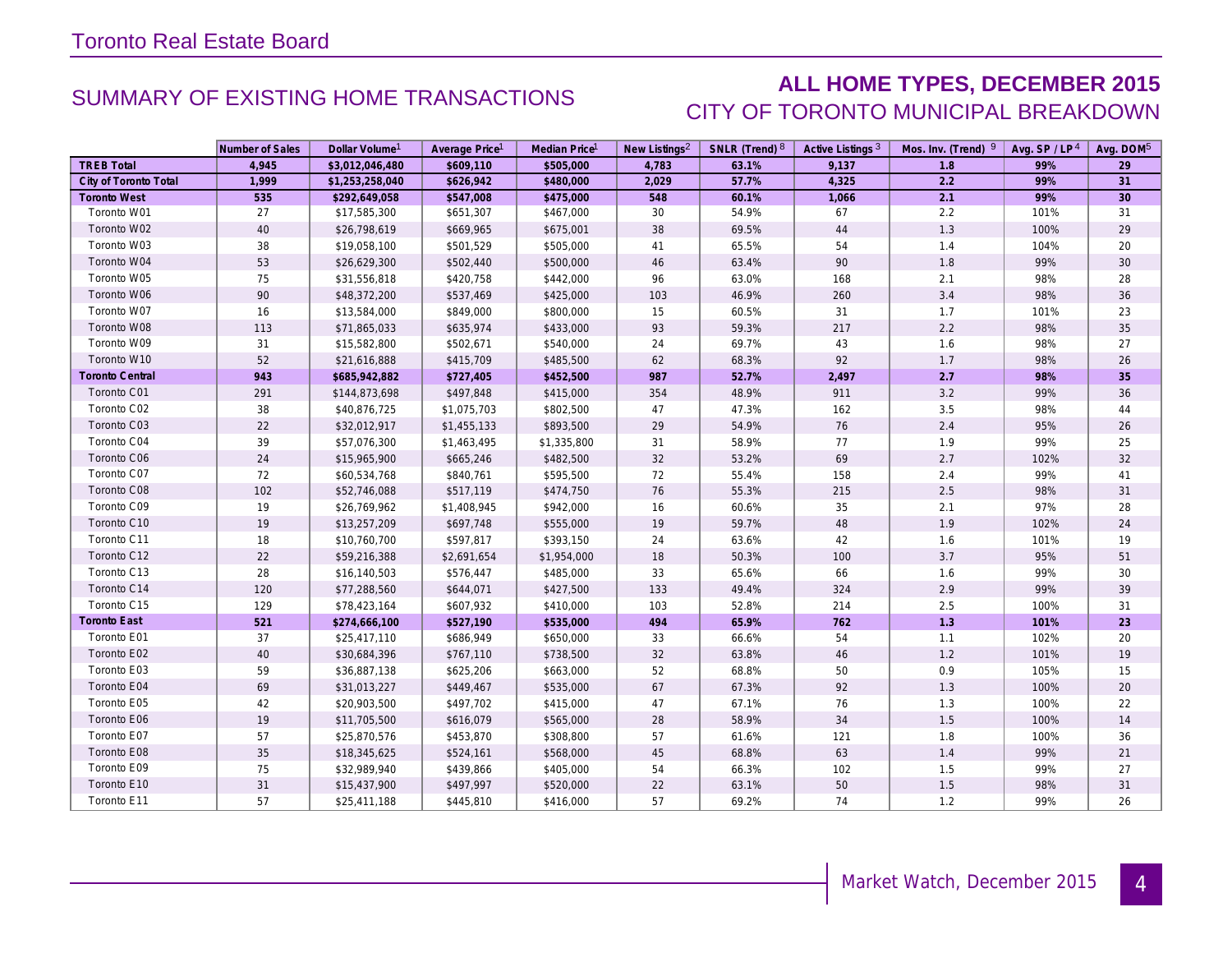Toronto Real Estate Board

## SUMMARY OF EXISTING HOME TRANSACTIONS

## ALL HOME TYPES, DECEMBER 2015

## CITY OF TORONTO MUNICIPAL BREAKDOWN

| | Number of Sales | Dollar Volume[1] | Average Price[1] | Median Price[1] | New Listings[2] | SNLR (Trend)[8] | Active Listings[3] | Mos. Inv. (Trend)[9] | Avg. SP / LP[4] | Avg. DOM[5] |
|---|---|---|---|---|---|---|---|---|---|---|
| **TREB Total** | **4,945** | **$3,012,046,480** | **$609,110** | **$505,000** | **4,783** | **63.1%** | **9,137** | **1.8** | **99%** | **29** |
| **City of Toronto Total** | **1,999** | **$1,253,258,040** | **$626,942** | **$480,000** | **2,029** | **57.7%** | **4,325** | **2.2** | **99%** | **31** |
| **Toronto West** | **535** | **$292,649,058** | **$547,008** | **$475,000** | **548** | **60.1%** | **1,066** | **2.1** | **99%** | **30** |
| Toronto W01 | 27 | $17,585,300 | $651,307 | $467,000 | 30 | 54.9% | 67 | 2.2 | 101% | 31 |
| Toronto W02 | 40 | $26,798,619 | $669,965 | $675,001 | 38 | 69.5% | 44 | 1.3 | 100% | 29 |
| Toronto W03 | 38 | $19,058,100 | $501,529 | $505,000 | 41 | 65.5% | 54 | 1.4 | 104% | 20 |
| Toronto W04 | 53 | $26,629,300 | $502,440 | $500,000 | 46 | 63.4% | 90 | 1.8 | 99% | 30 |
| Toronto W05 | 75 | $31,556,818 | $420,758 | $442,000 | 96 | 63.0% | 168 | 2.1 | 98% | 28 |
| Toronto W06 | 90 | $48,372,200 | $537,469 | $425,000 | 103 | 46.9% | 260 | 3.4 | 98% | 36 |
| Toronto W07 | 16 | $13,584,000 | $849,000 | $800,000 | 15 | 60.5% | 31 | 1.7 | 101% | 23 |
| Toronto W08 | 113 | $71,865,033 | $635,974 | $433,000 | 93 | 59.3% | 217 | 2.2 | 98% | 35 |
| Toronto W09 | 31 | $15,582,800 | $502,671 | $540,000 | 24 | 69.7% | 43 | 1.6 | 98% | 27 |
| Toronto W10 | 52 | $21,616,888 | $415,709 | $485,500 | 62 | 68.3% | 92 | 1.7 | 98% | 26 |
| **Toronto Central** | **943** | **$685,942,882** | **$727,405** | **$452,500** | **987** | **52.7%** | **2,497** | **2.7** | **98%** | **35** |
| Toronto C01 | 291 | $144,873,698 | $497,848 | $415,000 | 354 | 48.9% | 911 | 3.2 | 99% | 36 |
| Toronto C02 | 38 | $40,876,725 | $1,075,703 | $802,500 | 47 | 47.3% | 162 | 3.5 | 98% | 44 |
| Toronto C03 | 22 | $32,012,917 | $1,455,133 | $893,500 | 29 | 54.9% | 76 | 2.4 | 95% | 26 |
| Toronto C04 | 39 | $57,076,300 | $1,463,495 | $1,335,800 | 31 | 58.9% | 77 | 1.9 | 99% | 25 |
| Toronto C06 | 24 | $15,965,900 | $665,246 | $482,500 | 32 | 53.2% | 69 | 2.7 | 102% | 32 |
| Toronto C07 | 72 | $60,534,768 | $840,761 | $595,500 | 72 | 55.4% | 158 | 2.4 | 99% | 41 |
| Toronto C08 | 102 | $52,746,088 | $517,119 | $474,750 | 76 | 55.3% | 215 | 2.5 | 98% | 31 |
| Toronto C09 | 19 | $26,769,962 | $1,408,945 | $942,000 | 16 | 60.6% | 35 | 2.1 | 97% | 28 |
| Toronto C10 | 19 | $13,257,209 | $697,748 | $555,000 | 19 | 59.7% | 48 | 1.9 | 102% | 24 |
| Toronto C11 | 18 | $10,760,700 | $597,817 | $393,150 | 24 | 63.6% | 42 | 1.6 | 101% | 19 |
| Toronto C12 | 22 | $59,216,388 | $2,691,654 | $1,954,000 | 18 | 50.3% | 100 | 3.7 | 95% | 51 |
| Toronto C13 | 28 | $16,140,503 | $576,447 | $485,000 | 33 | 65.6% | 66 | 1.6 | 99% | 30 |
| Toronto C14 | 120 | $77,288,560 | $644,071 | $427,500 | 133 | 49.4% | 324 | 2.9 | 99% | 39 |
| Toronto C15 | 129 | $78,423,164 | $607,932 | $410,000 | 103 | 52.8% | 214 | 2.5 | 100% | 31 |
| **Toronto East** | **521** | **$274,666,100** | **$527,190** | **$535,000** | **494** | **65.9%** | **762** | **1.3** | **101%** | **23** |
| Toronto E01 | 37 | $25,417,110 | $686,949 | $650,000 | 33 | 66.6% | 54 | 1.1 | 102% | 20 |
| Toronto E02 | 40 | $30,684,396 | $767,110 | $738,500 | 32 | 63.8% | 46 | 1.2 | 101% | 19 |
| Toronto E03 | 59 | $36,887,138 | $625,206 | $663,000 | 52 | 68.8% | 50 | 0.9 | 105% | 15 |
| Toronto E04 | 69 | $31,013,227 | $449,467 | $535,000 | 67 | 67.3% | 92 | 1.3 | 100% | 20 |
| Toronto E05 | 42 | $20,903,500 | $497,702 | $415,000 | 47 | 67.1% | 76 | 1.3 | 100% | 22 |
| Toronto E06 | 19 | $11,705,500 | $616,079 | $565,000 | 28 | 58.9% | 34 | 1.5 | 100% | 14 |
| Toronto E07 | 57 | $25,870,576 | $453,870 | $308,800 | 57 | 61.6% | 121 | 1.8 | 100% | 36 |
| Toronto E08 | 35 | $18,345,625 | $524,161 | $568,000 | 45 | 68.8% | 63 | 1.4 | 99% | 21 |
| Toronto E09 | 75 | $32,989,940 | $439,866 | $405,000 | 54 | 66.3% | 102 | 1.5 | 99% | 27 |
| Toronto E10 | 31 | $15,437,900 | $497,997 | $520,000 | 22 | 63.1% | 50 | 1.5 | 98% | 31 |
| Toronto E11 | 57 | $25,411,188 | $445,810 | $416,000 | 57 | 69.2% | 74 | 1.2 | 99% | 26 |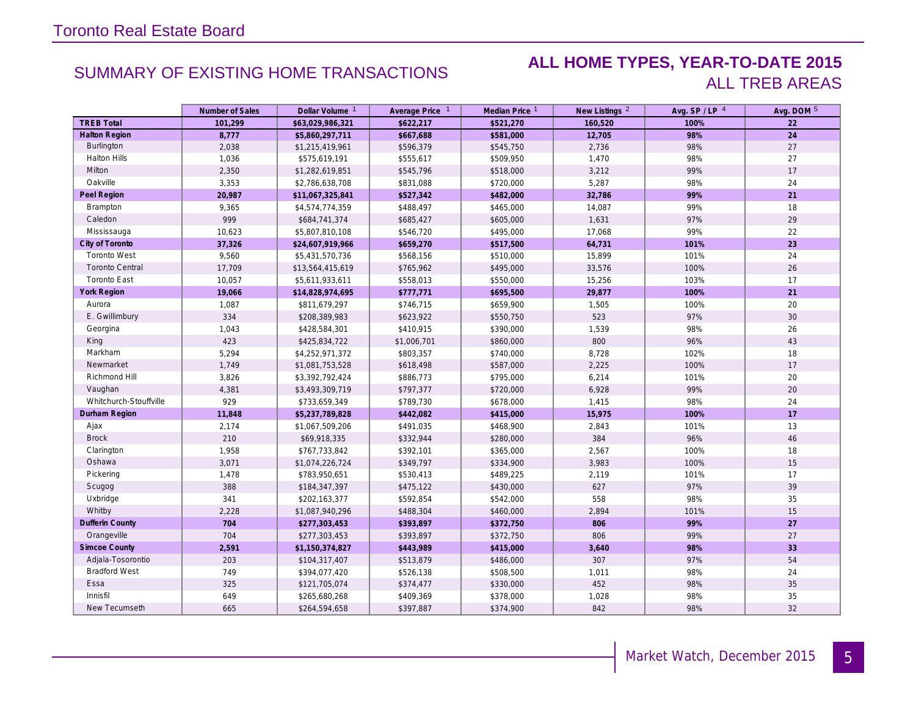Toronto Real Estate Board

## SUMMARY OF EXISTING HOME TRANSACTIONS

## ALL HOME TYPES, YEAR-TO-DATE 2015
### ALL TREB AREAS

| | Number of Sales | Dollar Volume [1] | Average Price [1] | Median Price [1] | New Listings [2] | Avg. SP / LP [4] | Avg. DOM [5] |
|---|---|---|---|---|---|---|---|
| **TREB Total** | **101,299** | **$63,029,986,321** | **$622,217** | **$521,270** | **160,520** | **100%** | **22** |
| **Halton Region** | **8,777** | **$5,860,297,711** | **$667,688** | **$581,000** | **12,705** | **98%** | **24** |
| Burlington | 2,038 | $1,215,419,961 | $596,379 | $545,750 | 2,736 | 98% | 27 |
| Halton Hills | 1,036 | $575,619,191 | $555,617 | $509,950 | 1,470 | 98% | 27 |
| Milton | 2,350 | $1,282,619,851 | $545,796 | $518,000 | 3,212 | 99% | 17 |
| Oakville | 3,353 | $2,786,638,708 | $831,088 | $720,000 | 5,287 | 98% | 24 |
| **Peel Region** | **20,987** | **$11,067,325,841** | **$527,342** | **$482,000** | **32,786** | **99%** | **21** |
| Brampton | 9,365 | $4,574,774,359 | $488,497 | $465,000 | 14,087 | 99% | 18 |
| Caledon | 999 | $684,741,374 | $685,427 | $605,000 | 1,631 | 97% | 29 |
| Mississauga | 10,623 | $5,807,810,108 | $546,720 | $495,000 | 17,068 | 99% | 22 |
| **City of Toronto** | **37,326** | **$24,607,919,966** | **$659,270** | **$517,500** | **64,731** | **101%** | **23** |
| Toronto West | 9,560 | $5,431,570,736 | $568,156 | $510,000 | 15,899 | 101% | 24 |
| Toronto Central | 17,709 | $13,564,415,619 | $765,962 | $495,000 | 33,576 | 100% | 26 |
| Toronto East | 10,057 | $5,611,933,611 | $558,013 | $550,000 | 15,256 | 103% | 17 |
| **York Region** | **19,066** | **$14,828,974,695** | **$777,771** | **$695,500** | **29,877** | **100%** | **21** |
| Aurora | 1,087 | $811,679,297 | $746,715 | $659,900 | 1,505 | 100% | 20 |
| E. Gwillimbury | 334 | $208,389,983 | $623,922 | $550,750 | 523 | 97% | 30 |
| Georgina | 1,043 | $428,584,301 | $410,915 | $390,000 | 1,539 | 98% | 26 |
| King | 423 | $425,834,722 | $1,006,701 | $860,000 | 800 | 96% | 43 |
| Markham | 5,294 | $4,252,971,372 | $803,357 | $740,000 | 8,728 | 102% | 18 |
| Newmarket | 1,749 | $1,081,753,528 | $618,498 | $587,000 | 2,225 | 100% | 17 |
| Richmond Hill | 3,826 | $3,392,792,424 | $886,773 | $795,000 | 6,214 | 101% | 20 |
| Vaughan | 4,381 | $3,493,309,719 | $797,377 | $720,000 | 6,928 | 99% | 20 |
| Whitchurch-Stouffville | 929 | $733,659,349 | $789,730 | $678,000 | 1,415 | 98% | 24 |
| **Durham Region** | **11,848** | **$5,237,789,828** | **$442,082** | **$415,000** | **15,975** | **100%** | **17** |
| Ajax | 2,174 | $1,067,509,206 | $491,035 | $468,900 | 2,843 | 101% | 13 |
| Brock | 210 | $69,918,335 | $332,944 | $280,000 | 384 | 96% | 46 |
| Clarington | 1,958 | $767,733,842 | $392,101 | $365,000 | 2,567 | 100% | 18 |
| Oshawa | 3,071 | $1,074,226,724 | $349,797 | $334,900 | 3,983 | 100% | 15 |
| Pickering | 1,478 | $783,950,651 | $530,413 | $489,225 | 2,119 | 101% | 17 |
| Scugog | 388 | $184,347,397 | $475,122 | $430,000 | 627 | 97% | 39 |
| Uxbridge | 341 | $202,163,377 | $592,854 | $542,000 | 558 | 98% | 35 |
| Whitby | 2,228 | $1,087,940,296 | $488,304 | $460,000 | 2,894 | 101% | 15 |
| **Dufferin County** | **704** | **$277,303,453** | **$393,897** | **$372,750** | **806** | **99%** | **27** |
| Orangeville | 704 | $277,303,453 | $393,897 | $372,750 | 806 | 99% | 27 |
| **Simcoe County** | **2,591** | **$1,150,374,827** | **$443,989** | **$415,000** | **3,640** | **98%** | **33** |
| Adjala-Tosorontio | 203 | $104,317,407 | $513,879 | $486,000 | 307 | 97% | 54 |
| Bradford West | 749 | $394,077,420 | $526,138 | $508,500 | 1,011 | 98% | 24 |
| Essa | 325 | $121,705,074 | $374,477 | $330,000 | 452 | 98% | 35 |
| Innisfil | 649 | $265,680,268 | $409,369 | $378,000 | 1,028 | 98% | 35 |
| New Tecumseth | 665 | $264,594,658 | $397,887 | $374,900 | 842 | 98% | 32 |

Market Watch, December 2015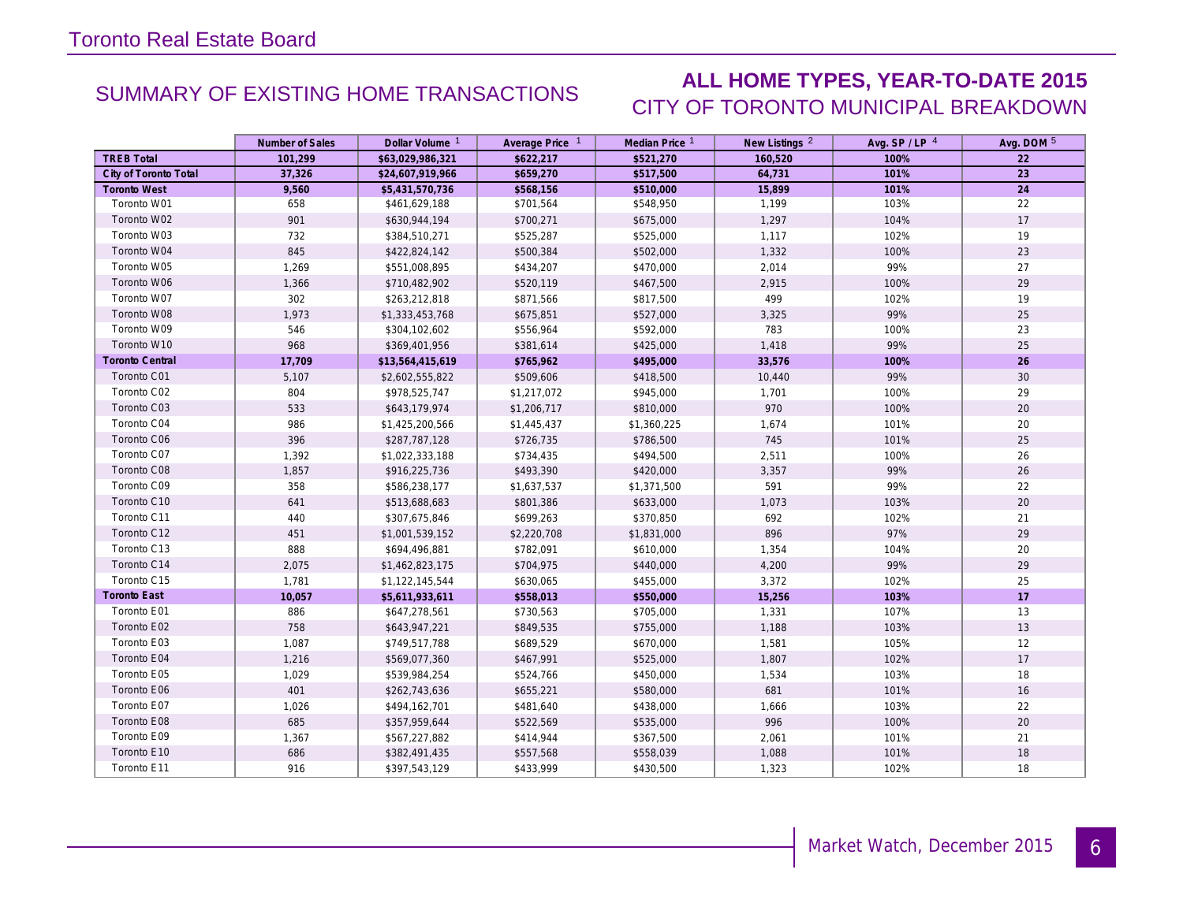## SUMMARY OF EXISTING HOME TRANSACTIONS

## ALL HOME TYPES, YEAR-TO-DATE 2015

### CITY OF TORONTO MUNICIPAL BREAKDOWN

| | Number of Sales | Dollar Volume [1] | Average Price [1] | Median Price [1] | New Listings [2] | Avg. SP / LP [4] | Avg. DOM [5] |
|---|---|---|---|---|---|---|---|
| **TREB Total** | **101,299** | **$63,029,986,321** | **$622,217** | **$521,270** | **160,520** | **100%** | **22** |
| **City of Toronto Total** | **37,326** | **$24,607,919,966** | **$659,270** | **$517,500** | **64,731** | **101%** | **23** |
| **Toronto West** | **9,560** | **$5,431,570,736** | **$568,156** | **$510,000** | **15,899** | **101%** | **24** |
| Toronto W01 | 658 | $461,629,188 | $701,564 | $548,950 | 1,199 | 103% | 22 |
| Toronto W02 | 901 | $630,944,194 | $700,271 | $675,000 | 1,297 | 104% | 17 |
| Toronto W03 | 732 | $384,510,271 | $525,287 | $525,000 | 1,117 | 102% | 19 |
| Toronto W04 | 845 | $422,824,142 | $500,384 | $502,000 | 1,332 | 100% | 23 |
| Toronto W05 | 1,269 | $551,008,895 | $434,207 | $470,000 | 2,014 | 99% | 27 |
| Toronto W06 | 1,366 | $710,482,902 | $520,119 | $467,500 | 2,915 | 100% | 29 |
| Toronto W07 | 302 | $263,212,818 | $871,566 | $817,500 | 499 | 102% | 19 |
| Toronto W08 | 1,973 | $1,333,453,768 | $675,851 | $527,000 | 3,325 | 99% | 25 |
| Toronto W09 | 546 | $304,102,602 | $556,964 | $592,000 | 783 | 100% | 23 |
| Toronto W10 | 968 | $369,401,956 | $381,614 | $425,000 | 1,418 | 99% | 25 |
| **Toronto Central** | **17,709** | **$13,564,415,619** | **$765,962** | **$495,000** | **33,576** | **100%** | **26** |
| Toronto C01 | 5,107 | $2,602,555,822 | $509,606 | $418,500 | 10,440 | 99% | 30 |
| Toronto C02 | 804 | $978,525,747 | $1,217,072 | $945,000 | 1,701 | 100% | 29 |
| Toronto C03 | 533 | $643,179,974 | $1,206,717 | $810,000 | 970 | 100% | 20 |
| Toronto C04 | 986 | $1,425,200,566 | $1,445,437 | $1,360,225 | 1,674 | 101% | 20 |
| Toronto C06 | 396 | $287,787,128 | $726,735 | $786,500 | 745 | 101% | 25 |
| Toronto C07 | 1,392 | $1,022,333,188 | $734,435 | $494,500 | 2,511 | 100% | 26 |
| Toronto C08 | 1,857 | $916,225,736 | $493,390 | $420,000 | 3,357 | 99% | 26 |
| Toronto C09 | 358 | $586,238,177 | $1,637,537 | $1,371,500 | 591 | 99% | 22 |
| Toronto C10 | 641 | $513,688,683 | $801,386 | $633,000 | 1,073 | 103% | 20 |
| Toronto C11 | 440 | $307,675,846 | $699,263 | $370,850 | 692 | 102% | 21 |
| Toronto C12 | 451 | $1,001,539,152 | $2,220,708 | $1,831,000 | 896 | 97% | 29 |
| Toronto C13 | 888 | $694,496,881 | $782,091 | $610,000 | 1,354 | 104% | 20 |
| Toronto C14 | 2,075 | $1,462,823,175 | $704,975 | $440,000 | 4,200 | 99% | 29 |
| Toronto C15 | 1,781 | $1,122,145,544 | $630,065 | $455,000 | 3,372 | 102% | 25 |
| **Toronto East** | **10,057** | **$5,611,933,611** | **$558,013** | **$550,000** | **15,256** | **103%** | **17** |
| Toronto E01 | 886 | $647,278,561 | $730,563 | $705,000 | 1,331 | 107% | 13 |
| Toronto E02 | 758 | $643,947,221 | $849,535 | $755,000 | 1,188 | 103% | 13 |
| Toronto E03 | 1,087 | $749,517,788 | $689,529 | $670,000 | 1,581 | 105% | 12 |
| Toronto E04 | 1,216 | $569,077,360 | $467,991 | $525,000 | 1,807 | 102% | 17 |
| Toronto E05 | 1,029 | $539,984,254 | $524,766 | $450,000 | 1,534 | 103% | 18 |
| Toronto E06 | 401 | $262,743,636 | $655,221 | $580,000 | 681 | 101% | 16 |
| Toronto E07 | 1,026 | $494,162,701 | $481,640 | $438,000 | 1,666 | 103% | 22 |
| Toronto E08 | 685 | $357,959,644 | $522,569 | $535,000 | 996 | 100% | 20 |
| Toronto E09 | 1,367 | $567,227,882 | $414,944 | $367,500 | 2,061 | 101% | 21 |
| Toronto E10 | 686 | $382,491,435 | $557,568 | $558,039 | 1,088 | 101% | 18 |
| Toronto E11 | 916 | $397,543,129 | $433,999 | $430,500 | 1,323 | 102% | 18 |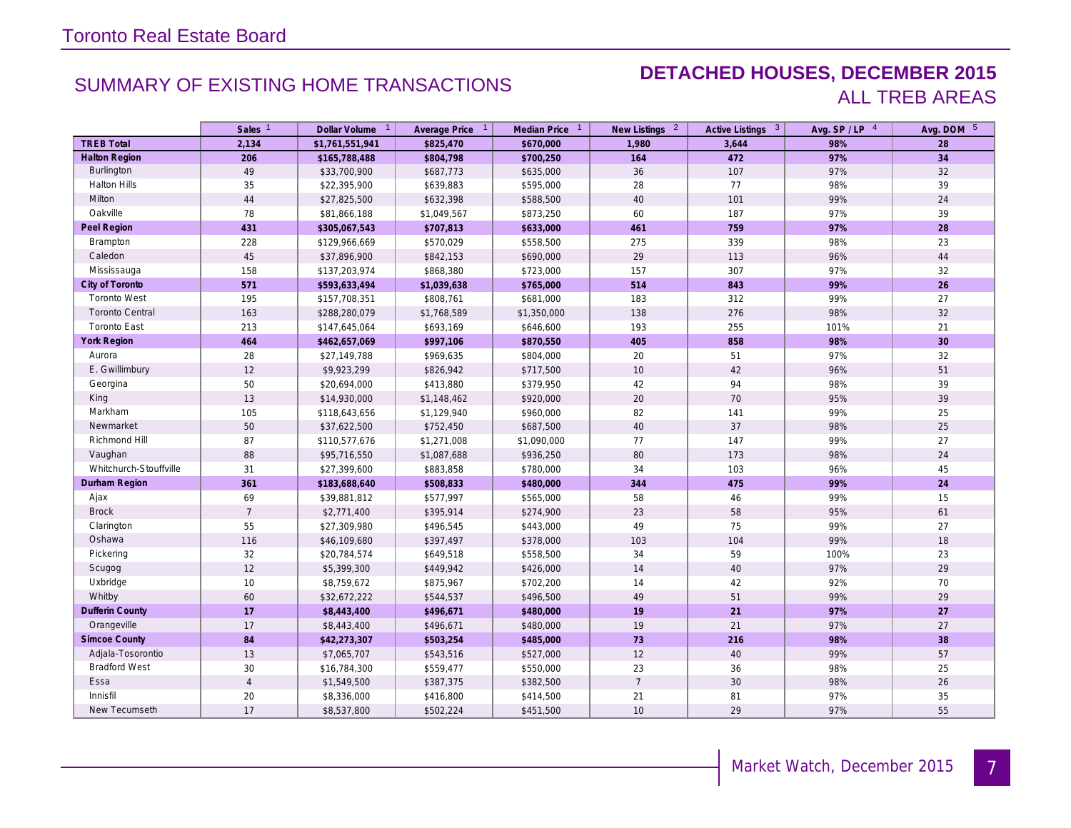# Toronto Real Estate Board

## SUMMARY OF EXISTING HOME TRANSACTIONS

## DETACHED HOUSES, DECEMBER 2015
ALL TREB AREAS

| | Sales [1] | Dollar Volume [1] | Average Price [1] | Median Price [1] | New Listings [2] | Active Listings [3] | Avg. SP / LP [4] | Avg. DOM [5] |
|---|---|---|---|---|---|---|---|---|
| **TREB Total** | **2,134** | **$1,761,551,941** | **$825,470** | **$670,000** | **1,980** | **3,644** | **98%** | **28** |
| **Halton Region** | **206** | **$165,788,488** | **$804,798** | **$700,250** | **164** | **472** | **97%** | **34** |
| Burlington | 49 | $33,700,900 | $687,773 | $635,000 | 36 | 107 | 97% | 32 |
| Halton Hills | 35 | $22,395,900 | $639,883 | $595,000 | 28 | 77 | 98% | 39 |
| Milton | 44 | $27,825,500 | $632,398 | $588,500 | 40 | 101 | 99% | 24 |
| Oakville | 78 | $81,866,188 | $1,049,567 | $873,250 | 60 | 187 | 97% | 39 |
| **Peel Region** | **431** | **$305,067,543** | **$707,813** | **$633,000** | **461** | **759** | **97%** | **28** |
| Brampton | 228 | $129,966,669 | $570,029 | $558,500 | 275 | 339 | 98% | 23 |
| Caledon | 45 | $37,896,900 | $842,153 | $690,000 | 29 | 113 | 96% | 44 |
| Mississauga | 158 | $137,203,974 | $868,380 | $723,000 | 157 | 307 | 97% | 32 |
| **City of Toronto** | **571** | **$593,633,494** | **$1,039,638** | **$765,000** | **514** | **843** | **99%** | **26** |
| Toronto West | 195 | $157,708,351 | $808,761 | $681,000 | 183 | 312 | 99% | 27 |
| Toronto Central | 163 | $288,280,079 | $1,768,589 | $1,350,000 | 138 | 276 | 98% | 32 |
| Toronto East | 213 | $147,645,064 | $693,169 | $646,600 | 193 | 255 | 101% | 21 |
| **York Region** | **464** | **$462,657,069** | **$997,106** | **$870,550** | **405** | **858** | **98%** | **30** |
| Aurora | 28 | $27,149,788 | $969,635 | $804,000 | 20 | 51 | 97% | 32 |
| E. Gwillimbury | 12 | $9,923,299 | $826,942 | $717,500 | 10 | 42 | 96% | 51 |
| Georgina | 50 | $20,694,000 | $413,880 | $379,950 | 42 | 94 | 98% | 39 |
| King | 13 | $14,930,000 | $1,148,462 | $920,000 | 20 | 70 | 95% | 39 |
| Markham | 105 | $118,643,656 | $1,129,940 | $960,000 | 82 | 141 | 99% | 25 |
| Newmarket | 50 | $37,622,500 | $752,450 | $687,500 | 40 | 37 | 98% | 25 |
| Richmond Hill | 87 | $110,577,676 | $1,271,008 | $1,090,000 | 77 | 147 | 99% | 27 |
| Vaughan | 88 | $95,716,550 | $1,087,688 | $936,250 | 80 | 173 | 98% | 24 |
| Whitchurch-Stouffville | 31 | $27,399,600 | $883,858 | $780,000 | 34 | 103 | 96% | 45 |
| **Durham Region** | **361** | **$183,688,640** | **$508,833** | **$480,000** | **344** | **475** | **99%** | **24** |
| Ajax | 69 | $39,881,812 | $577,997 | $565,000 | 58 | 46 | 99% | 15 |
| Brock | 7 | $2,771,400 | $395,914 | $274,900 | 23 | 58 | 95% | 61 |
| Clarington | 55 | $27,309,980 | $496,545 | $443,000 | 49 | 75 | 99% | 27 |
| Oshawa | 116 | $46,109,680 | $397,497 | $378,000 | 103 | 104 | 99% | 18 |
| Pickering | 32 | $20,784,574 | $649,518 | $558,500 | 34 | 59 | 100% | 23 |
| Scugog | 12 | $5,399,300 | $449,942 | $426,000 | 14 | 40 | 97% | 29 |
| Uxbridge | 10 | $8,759,672 | $875,967 | $702,200 | 14 | 42 | 92% | 70 |
| Whitby | 60 | $32,672,222 | $544,537 | $496,500 | 49 | 51 | 99% | 29 |
| **Dufferin County** | **17** | **$8,443,400** | **$496,671** | **$480,000** | **19** | **21** | **97%** | **27** |
| Orangeville | 17 | $8,443,400 | $496,671 | $480,000 | 19 | 21 | 97% | 27 |
| **Simcoe County** | **84** | **$42,273,307** | **$503,254** | **$485,000** | **73** | **216** | **98%** | **38** |
| Adjala-Tosorontio | 13 | $7,065,707 | $543,516 | $527,000 | 12 | 40 | 99% | 57 |
| Bradford West | 30 | $16,784,300 | $559,477 | $550,000 | 23 | 36 | 98% | 25 |
| Essa | 4 | $1,549,500 | $387,375 | $382,500 | 7 | 30 | 98% | 26 |
| Innisfil | 20 | $8,336,000 | $416,800 | $414,500 | 21 | 81 | 97% | 35 |
| New Tecumseth | 17 | $8,537,800 | $502,224 | $451,500 | 10 | 29 | 97% | 55 |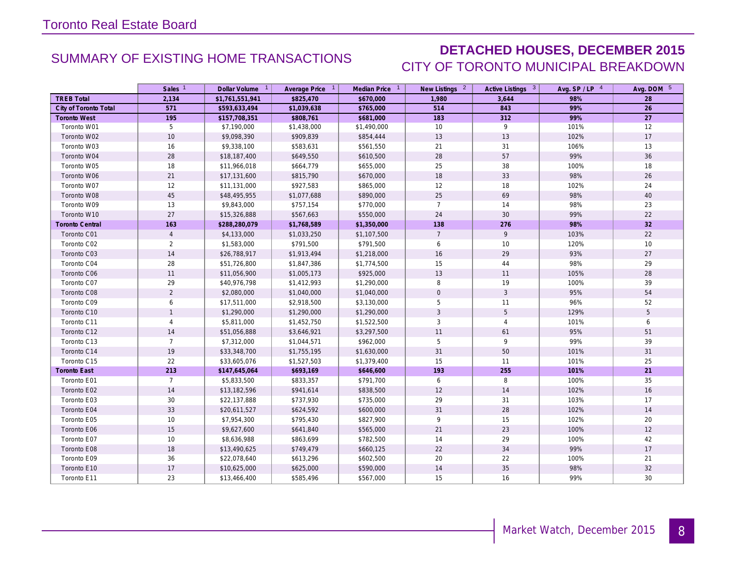Toronto Real Estate Board

## SUMMARY OF EXISTING HOME TRANSACTIONS

## DETACHED HOUSES, DECEMBER 2015

### CITY OF TORONTO MUNICIPAL BREAKDOWN

| | Sales [1] | Dollar Volume [1] | Average Price [1] | Median Price [1] | New Listings [2] | Active Listings [3] | Avg. SP / LP [4] | Avg. DOM [5] |
|---|---|---|---|---|---|---|---|---|
| **TREB Total** | **2,134** | **$1,761,551,941** | **$825,470** | **$670,000** | **1,980** | **3,644** | **98%** | **28** |
| **City of Toronto Total** | **571** | **$593,633,494** | **$1,039,638** | **$765,000** | **514** | **843** | **99%** | **26** |
| **Toronto West** | **195** | **$157,708,351** | **$808,761** | **$681,000** | **183** | **312** | **99%** | **27** |
| Toronto W01 | 5 | $7,190,000 | $1,438,000 | $1,490,000 | 10 | 9 | 101% | 12 |
| Toronto W02 | 10 | $9,098,390 | $909,839 | $854,444 | 13 | 13 | 102% | 17 |
| Toronto W03 | 16 | $9,338,100 | $583,631 | $561,550 | 21 | 31 | 106% | 13 |
| Toronto W04 | 28 | $18,187,400 | $649,550 | $610,500 | 28 | 57 | 99% | 36 |
| Toronto W05 | 18 | $11,966,018 | $664,779 | $655,000 | 25 | 38 | 100% | 18 |
| Toronto W06 | 21 | $17,131,600 | $815,790 | $670,000 | 18 | 33 | 98% | 26 |
| Toronto W07 | 12 | $11,131,000 | $927,583 | $865,000 | 12 | 18 | 102% | 24 |
| Toronto W08 | 45 | $48,495,955 | $1,077,688 | $890,000 | 25 | 69 | 98% | 40 |
| Toronto W09 | 13 | $9,843,000 | $757,154 | $770,000 | 7 | 14 | 98% | 23 |
| Toronto W10 | 27 | $15,326,888 | $567,663 | $550,000 | 24 | 30 | 99% | 22 |
| **Toronto Central** | **163** | **$288,280,079** | **$1,768,589** | **$1,350,000** | **138** | **276** | **98%** | **32** |
| Toronto C01 | 4 | $4,133,000 | $1,033,250 | $1,107,500 | 7 | 9 | 103% | 22 |
| Toronto C02 | 2 | $1,583,000 | $791,500 | $791,500 | 6 | 10 | 120% | 10 |
| Toronto C03 | 14 | $26,788,917 | $1,913,494 | $1,218,000 | 16 | 29 | 93% | 27 |
| Toronto C04 | 28 | $51,726,800 | $1,847,386 | $1,774,500 | 15 | 44 | 98% | 29 |
| Toronto C06 | 11 | $11,056,900 | $1,005,173 | $925,000 | 13 | 11 | 105% | 28 |
| Toronto C07 | 29 | $40,976,798 | $1,412,993 | $1,290,000 | 8 | 19 | 100% | 39 |
| Toronto C08 | 2 | $2,080,000 | $1,040,000 | $1,040,000 | 0 | 3 | 95% | 54 |
| Toronto C09 | 6 | $17,511,000 | $2,918,500 | $3,130,000 | 5 | 11 | 96% | 52 |
| Toronto C10 | 1 | $1,290,000 | $1,290,000 | $1,290,000 | 3 | 5 | 129% | 5 |
| Toronto C11 | 4 | $5,811,000 | $1,452,750 | $1,522,500 | 3 | 4 | 101% | 6 |
| Toronto C12 | 14 | $51,056,888 | $3,646,921 | $3,297,500 | 11 | 61 | 95% | 51 |
| Toronto C13 | 7 | $7,312,000 | $1,044,571 | $962,000 | 5 | 9 | 99% | 39 |
| Toronto C14 | 19 | $33,348,700 | $1,755,195 | $1,630,000 | 31 | 50 | 101% | 31 |
| Toronto C15 | 22 | $33,605,076 | $1,527,503 | $1,379,400 | 15 | 11 | 101% | 25 |
| **Toronto East** | **213** | **$147,645,064** | **$693,169** | **$646,600** | **193** | **255** | **101%** | **21** |
| Toronto E01 | 7 | $5,833,500 | $833,357 | $791,700 | 6 | 8 | 100% | 35 |
| Toronto E02 | 14 | $13,182,596 | $941,614 | $838,500 | 12 | 14 | 102% | 16 |
| Toronto E03 | 30 | $22,137,888 | $737,930 | $735,000 | 29 | 31 | 103% | 17 |
| Toronto E04 | 33 | $20,611,527 | $624,592 | $600,000 | 31 | 28 | 102% | 14 |
| Toronto E05 | 10 | $7,954,300 | $795,430 | $827,900 | 9 | 15 | 102% | 20 |
| Toronto E06 | 15 | $9,627,600 | $641,840 | $565,000 | 21 | 23 | 100% | 12 |
| Toronto E07 | 10 | $8,636,988 | $863,699 | $782,500 | 14 | 29 | 100% | 42 |
| Toronto E08 | 18 | $13,490,625 | $749,479 | $660,125 | 22 | 34 | 99% | 17 |
| Toronto E09 | 36 | $22,078,640 | $613,296 | $602,500 | 20 | 22 | 100% | 21 |
| Toronto E10 | 17 | $10,625,000 | $625,000 | $590,000 | 14 | 35 | 98% | 32 |
| Toronto E11 | 23 | $13,466,400 | $585,496 | $567,000 | 15 | 16 | 99% | 30 |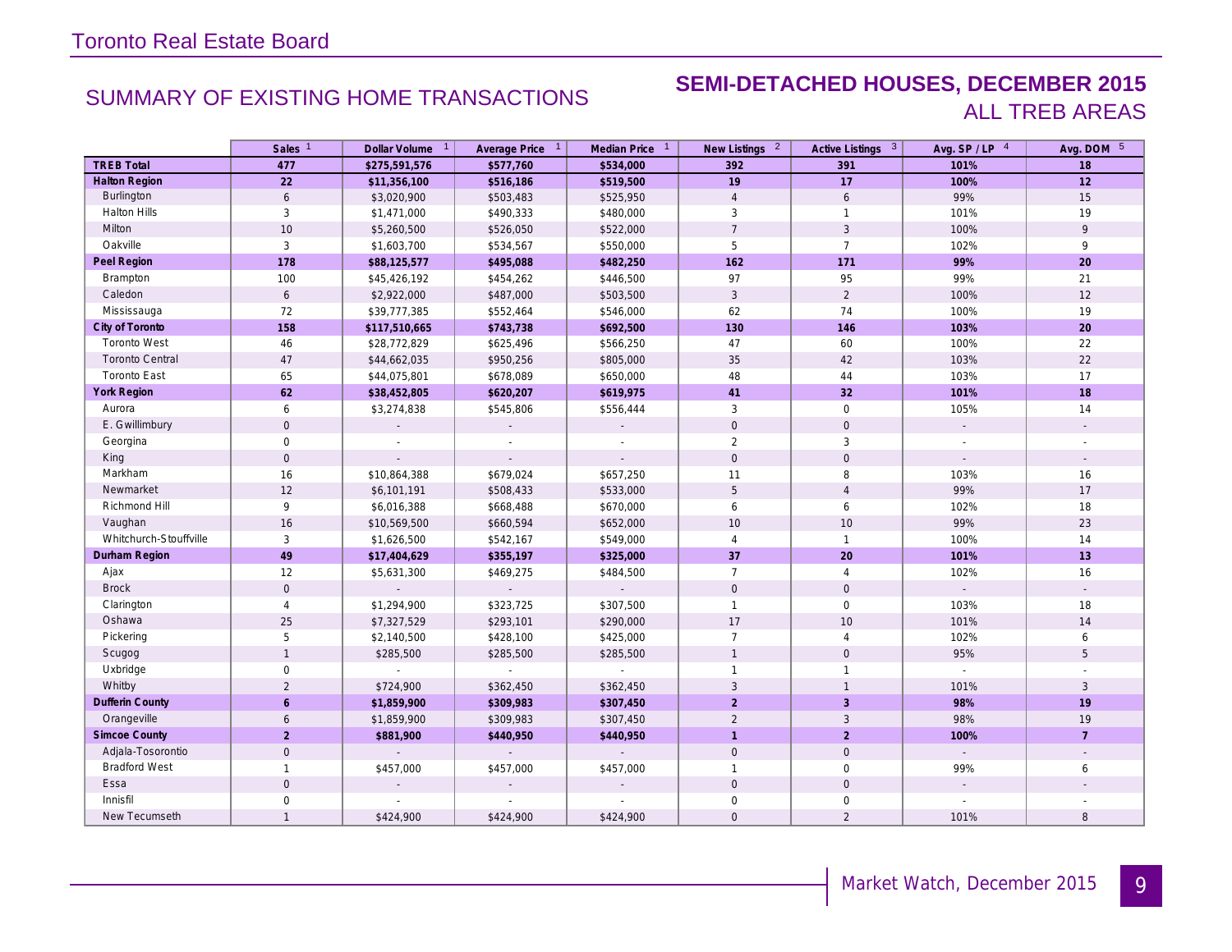# Toronto Real Estate Board

## SUMMARY OF EXISTING HOME TRANSACTIONS

## SEMI-DETACHED HOUSES, DECEMBER 2015
### ALL TREB AREAS

| | Sales [1] | Dollar Volume [1] | Average Price [1] | Median Price [1] | New Listings [2] | Active Listings [3] | Avg. SP / LP [4] | Avg. DOM [5] |
|---|---|---|---|---|---|---|---|---|
| **TREB Total** | **477** | **$275,591,576** | **$577,760** | **$534,000** | **392** | **391** | **101%** | **18** |
| **Halton Region** | **22** | **$11,356,100** | **$516,186** | **$519,500** | **19** | **17** | **100%** | **12** |
| Burlington | 6 | $3,020,900 | $503,483 | $525,950 | 4 | 6 | 99% | 15 |
| Halton Hills | 3 | $1,471,000 | $490,333 | $480,000 | 3 | 1 | 101% | 19 |
| Milton | 10 | $5,260,500 | $526,050 | $522,000 | 7 | 3 | 100% | 9 |
| Oakville | 3 | $1,603,700 | $534,567 | $550,000 | 5 | 7 | 102% | 9 |
| **Peel Region** | **178** | **$88,125,577** | **$495,088** | **$482,250** | **162** | **171** | **99%** | **20** |
| Brampton | 100 | $45,426,192 | $454,262 | $446,500 | 97 | 95 | 99% | 21 |
| Caledon | 6 | $2,922,000 | $487,000 | $503,500 | 3 | 2 | 100% | 12 |
| Mississauga | 72 | $39,777,385 | $552,464 | $546,000 | 62 | 74 | 100% | 19 |
| **City of Toronto** | **158** | **$117,510,665** | **$743,738** | **$692,500** | **130** | **146** | **103%** | **20** |
| Toronto West | 46 | $28,772,829 | $625,496 | $566,250 | 47 | 60 | 100% | 22 |
| Toronto Central | 47 | $44,662,035 | $950,256 | $805,000 | 35 | 42 | 103% | 22 |
| Toronto East | 65 | $44,075,801 | $678,089 | $650,000 | 48 | 44 | 103% | 17 |
| **York Region** | **62** | **$38,452,805** | **$620,207** | **$619,975** | **41** | **32** | **101%** | **18** |
| Aurora | 6 | $3,274,838 | $545,806 | $556,444 | 3 | 0 | 105% | 14 |
| E. Gwillimbury | 0 | - | - | - | 0 | 0 | - | - |
| Georgina | 0 | - | - | - | 2 | 3 | - | - |
| King | 0 | - | - | - | 0 | 0 | - | - |
| Markham | 16 | $10,864,388 | $679,024 | $657,250 | 11 | 8 | 103% | 16 |
| Newmarket | 12 | $6,101,191 | $508,433 | $533,000 | 5 | 4 | 99% | 17 |
| Richmond Hill | 9 | $6,016,388 | $668,488 | $670,000 | 6 | 6 | 102% | 18 |
| Vaughan | 16 | $10,569,500 | $660,594 | $652,000 | 10 | 10 | 99% | 23 |
| Whitchurch-Stouffville | 3 | $1,626,500 | $542,167 | $549,000 | 4 | 1 | 100% | 14 |
| **Durham Region** | **49** | **$17,404,629** | **$355,197** | **$325,000** | **37** | **20** | **101%** | **13** |
| Ajax | 12 | $5,631,300 | $469,275 | $484,500 | 7 | 4 | 102% | 16 |
| Brock | 0 | - | - | - | 0 | 0 | - | - |
| Clarington | 4 | $1,294,900 | $323,725 | $307,500 | 1 | 0 | 103% | 18 |
| Oshawa | 25 | $7,327,529 | $293,101 | $290,000 | 17 | 10 | 101% | 14 |
| Pickering | 5 | $2,140,500 | $428,100 | $425,000 | 7 | 4 | 102% | 6 |
| Scugog | 1 | $285,500 | $285,500 | $285,500 | 1 | 0 | 95% | 5 |
| Uxbridge | 0 | - | - | - | 1 | 1 | - | - |
| Whitby | 2 | $724,900 | $362,450 | $362,450 | 3 | 1 | 101% | 3 |
| **Dufferin County** | **6** | **$1,859,900** | **$309,983** | **$307,450** | **2** | **3** | **98%** | **19** |
| Orangeville | 6 | $1,859,900 | $309,983 | $307,450 | 2 | 3 | 98% | 19 |
| **Simcoe County** | **2** | **$881,900** | **$440,950** | **$440,950** | **1** | **2** | **100%** | **7** |
| Adjala-Tosorontio | 0 | - | - | - | 0 | 0 | - | - |
| Bradford West | 1 | $457,000 | $457,000 | $457,000 | 1 | 0 | 99% | 6 |
| Essa | 0 | - | - | - | 0 | 0 | - | - |
| Innisfil | 0 | - | - | - | 0 | 0 | - | - |
| New Tecumseth | 1 | $424,900 | $424,900 | $424,900 | 0 | 2 | 101% | 8 |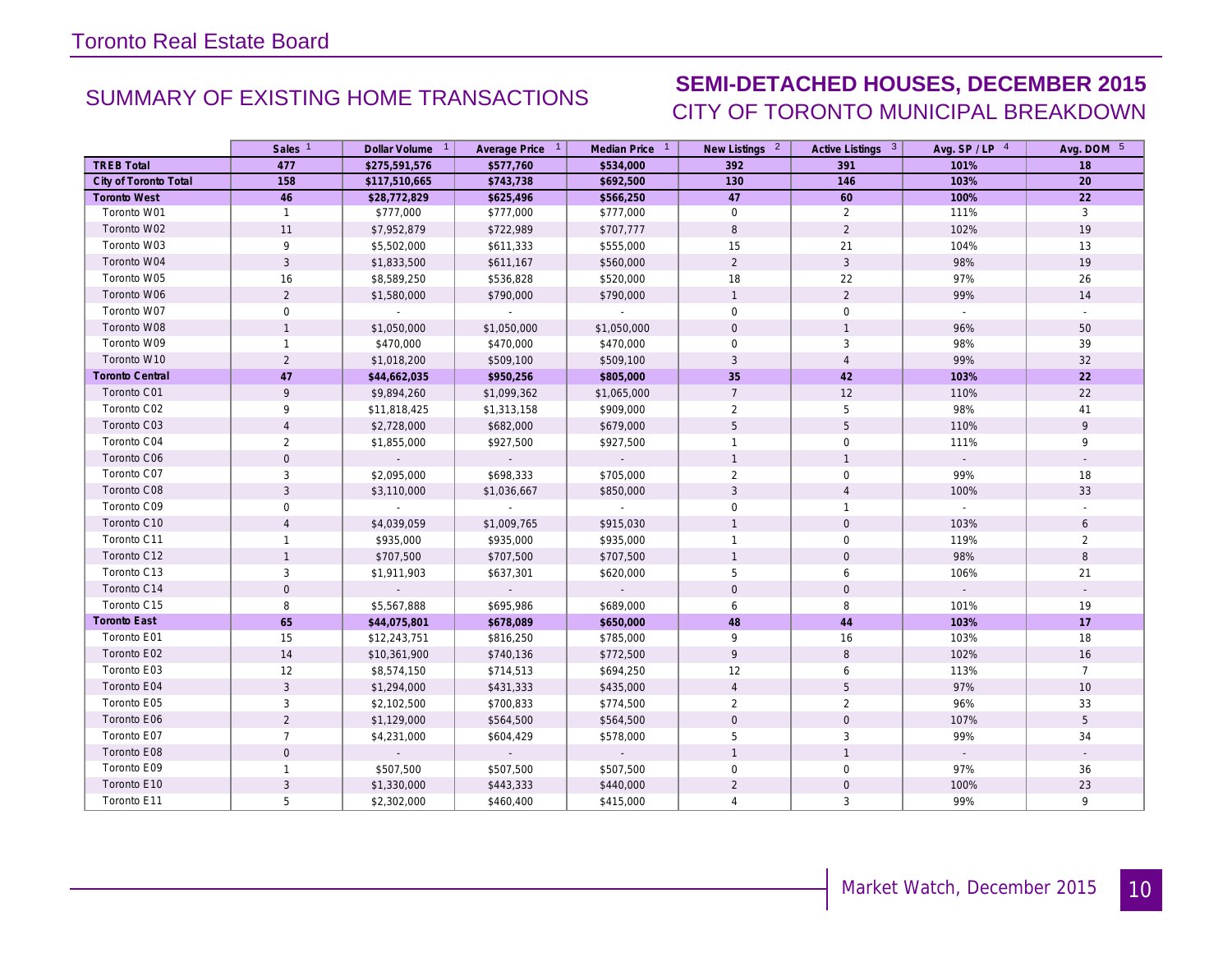# Toronto Real Estate Board

## SUMMARY OF EXISTING HOME TRANSACTIONS

## SEMI-DETACHED HOUSES, DECEMBER 2015
### CITY OF TORONTO MUNICIPAL BREAKDOWN

| | Sales [1] | Dollar Volume [1] | Average Price [1] | Median Price [1] | New Listings [2] | Active Listings [3] | Avg. SP / LP [4] | Avg. DOM [5] |
|---|---|---|---|---|---|---|---|---|
| **TREB Total** | **477** | **$275,591,576** | **$577,760** | **$534,000** | **392** | **391** | **101%** | **18** |
| **City of Toronto Total** | **158** | **$117,510,665** | **$743,738** | **$692,500** | **130** | **146** | **103%** | **20** |
| **Toronto West** | **46** | **$28,772,829** | **$625,496** | **$566,250** | **47** | **60** | **100%** | **22** |
| Toronto W01 | 1 | $777,000 | $777,000 | $777,000 | 0 | 2 | 111% | 3 |
| Toronto W02 | 11 | $7,952,879 | $722,989 | $707,777 | 8 | 2 | 102% | 19 |
| Toronto W03 | 9 | $5,502,000 | $611,333 | $555,000 | 15 | 21 | 104% | 13 |
| Toronto W04 | 3 | $1,833,500 | $611,167 | $560,000 | 2 | 3 | 98% | 19 |
| Toronto W05 | 16 | $8,589,250 | $536,828 | $520,000 | 18 | 22 | 97% | 26 |
| Toronto W06 | 2 | $1,580,000 | $790,000 | $790,000 | 1 | 2 | 99% | 14 |
| Toronto W07 | 0 | - | - | - | 0 | 0 | - | - |
| Toronto W08 | 1 | $1,050,000 | $1,050,000 | $1,050,000 | 0 | 1 | 96% | 50 |
| Toronto W09 | 1 | $470,000 | $470,000 | $470,000 | 0 | 3 | 98% | 39 |
| Toronto W10 | 2 | $1,018,200 | $509,100 | $509,100 | 3 | 4 | 99% | 32 |
| **Toronto Central** | **47** | **$44,662,035** | **$950,256** | **$805,000** | **35** | **42** | **103%** | **22** |
| Toronto C01 | 9 | $9,894,260 | $1,099,362 | $1,065,000 | 7 | 12 | 110% | 22 |
| Toronto C02 | 9 | $11,818,425 | $1,313,158 | $909,000 | 2 | 5 | 98% | 41 |
| Toronto C03 | 4 | $2,728,000 | $682,000 | $679,000 | 5 | 5 | 110% | 9 |
| Toronto C04 | 2 | $1,855,000 | $927,500 | $927,500 | 1 | 0 | 111% | 9 |
| Toronto C06 | 0 | - | - | - | 1 | 1 | - | - |
| Toronto C07 | 3 | $2,095,000 | $698,333 | $705,000 | 2 | 0 | 99% | 18 |
| Toronto C08 | 3 | $3,110,000 | $1,036,667 | $850,000 | 3 | 4 | 100% | 33 |
| Toronto C09 | 0 | - | - | - | 0 | 1 | - | - |
| Toronto C10 | 4 | $4,039,059 | $1,009,765 | $915,030 | 1 | 0 | 103% | 6 |
| Toronto C11 | 1 | $935,000 | $935,000 | $935,000 | 1 | 0 | 119% | 2 |
| Toronto C12 | 1 | $707,500 | $707,500 | $707,500 | 1 | 0 | 98% | 8 |
| Toronto C13 | 3 | $1,911,903 | $637,301 | $620,000 | 5 | 6 | 106% | 21 |
| Toronto C14 | 0 | - | - | - | 0 | 0 | - | - |
| Toronto C15 | 8 | $5,567,888 | $695,986 | $689,000 | 6 | 8 | 101% | 19 |
| **Toronto East** | **65** | **$44,075,801** | **$678,089** | **$650,000** | **48** | **44** | **103%** | **17** |
| Toronto E01 | 15 | $12,243,751 | $816,250 | $785,000 | 9 | 16 | 103% | 18 |
| Toronto E02 | 14 | $10,361,900 | $740,136 | $772,500 | 9 | 8 | 102% | 16 |
| Toronto E03 | 12 | $8,574,150 | $714,513 | $694,250 | 12 | 6 | 113% | 7 |
| Toronto E04 | 3 | $1,294,000 | $431,333 | $435,000 | 4 | 5 | 97% | 10 |
| Toronto E05 | 3 | $2,102,500 | $700,833 | $774,500 | 2 | 2 | 96% | 33 |
| Toronto E06 | 2 | $1,129,000 | $564,500 | $564,500 | 0 | 0 | 107% | 5 |
| Toronto E07 | 7 | $4,231,000 | $604,429 | $578,000 | 5 | 3 | 99% | 34 |
| Toronto E08 | 0 | - | - | - | 1 | 1 | - | - |
| Toronto E09 | 1 | $507,500 | $507,500 | $507,500 | 0 | 0 | 97% | 36 |
| Toronto E10 | 3 | $1,330,000 | $443,333 | $440,000 | 2 | 0 | 100% | 23 |
| Toronto E11 | 5 | $2,302,000 | $460,400 | $415,000 | 4 | 3 | 99% | 9 |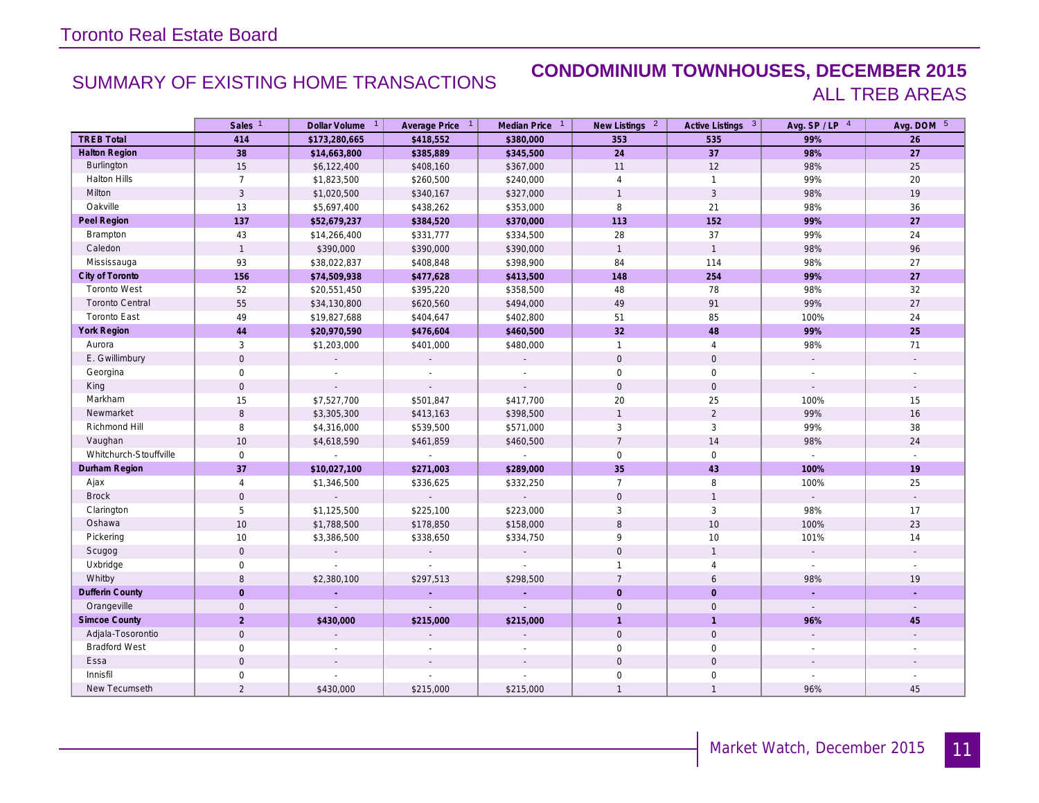# Toronto Real Estate Board

## SUMMARY OF EXISTING HOME TRANSACTIONS

## CONDOMINIUM TOWNHOUSES, DECEMBER 2015
### ALL TREB AREAS

| | Sales [1] | Dollar Volume [1] | Average Price [1] | Median Price [1] | New Listings [2] | Active Listings [3] | Avg. SP / LP [4] | Avg. DOM [5] |
|---|---|---|---|---|---|---|---|---|
| **TREB Total** | **414** | **$173,280,665** | **$418,552** | **$380,000** | **353** | **535** | **99%** | **26** |
| **Halton Region** | **38** | **$14,663,800** | **$385,889** | **$345,500** | **24** | **37** | **98%** | **27** |
| Burlington | 15 | $6,122,400 | $408,160 | $367,000 | 11 | 12 | 98% | 25 |
| Halton Hills | 7 | $1,823,500 | $260,500 | $240,000 | 4 | 1 | 99% | 20 |
| Milton | 3 | $1,020,500 | $340,167 | $327,000 | 1 | 3 | 98% | 19 |
| Oakville | 13 | $5,697,400 | $438,262 | $353,000 | 8 | 21 | 98% | 36 |
| **Peel Region** | **137** | **$52,679,237** | **$384,520** | **$370,000** | **113** | **152** | **99%** | **27** |
| Brampton | 43 | $14,266,400 | $331,777 | $334,500 | 28 | 37 | 99% | 24 |
| Caledon | 1 | $390,000 | $390,000 | $390,000 | 1 | 1 | 98% | 96 |
| Mississauga | 93 | $38,022,837 | $408,848 | $398,900 | 84 | 114 | 98% | 27 |
| **City of Toronto** | **156** | **$74,509,938** | **$477,628** | **$413,500** | **148** | **254** | **99%** | **27** |
| Toronto West | 52 | $20,551,450 | $395,220 | $358,500 | 48 | 78 | 98% | 32 |
| Toronto Central | 55 | $34,130,800 | $620,560 | $494,000 | 49 | 91 | 99% | 27 |
| Toronto East | 49 | $19,827,688 | $404,647 | $402,800 | 51 | 85 | 100% | 24 |
| **York Region** | **44** | **$20,970,590** | **$476,604** | **$460,500** | **32** | **48** | **99%** | **25** |
| Aurora | 3 | $1,203,000 | $401,000 | $480,000 | 1 | 4 | 98% | 71 |
| E. Gwillimbury | 0 | - | - | - | 0 | 0 | - | - |
| Georgina | 0 | - | - | - | 0 | 0 | - | - |
| King | 0 | - | - | - | 0 | 0 | - | - |
| Markham | 15 | $7,527,700 | $501,847 | $417,700 | 20 | 25 | 100% | 15 |
| Newmarket | 8 | $3,305,300 | $413,163 | $398,500 | 1 | 2 | 99% | 16 |
| Richmond Hill | 8 | $4,316,000 | $539,500 | $571,000 | 3 | 3 | 99% | 38 |
| Vaughan | 10 | $4,618,590 | $461,859 | $460,500 | 7 | 14 | 98% | 24 |
| Whitchurch-Stouffville | 0 | - | - | - | 0 | 0 | - | - |
| **Durham Region** | **37** | **$10,027,100** | **$271,003** | **$289,000** | **35** | **43** | **100%** | **19** |
| Ajax | 4 | $1,346,500 | $336,625 | $332,250 | 7 | 8 | 100% | 25 |
| Brock | 0 | - | - | - | 0 | 1 | - | - |
| Clarington | 5 | $1,125,500 | $225,100 | $223,000 | 3 | 3 | 98% | 17 |
| Oshawa | 10 | $1,788,500 | $178,850 | $158,000 | 8 | 10 | 100% | 23 |
| Pickering | 10 | $3,386,500 | $338,650 | $334,750 | 9 | 10 | 101% | 14 |
| Scugog | 0 | - | - | - | 0 | 1 | - | - |
| Uxbridge | 0 | - | - | - | 1 | 4 | - | - |
| Whitby | 8 | $2,380,100 | $297,513 | $298,500 | 7 | 6 | 98% | 19 |
| **Dufferin County** | **0** | **-** | **-** | **-** | **0** | **0** | **-** | **-** |
| Orangeville | 0 | - | - | - | 0 | 0 | - | - |
| **Simcoe County** | **2** | **$430,000** | **$215,000** | **$215,000** | **1** | **1** | **96%** | **45** |
| Adjala-Tosorontio | 0 | - | - | - | 0 | 0 | - | - |
| Bradford West | 0 | - | - | - | 0 | 0 | - | - |
| Essa | 0 | - | - | - | 0 | 0 | - | - |
| Innisfil | 0 | - | - | - | 0 | 0 | - | - |
| New Tecumseth | 2 | $430,000 | $215,000 | $215,000 | 1 | 1 | 96% | 45 |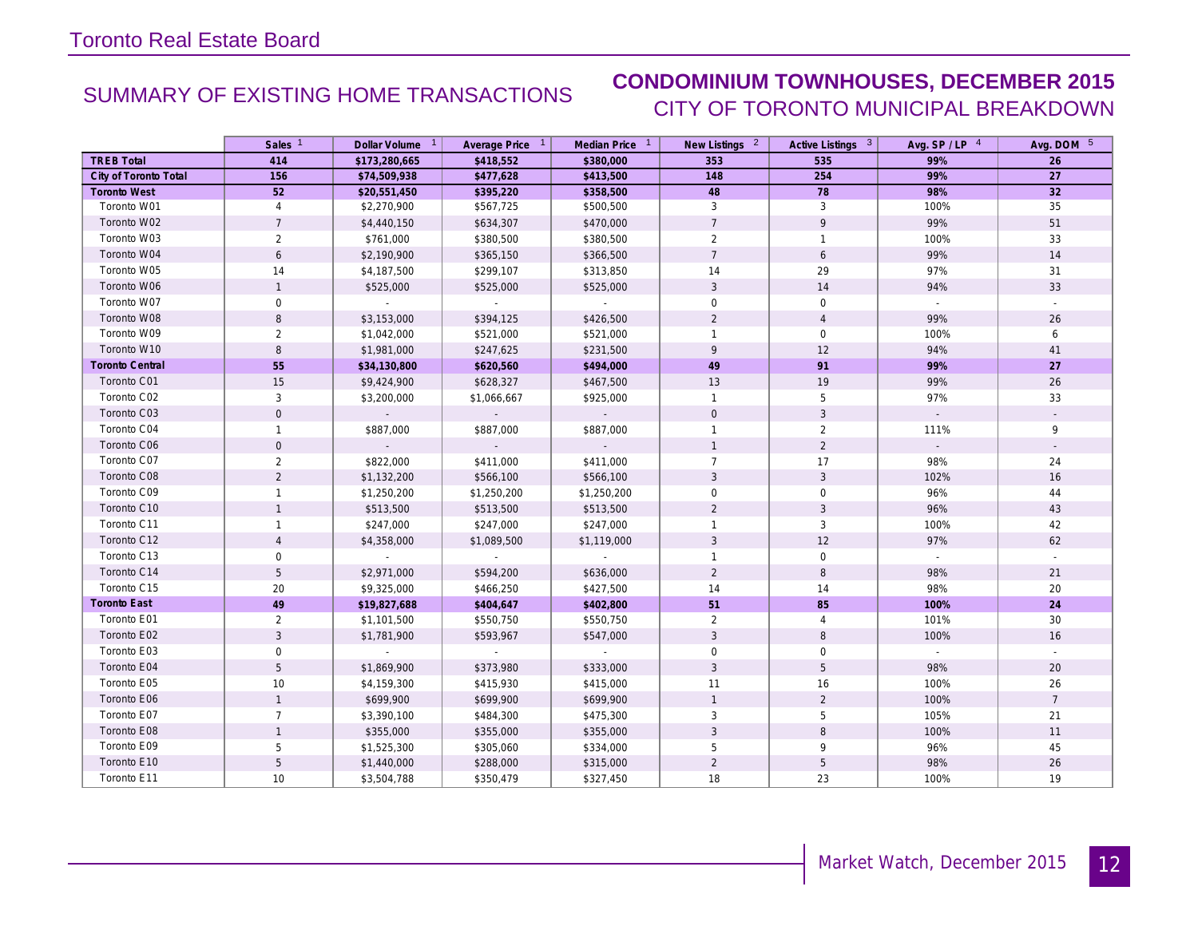Toronto Real Estate Board

## SUMMARY OF EXISTING HOME TRANSACTIONS

## CONDOMINIUM TOWNHOUSES, DECEMBER 2015

### CITY OF TORONTO MUNICIPAL BREAKDOWN

| | Sales [1] | Dollar Volume [1] | Average Price [1] | Median Price [1] | New Listings [2] | Active Listings [3] | Avg. SP / LP [4] | Avg. DOM [5] |
|---|---|---|---|---|---|---|---|---|
| **TREB Total** | **414** | **$173,280,665** | **$418,552** | **$380,000** | **353** | **535** | **99%** | **26** |
| **City of Toronto Total** | **156** | **$74,509,938** | **$477,628** | **$413,500** | **148** | **254** | **99%** | **27** |
| **Toronto West** | **52** | **$20,551,450** | **$395,220** | **$358,500** | **48** | **78** | **98%** | **32** |
| Toronto W01 | 4 | $2,270,900 | $567,725 | $500,500 | 3 | 3 | 100% | 35 |
| Toronto W02 | 7 | $4,440,150 | $634,307 | $470,000 | 7 | 9 | 99% | 51 |
| Toronto W03 | 2 | $761,000 | $380,500 | $380,500 | 2 | 1 | 100% | 33 |
| Toronto W04 | 6 | $2,190,900 | $365,150 | $366,500 | 7 | 6 | 99% | 14 |
| Toronto W05 | 14 | $4,187,500 | $299,107 | $313,850 | 14 | 29 | 97% | 31 |
| Toronto W06 | 1 | $525,000 | $525,000 | $525,000 | 3 | 14 | 94% | 33 |
| Toronto W07 | 0 | - | - | - | 0 | 0 | - | - |
| Toronto W08 | 8 | $3,153,000 | $394,125 | $426,500 | 2 | 4 | 99% | 26 |
| Toronto W09 | 2 | $1,042,000 | $521,000 | $521,000 | 1 | 0 | 100% | 6 |
| Toronto W10 | 8 | $1,981,000 | $247,625 | $231,500 | 9 | 12 | 94% | 41 |
| **Toronto Central** | **55** | **$34,130,800** | **$620,560** | **$494,000** | **49** | **91** | **99%** | **27** |
| Toronto C01 | 15 | $9,424,900 | $628,327 | $467,500 | 13 | 19 | 99% | 26 |
| Toronto C02 | 3 | $3,200,000 | $1,066,667 | $925,000 | 1 | 5 | 97% | 33 |
| Toronto C03 | 0 | - | - | - | 0 | 3 | - | - |
| Toronto C04 | 1 | $887,000 | $887,000 | $887,000 | 1 | 2 | 111% | 9 |
| Toronto C06 | 0 | - | - | - | 1 | 2 | - | - |
| Toronto C07 | 2 | $822,000 | $411,000 | $411,000 | 7 | 17 | 98% | 24 |
| Toronto C08 | 2 | $1,132,200 | $566,100 | $566,100 | 3 | 3 | 102% | 16 |
| Toronto C09 | 1 | $1,250,200 | $1,250,200 | $1,250,200 | 0 | 0 | 96% | 44 |
| Toronto C10 | 1 | $513,500 | $513,500 | $513,500 | 2 | 3 | 96% | 43 |
| Toronto C11 | 1 | $247,000 | $247,000 | $247,000 | 1 | 3 | 100% | 42 |
| Toronto C12 | 4 | $4,358,000 | $1,089,500 | $1,119,000 | 3 | 12 | 97% | 62 |
| Toronto C13 | 0 | - | - | - | 1 | 0 | - | - |
| Toronto C14 | 5 | $2,971,000 | $594,200 | $636,000 | 2 | 8 | 98% | 21 |
| Toronto C15 | 20 | $9,325,000 | $466,250 | $427,500 | 14 | 14 | 98% | 20 |
| **Toronto East** | **49** | **$19,827,688** | **$404,647** | **$402,800** | **51** | **85** | **100%** | **24** |
| Toronto E01 | 2 | $1,101,500 | $550,750 | $550,750 | 2 | 4 | 101% | 30 |
| Toronto E02 | 3 | $1,781,900 | $593,967 | $547,000 | 3 | 8 | 100% | 16 |
| Toronto E03 | 0 | - | - | - | 0 | 0 | - | - |
| Toronto E04 | 5 | $1,869,900 | $373,980 | $333,000 | 3 | 5 | 98% | 20 |
| Toronto E05 | 10 | $4,159,300 | $415,930 | $415,000 | 11 | 16 | 100% | 26 |
| Toronto E06 | 1 | $699,900 | $699,900 | $699,900 | 1 | 2 | 100% | 7 |
| Toronto E07 | 7 | $3,390,100 | $484,300 | $475,300 | 3 | 5 | 105% | 21 |
| Toronto E08 | 1 | $355,000 | $355,000 | $355,000 | 3 | 8 | 100% | 11 |
| Toronto E09 | 5 | $1,525,300 | $305,060 | $334,000 | 5 | 9 | 96% | 45 |
| Toronto E10 | 5 | $1,440,000 | $288,000 | $315,000 | 2 | 5 | 98% | 26 |
| Toronto E11 | 10 | $3,504,788 | $350,479 | $327,450 | 18 | 23 | 100% | 19 |

Market Watch, December 2015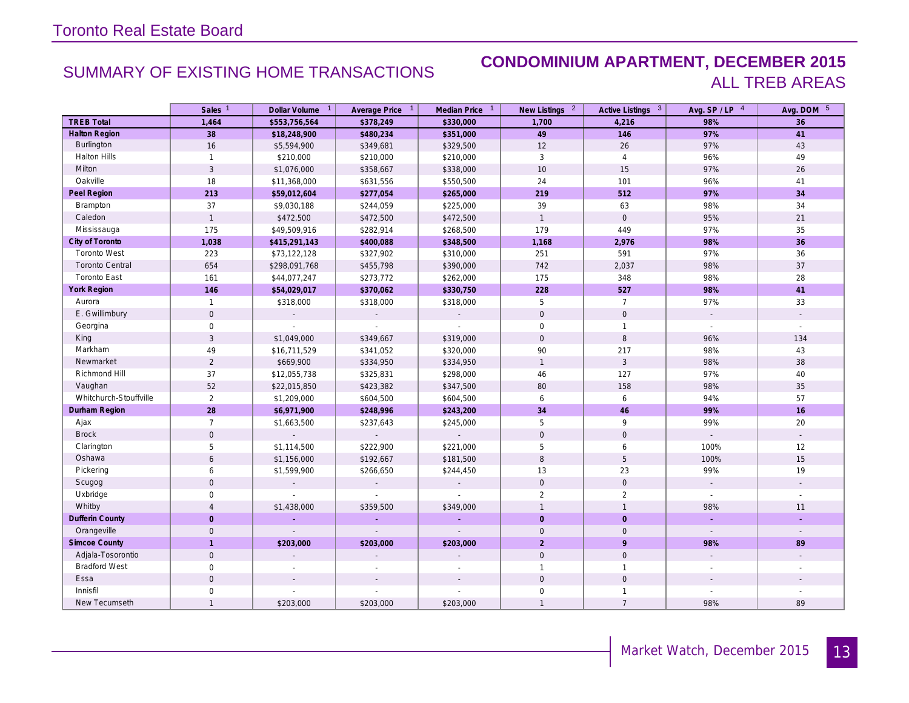Toronto Real Estate Board

## SUMMARY OF EXISTING HOME TRANSACTIONS

## CONDOMINIUM APARTMENT, DECEMBER 2015
### ALL TREB AREAS

| | Sales [1] | Dollar Volume [1] | Average Price [1] | Median Price [1] | New Listings [2] | Active Listings [3] | Avg. SP / LP [4] | Avg. DOM [5] |
|---|---|---|---|---|---|---|---|---|
| **TREB Total** | **1,464** | **$553,756,564** | **$378,249** | **$330,000** | **1,700** | **4,216** | **98%** | **36** |
| **Halton Region** | **38** | **$18,248,900** | **$480,234** | **$351,000** | **49** | **146** | **97%** | **41** |
| Burlington | 16 | $5,594,900 | $349,681 | $329,500 | 12 | 26 | 97% | 43 |
| Halton Hills | 1 | $210,000 | $210,000 | $210,000 | 3 | 4 | 96% | 49 |
| Milton | 3 | $1,076,000 | $358,667 | $338,000 | 10 | 15 | 97% | 26 |
| Oakville | 18 | $11,368,000 | $631,556 | $550,500 | 24 | 101 | 96% | 41 |
| **Peel Region** | **213** | **$59,012,604** | **$277,054** | **$265,000** | **219** | **512** | **97%** | **34** |
| Brampton | 37 | $9,030,188 | $244,059 | $225,000 | 39 | 63 | 98% | 34 |
| Caledon | 1 | $472,500 | $472,500 | $472,500 | 1 | 0 | 95% | 21 |
| Mississauga | 175 | $49,509,916 | $282,914 | $268,500 | 179 | 449 | 97% | 35 |
| **City of Toronto** | **1,038** | **$415,291,143** | **$400,088** | **$348,500** | **1,168** | **2,976** | **98%** | **36** |
| Toronto West | 223 | $73,122,128 | $327,902 | $310,000 | 251 | 591 | 97% | 36 |
| Toronto Central | 654 | $298,091,768 | $455,798 | $390,000 | 742 | 2,037 | 98% | 37 |
| Toronto East | 161 | $44,077,247 | $273,772 | $262,000 | 175 | 348 | 98% | 28 |
| **York Region** | **146** | **$54,029,017** | **$370,062** | **$330,750** | **228** | **527** | **98%** | **41** |
| Aurora | 1 | $318,000 | $318,000 | $318,000 | 5 | 7 | 97% | 33 |
| E. Gwillimbury | 0 | - | - | - | 0 | 0 | - | - |
| Georgina | 0 | - | - | - | 0 | 1 | - | - |
| King | 3 | $1,049,000 | $349,667 | $319,000 | 0 | 8 | 96% | 134 |
| Markham | 49 | $16,711,529 | $341,052 | $320,000 | 90 | 217 | 98% | 43 |
| Newmarket | 2 | $669,900 | $334,950 | $334,950 | 1 | 3 | 98% | 38 |
| Richmond Hill | 37 | $12,055,738 | $325,831 | $298,000 | 46 | 127 | 97% | 40 |
| Vaughan | 52 | $22,015,850 | $423,382 | $347,500 | 80 | 158 | 98% | 35 |
| Whitchurch-Stouffville | 2 | $1,209,000 | $604,500 | $604,500 | 6 | 6 | 94% | 57 |
| **Durham Region** | **28** | **$6,971,900** | **$248,996** | **$243,200** | **34** | **46** | **99%** | **16** |
| Ajax | 7 | $1,663,500 | $237,643 | $245,000 | 5 | 9 | 99% | 20 |
| Brock | 0 | - | - | - | 0 | 0 | - | - |
| Clarington | 5 | $1,114,500 | $222,900 | $221,000 | 5 | 6 | 100% | 12 |
| Oshawa | 6 | $1,156,000 | $192,667 | $181,500 | 8 | 5 | 100% | 15 |
| Pickering | 6 | $1,599,900 | $266,650 | $244,450 | 13 | 23 | 99% | 19 |
| Scugog | 0 | - | - | - | 0 | 0 | - | - |
| Uxbridge | 0 | - | - | - | 2 | 2 | - | - |
| Whitby | 4 | $1,438,000 | $359,500 | $349,000 | 1 | 1 | 98% | 11 |
| **Dufferin County** | **0** | **-** | **-** | **-** | **0** | **0** | **-** | **-** |
| Orangeville | 0 | - | - | - | 0 | 0 | - | - |
| **Simcoe County** | **1** | **$203,000** | **$203,000** | **$203,000** | **2** | **9** | **98%** | **89** |
| Adjala-Tosorontio | 0 | - | - | - | 0 | 0 | - | - |
| Bradford West | 0 | - | - | - | 1 | 1 | - | - |
| Essa | 0 | - | - | - | 0 | 0 | - | - |
| Innisfil | 0 | - | - | - | 0 | 1 | - | - |
| New Tecumseth | 1 | $203,000 | $203,000 | $203,000 | 1 | 7 | 98% | 89 |

Market Watch, December 2015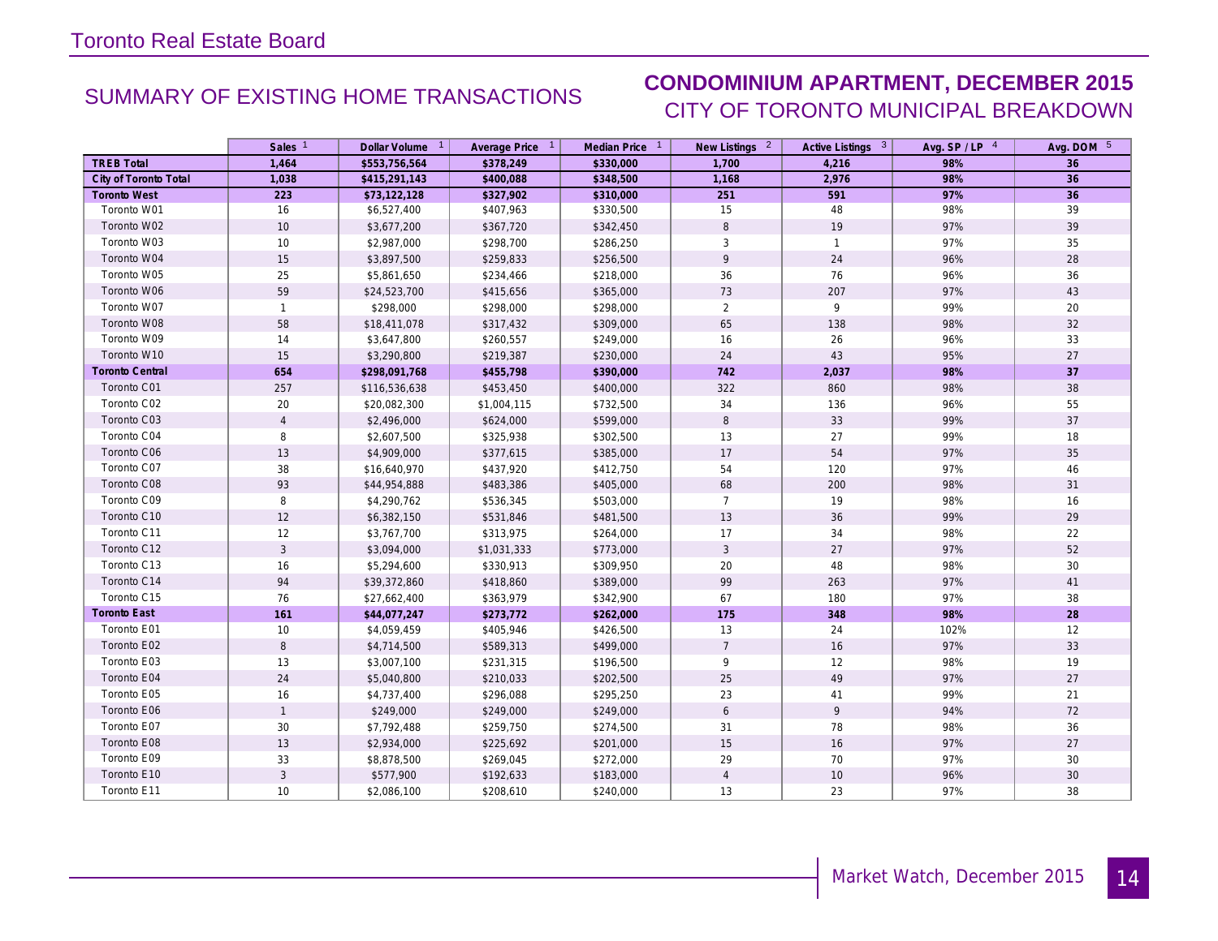Toronto Real Estate Board

## SUMMARY OF EXISTING HOME TRANSACTIONS

## CONDOMINIUM APARTMENT, DECEMBER 2015
### CITY OF TORONTO MUNICIPAL BREAKDOWN

| | Sales [1] | Dollar Volume [1] | Average Price [1] | Median Price [1] | New Listings [2] | Active Listings [3] | Avg. SP / LP [4] | Avg. DOM [5] |
|---|---|---|---|---|---|---|---|---|
| **TREB Total** | **1,464** | **$553,756,564** | **$378,249** | **$330,000** | **1,700** | **4,216** | **98%** | **36** |
| **City of Toronto Total** | **1,038** | **$415,291,143** | **$400,088** | **$348,500** | **1,168** | **2,976** | **98%** | **36** |
| **Toronto West** | **223** | **$73,122,128** | **$327,902** | **$310,000** | **251** | **591** | **97%** | **36** |
| Toronto W01 | 16 | $6,527,400 | $407,963 | $330,500 | 15 | 48 | 98% | 39 |
| Toronto W02 | 10 | $3,677,200 | $367,720 | $342,450 | 8 | 19 | 97% | 39 |
| Toronto W03 | 10 | $2,987,000 | $298,700 | $286,250 | 3 | 1 | 97% | 35 |
| Toronto W04 | 15 | $3,897,500 | $259,833 | $256,500 | 9 | 24 | 96% | 28 |
| Toronto W05 | 25 | $5,861,650 | $234,466 | $218,000 | 36 | 76 | 96% | 36 |
| Toronto W06 | 59 | $24,523,700 | $415,656 | $365,000 | 73 | 207 | 97% | 43 |
| Toronto W07 | 1 | $298,000 | $298,000 | $298,000 | 2 | 9 | 99% | 20 |
| Toronto W08 | 58 | $18,411,078 | $317,432 | $309,000 | 65 | 138 | 98% | 32 |
| Toronto W09 | 14 | $3,647,800 | $260,557 | $249,000 | 16 | 26 | 96% | 33 |
| Toronto W10 | 15 | $3,290,800 | $219,387 | $230,000 | 24 | 43 | 95% | 27 |
| **Toronto Central** | **654** | **$298,091,768** | **$455,798** | **$390,000** | **742** | **2,037** | **98%** | **37** |
| Toronto C01 | 257 | $116,536,638 | $453,450 | $400,000 | 322 | 860 | 98% | 38 |
| Toronto C02 | 20 | $20,082,300 | $1,004,115 | $732,500 | 34 | 136 | 96% | 55 |
| Toronto C03 | 4 | $2,496,000 | $624,000 | $599,000 | 8 | 33 | 99% | 37 |
| Toronto C04 | 8 | $2,607,500 | $325,938 | $302,500 | 13 | 27 | 99% | 18 |
| Toronto C06 | 13 | $4,909,000 | $377,615 | $385,000 | 17 | 54 | 97% | 35 |
| Toronto C07 | 38 | $16,640,970 | $437,920 | $412,750 | 54 | 120 | 97% | 46 |
| Toronto C08 | 93 | $44,954,888 | $483,386 | $405,000 | 68 | 200 | 98% | 31 |
| Toronto C09 | 8 | $4,290,762 | $536,345 | $503,000 | 7 | 19 | 98% | 16 |
| Toronto C10 | 12 | $6,382,150 | $531,846 | $481,500 | 13 | 36 | 99% | 29 |
| Toronto C11 | 12 | $3,767,700 | $313,975 | $264,000 | 17 | 34 | 98% | 22 |
| Toronto C12 | 3 | $3,094,000 | $1,031,333 | $773,000 | 3 | 27 | 97% | 52 |
| Toronto C13 | 16 | $5,294,600 | $330,913 | $309,950 | 20 | 48 | 98% | 30 |
| Toronto C14 | 94 | $39,372,860 | $418,860 | $389,000 | 99 | 263 | 97% | 41 |
| Toronto C15 | 76 | $27,662,400 | $363,979 | $342,900 | 67 | 180 | 97% | 38 |
| **Toronto East** | **161** | **$44,077,247** | **$273,772** | **$262,000** | **175** | **348** | **98%** | **28** |
| Toronto E01 | 10 | $4,059,459 | $405,946 | $426,500 | 13 | 24 | 102% | 12 |
| Toronto E02 | 8 | $4,714,500 | $589,313 | $499,000 | 7 | 16 | 97% | 33 |
| Toronto E03 | 13 | $3,007,100 | $231,315 | $196,500 | 9 | 12 | 98% | 19 |
| Toronto E04 | 24 | $5,040,800 | $210,033 | $202,500 | 25 | 49 | 97% | 27 |
| Toronto E05 | 16 | $4,737,400 | $296,088 | $295,250 | 23 | 41 | 99% | 21 |
| Toronto E06 | 1 | $249,000 | $249,000 | $249,000 | 6 | 9 | 94% | 72 |
| Toronto E07 | 30 | $7,792,488 | $259,750 | $274,500 | 31 | 78 | 98% | 36 |
| Toronto E08 | 13 | $2,934,000 | $225,692 | $201,000 | 15 | 16 | 97% | 27 |
| Toronto E09 | 33 | $8,878,500 | $269,045 | $272,000 | 29 | 70 | 97% | 30 |
| Toronto E10 | 3 | $577,900 | $192,633 | $183,000 | 4 | 10 | 96% | 30 |
| Toronto E11 | 10 | $2,086,100 | $208,610 | $240,000 | 13 | 23 | 97% | 38 |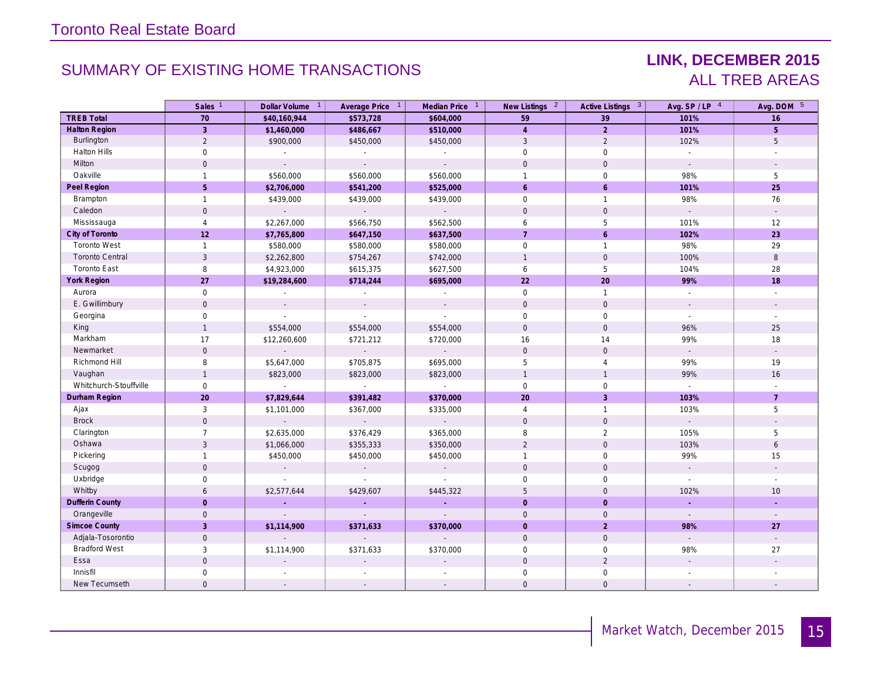## SUMMARY OF EXISTING HOME TRANSACTIONS

### LINK, DECEMBER 2015
### ALL TREB AREAS

| | Sales [1] | Dollar Volume [1] | Average Price [1] | Median Price [1] | New Listings [2] | Active Listings [3] | Avg. SP / LP [4] | Avg. DOM [5] |
|---|---|---|---|---|---|---|---|---|
| **TREB Total** | **70** | **$40,160,944** | **$573,728** | **$604,000** | **59** | **39** | **101%** | **16** |
| **Halton Region** | **3** | **$1,460,000** | **$486,667** | **$510,000** | **4** | **2** | **101%** | **5** |
| Burlington | 2 | $900,000 | $450,000 | $450,000 | 3 | 2 | 102% | 5 |
| Halton Hills | 0 | - | - | - | 0 | 0 | - | - |
| Milton | 0 | - | - | - | 0 | 0 | - | - |
| Oakville | 1 | $560,000 | $560,000 | $560,000 | 1 | 0 | 98% | 5 |
| **Peel Region** | **5** | **$2,706,000** | **$541,200** | **$525,000** | **6** | **6** | **101%** | **25** |
| Brampton | 1 | $439,000 | $439,000 | $439,000 | 0 | 1 | 98% | 76 |
| Caledon | 0 | - | - | - | 0 | 0 | - | - |
| Mississauga | 4 | $2,267,000 | $566,750 | $562,500 | 6 | 5 | 101% | 12 |
| **City of Toronto** | **12** | **$7,765,800** | **$647,150** | **$637,500** | **7** | **6** | **102%** | **23** |
| Toronto West | 1 | $580,000 | $580,000 | $580,000 | 0 | 1 | 98% | 29 |
| Toronto Central | 3 | $2,262,800 | $754,267 | $742,000 | 1 | 0 | 100% | 8 |
| Toronto East | 8 | $4,923,000 | $615,375 | $627,500 | 6 | 5 | 104% | 28 |
| **York Region** | **27** | **$19,284,600** | **$714,244** | **$695,000** | **22** | **20** | **99%** | **18** |
| Aurora | 0 | - | - | - | 0 | 1 | - | - |
| E. Gwillimbury | 0 | - | - | - | 0 | 0 | - | - |
| Georgina | 0 | - | - | - | 0 | 0 | - | - |
| King | 1 | $554,000 | $554,000 | $554,000 | 0 | 0 | 96% | 25 |
| Markham | 17 | $12,260,600 | $721,212 | $720,000 | 16 | 14 | 99% | 18 |
| Newmarket | 0 | - | - | - | 0 | 0 | - | - |
| Richmond Hill | 8 | $5,647,000 | $705,875 | $695,000 | 5 | 4 | 99% | 19 |
| Vaughan | 1 | $823,000 | $823,000 | $823,000 | 1 | 1 | 99% | 16 |
| Whitchurch-Stouffville | 0 | - | - | - | 0 | 0 | - | - |
| **Durham Region** | **20** | **$7,829,644** | **$391,482** | **$370,000** | **20** | **3** | **103%** | **7** |
| Ajax | 3 | $1,101,000 | $367,000 | $335,000 | 4 | 1 | 103% | 5 |
| Brock | 0 | - | - | - | 0 | 0 | - | - |
| Clarington | 7 | $2,635,000 | $376,429 | $365,000 | 8 | 2 | 105% | 5 |
| Oshawa | 3 | $1,066,000 | $355,333 | $350,000 | 2 | 0 | 103% | 6 |
| Pickering | 1 | $450,000 | $450,000 | $450,000 | 1 | 0 | 99% | 15 |
| Scugog | 0 | - | - | - | 0 | 0 | - | - |
| Uxbridge | 0 | - | - | - | 0 | 0 | - | - |
| Whitby | 6 | $2,577,644 | $429,607 | $445,322 | 5 | 0 | 102% | 10 |
| **Dufferin County** | **0** | **-** | **-** | **-** | **0** | **0** | **-** | **-** |
| Orangeville | 0 | - | - | - | 0 | 0 | - | - |
| **Simcoe County** | **3** | **$1,114,900** | **$371,633** | **$370,000** | **0** | **2** | **98%** | **27** |
| Adjala-Tosorontio | 0 | - | - | - | 0 | 0 | - | - |
| Bradford West | 3 | $1,114,900 | $371,633 | $370,000 | 0 | 0 | 98% | 27 |
| Essa | 0 | - | - | - | 0 | 2 | - | - |
| Innisfil | 0 | - | - | - | 0 | 0 | - | - |
| New Tecumseth | 0 | - | - | - | 0 | 0 | - | - |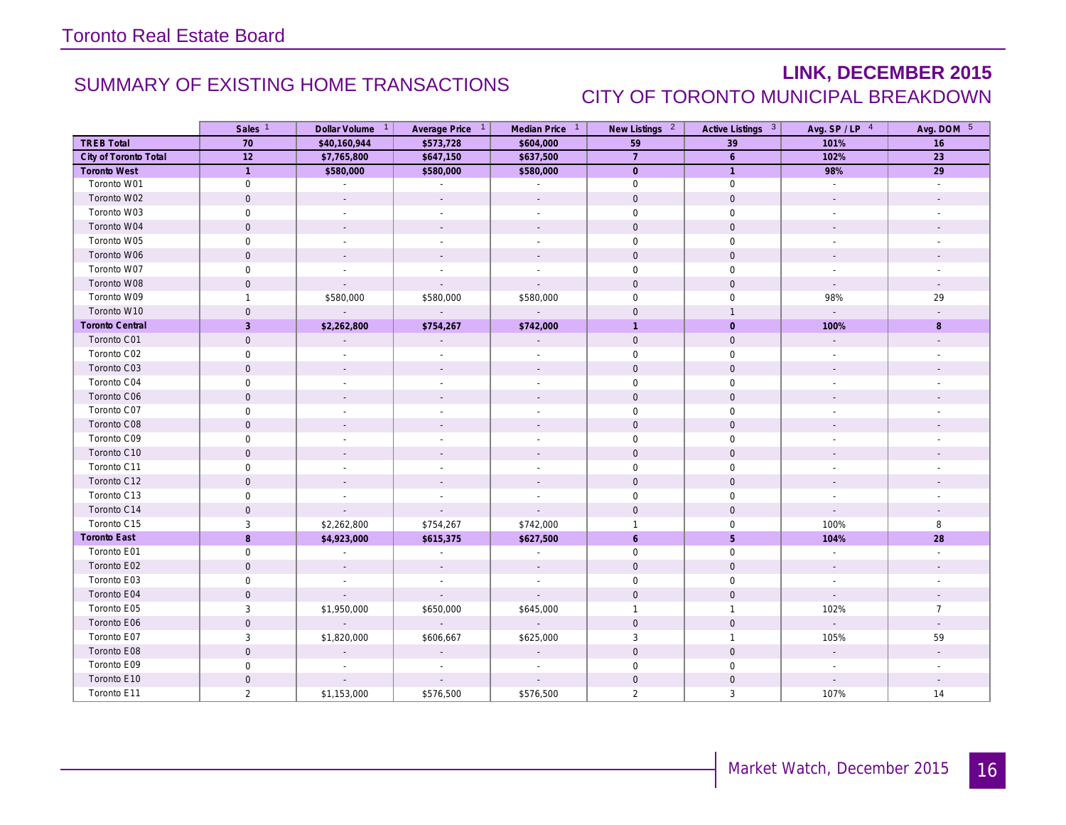Toronto Real Estate Board

## SUMMARY OF EXISTING HOME TRANSACTIONS

## LINK, DECEMBER 2015

### CITY OF TORONTO MUNICIPAL BREAKDOWN

| | Sales [1] | Dollar Volume [1] | Average Price [1] | Median Price [1] | New Listings [2] | Active Listings [3] | Avg. SP / LP [4] | Avg. DOM [5] |
|---|---|---|---|---|---|---|---|---|
| **TREB Total** | **70** | **$40,160,944** | **$573,728** | **$604,000** | **59** | **39** | **101%** | **16** |
| **City of Toronto Total** | **12** | **$7,765,800** | **$647,150** | **$637,500** | **7** | **6** | **102%** | **23** |
| **Toronto West** | **1** | **$580,000** | **$580,000** | **$580,000** | **0** | **1** | **98%** | **29** |
| Toronto W01 | 0 | - | - | - | 0 | 0 | - | - |
| Toronto W02 | 0 | - | - | - | 0 | 0 | - | - |
| Toronto W03 | 0 | - | - | - | 0 | 0 | - | - |
| Toronto W04 | 0 | - | - | - | 0 | 0 | - | - |
| Toronto W05 | 0 | - | - | - | 0 | 0 | - | - |
| Toronto W06 | 0 | - | - | - | 0 | 0 | - | - |
| Toronto W07 | 0 | - | - | - | 0 | 0 | - | - |
| Toronto W08 | 0 | - | - | - | 0 | 0 | - | - |
| Toronto W09 | 1 | $580,000 | $580,000 | $580,000 | 0 | 0 | 98% | 29 |
| Toronto W10 | 0 | - | - | - | 0 | 1 | - | - |
| **Toronto Central** | **3** | **$2,262,800** | **$754,267** | **$742,000** | **1** | **0** | **100%** | **8** |
| Toronto C01 | 0 | - | - | - | 0 | 0 | - | - |
| Toronto C02 | 0 | - | - | - | 0 | 0 | - | - |
| Toronto C03 | 0 | - | - | - | 0 | 0 | - | - |
| Toronto C04 | 0 | - | - | - | 0 | 0 | - | - |
| Toronto C06 | 0 | - | - | - | 0 | 0 | - | - |
| Toronto C07 | 0 | - | - | - | 0 | 0 | - | - |
| Toronto C08 | 0 | - | - | - | 0 | 0 | - | - |
| Toronto C09 | 0 | - | - | - | 0 | 0 | - | - |
| Toronto C10 | 0 | - | - | - | 0 | 0 | - | - |
| Toronto C11 | 0 | - | - | - | 0 | 0 | - | - |
| Toronto C12 | 0 | - | - | - | 0 | 0 | - | - |
| Toronto C13 | 0 | - | - | - | 0 | 0 | - | - |
| Toronto C14 | 0 | - | - | - | 0 | 0 | - | - |
| Toronto C15 | 3 | $2,262,800 | $754,267 | $742,000 | 1 | 0 | 100% | 8 |
| **Toronto East** | **8** | **$4,923,000** | **$615,375** | **$627,500** | **6** | **5** | **104%** | **28** |
| Toronto E01 | 0 | - | - | - | 0 | 0 | - | - |
| Toronto E02 | 0 | - | - | - | 0 | 0 | - | - |
| Toronto E03 | 0 | - | - | - | 0 | 0 | - | - |
| Toronto E04 | 0 | - | - | - | 0 | 0 | - | - |
| Toronto E05 | 3 | $1,950,000 | $650,000 | $645,000 | 1 | 1 | 102% | 7 |
| Toronto E06 | 0 | - | - | - | 0 | 0 | - | - |
| Toronto E07 | 3 | $1,820,000 | $606,667 | $625,000 | 3 | 1 | 105% | 59 |
| Toronto E08 | 0 | - | - | - | 0 | 0 | - | - |
| Toronto E09 | 0 | - | - | - | 0 | 0 | - | - |
| Toronto E10 | 0 | - | - | - | 0 | 0 | - | - |
| Toronto E11 | 2 | $1,153,000 | $576,500 | $576,500 | 2 | 3 | 107% | 14 |

Market Watch, December 2015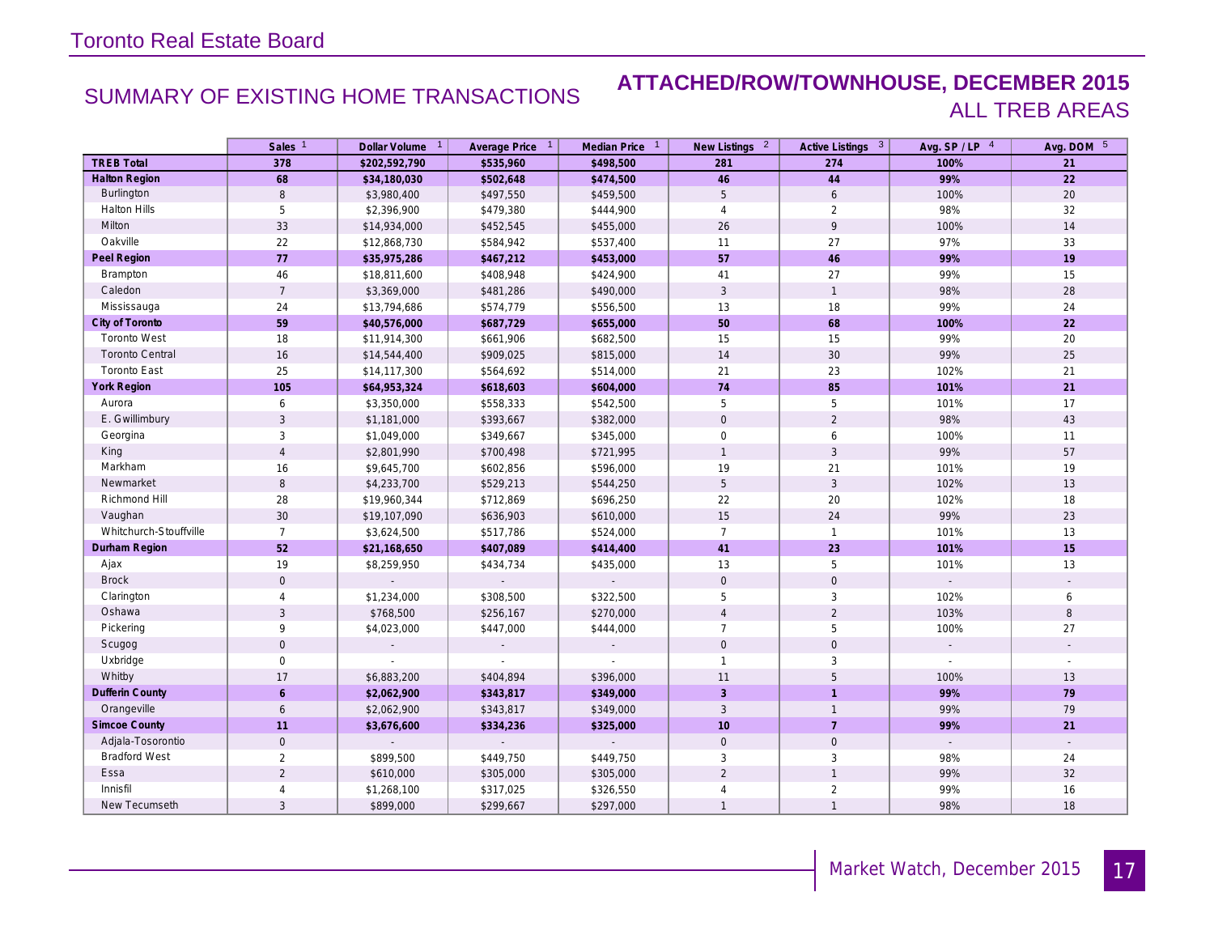Toronto Real Estate Board

## SUMMARY OF EXISTING HOME TRANSACTIONS

## ATTACHED/ROW/TOWNHOUSE, DECEMBER 2015

### ALL TREB AREAS

| | Sales [1] | Dollar Volume [1] | Average Price [1] | Median Price [1] | New Listings [2] | Active Listings [3] | Avg. SP / LP [4] | Avg. DOM [5] |
|---|---|---|---|---|---|---|---|---|
| **TREB Total** | **378** | **$202,592,790** | **$535,960** | **$498,500** | **281** | **274** | **100%** | **21** |
| **Halton Region** | **68** | **$34,180,030** | **$502,648** | **$474,500** | **46** | **44** | **99%** | **22** |
| Burlington | 8 | $3,980,400 | $497,550 | $459,500 | 5 | 6 | 100% | 20 |
| Halton Hills | 5 | $2,396,900 | $479,380 | $444,900 | 4 | 2 | 98% | 32 |
| Milton | 33 | $14,934,000 | $452,545 | $455,000 | 26 | 9 | 100% | 14 |
| Oakville | 22 | $12,868,730 | $584,942 | $537,400 | 11 | 27 | 97% | 33 |
| **Peel Region** | **77** | **$35,975,286** | **$467,212** | **$453,000** | **57** | **46** | **99%** | **19** |
| Brampton | 46 | $18,811,600 | $408,948 | $424,900 | 41 | 27 | 99% | 15 |
| Caledon | 7 | $3,369,000 | $481,286 | $490,000 | 3 | 1 | 98% | 28 |
| Mississauga | 24 | $13,794,686 | $574,779 | $556,500 | 13 | 18 | 99% | 24 |
| **City of Toronto** | **59** | **$40,576,000** | **$687,729** | **$655,000** | **50** | **68** | **100%** | **22** |
| Toronto West | 18 | $11,914,300 | $661,906 | $682,500 | 15 | 15 | 99% | 20 |
| Toronto Central | 16 | $14,544,400 | $909,025 | $815,000 | 14 | 30 | 99% | 25 |
| Toronto East | 25 | $14,117,300 | $564,692 | $514,000 | 21 | 23 | 102% | 21 |
| **York Region** | **105** | **$64,953,324** | **$618,603** | **$604,000** | **74** | **85** | **101%** | **21** |
| Aurora | 6 | $3,350,000 | $558,333 | $542,500 | 5 | 5 | 101% | 17 |
| E. Gwillimbury | 3 | $1,181,000 | $393,667 | $382,000 | 0 | 2 | 98% | 43 |
| Georgina | 3 | $1,049,000 | $349,667 | $345,000 | 0 | 6 | 100% | 11 |
| King | 4 | $2,801,990 | $700,498 | $721,995 | 1 | 3 | 99% | 57 |
| Markham | 16 | $9,645,700 | $602,856 | $596,000 | 19 | 21 | 101% | 19 |
| Newmarket | 8 | $4,233,700 | $529,213 | $544,250 | 5 | 3 | 102% | 13 |
| Richmond Hill | 28 | $19,960,344 | $712,869 | $696,250 | 22 | 20 | 102% | 18 |
| Vaughan | 30 | $19,107,090 | $636,903 | $610,000 | 15 | 24 | 99% | 23 |
| Whitchurch-Stouffville | 7 | $3,624,500 | $517,786 | $524,000 | 7 | 1 | 101% | 13 |
| **Durham Region** | **52** | **$21,168,650** | **$407,089** | **$414,400** | **41** | **23** | **101%** | **15** |
| Ajax | 19 | $8,259,950 | $434,734 | $435,000 | 13 | 5 | 101% | 13 |
| Brock | 0 | - | - | - | 0 | 0 | - | - |
| Clarington | 4 | $1,234,000 | $308,500 | $322,500 | 5 | 3 | 102% | 6 |
| Oshawa | 3 | $768,500 | $256,167 | $270,000 | 4 | 2 | 103% | 8 |
| Pickering | 9 | $4,023,000 | $447,000 | $444,000 | 7 | 5 | 100% | 27 |
| Scugog | 0 | - | - | - | 0 | 0 | - | - |
| Uxbridge | 0 | - | - | - | 1 | 3 | - | - |
| Whitby | 17 | $6,883,200 | $404,894 | $396,000 | 11 | 5 | 100% | 13 |
| **Dufferin County** | **6** | **$2,062,900** | **$343,817** | **$349,000** | **3** | **1** | **99%** | **79** |
| Orangeville | 6 | $2,062,900 | $343,817 | $349,000 | 3 | 1 | 99% | 79 |
| **Simcoe County** | **11** | **$3,676,600** | **$334,236** | **$325,000** | **10** | **7** | **99%** | **21** |
| Adjala-Tosorontio | 0 | - | - | - | 0 | 0 | - | - |
| Bradford West | 2 | $899,500 | $449,750 | $449,750 | 3 | 3 | 98% | 24 |
| Essa | 2 | $610,000 | $305,000 | $305,000 | 2 | 1 | 99% | 32 |
| Innisfil | 4 | $1,268,100 | $317,025 | $326,550 | 4 | 2 | 99% | 16 |
| New Tecumseth | 3 | $899,000 | $299,667 | $297,000 | 1 | 1 | 98% | 18 |

Market Watch, December 2015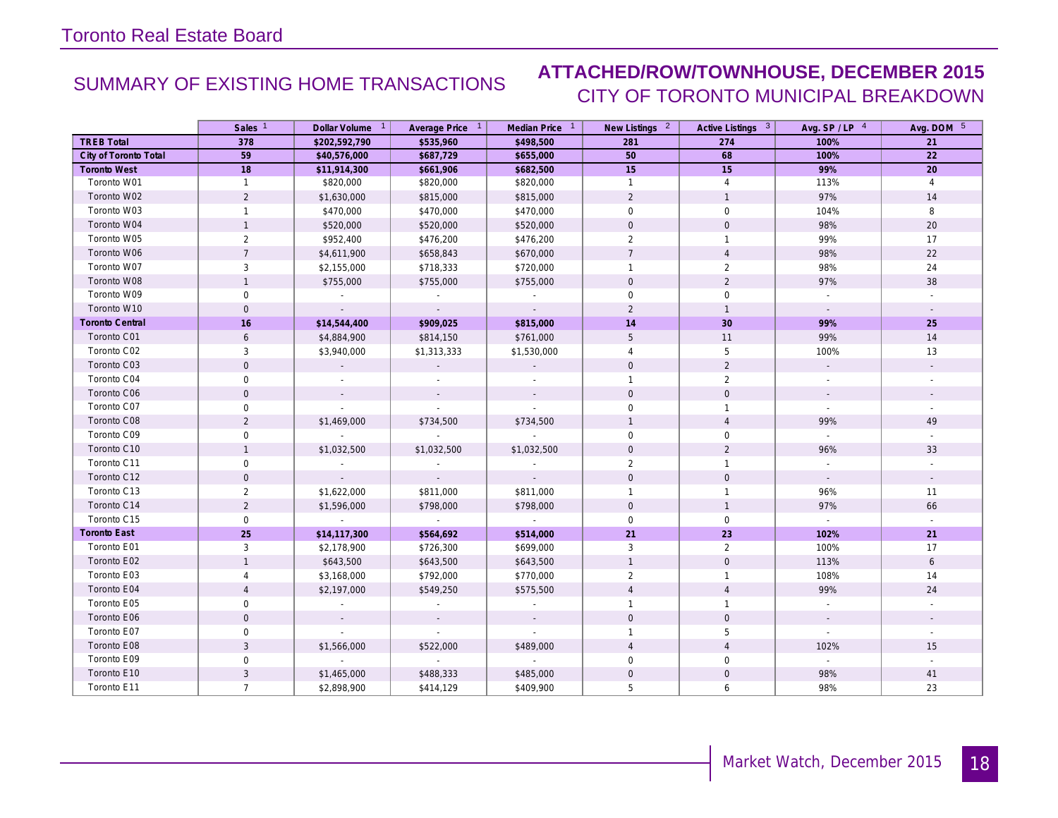# Toronto Real Estate Board

## SUMMARY OF EXISTING HOME TRANSACTIONS

## ATTACHED/ROW/TOWNHOUSE, DECEMBER 2015

### CITY OF TORONTO MUNICIPAL BREAKDOWN

| | Sales [1] | Dollar Volume [1] | Average Price [1] | Median Price [1] | New Listings [2] | Active Listings [3] | Avg. SP / LP [4] | Avg. DOM [5] |
|---|---|---|---|---|---|---|---|---|
| **TREB Total** | **378** | **$202,592,790** | **$535,960** | **$498,500** | **281** | **274** | **100%** | **21** |
| **City of Toronto Total** | **59** | **$40,576,000** | **$687,729** | **$655,000** | **50** | **68** | **100%** | **22** |
| **Toronto West** | **18** | **$11,914,300** | **$661,906** | **$682,500** | **15** | **15** | **99%** | **20** |
| Toronto W01 | 1 | $820,000 | $820,000 | $820,000 | 1 | 4 | 113% | 4 |
| Toronto W02 | 2 | $1,630,000 | $815,000 | $815,000 | 2 | 1 | 97% | 14 |
| Toronto W03 | 1 | $470,000 | $470,000 | $470,000 | 0 | 0 | 104% | 8 |
| Toronto W04 | 1 | $520,000 | $520,000 | $520,000 | 0 | 0 | 98% | 20 |
| Toronto W05 | 2 | $952,400 | $476,200 | $476,200 | 2 | 1 | 99% | 17 |
| Toronto W06 | 7 | $4,611,900 | $658,843 | $670,000 | 7 | 4 | 98% | 22 |
| Toronto W07 | 3 | $2,155,000 | $718,333 | $720,000 | 1 | 2 | 98% | 24 |
| Toronto W08 | 1 | $755,000 | $755,000 | $755,000 | 0 | 2 | 97% | 38 |
| Toronto W09 | 0 | - | - | - | 0 | 0 | - | - |
| Toronto W10 | 0 | - | - | - | 2 | 1 | - | - |
| **Toronto Central** | **16** | **$14,544,400** | **$909,025** | **$815,000** | **14** | **30** | **99%** | **25** |
| Toronto C01 | 6 | $4,884,900 | $814,150 | $761,000 | 5 | 11 | 99% | 14 |
| Toronto C02 | 3 | $3,940,000 | $1,313,333 | $1,530,000 | 4 | 5 | 100% | 13 |
| Toronto C03 | 0 | - | - | - | 0 | 2 | - | - |
| Toronto C04 | 0 | - | - | - | 1 | 2 | - | - |
| Toronto C06 | 0 | - | - | - | 0 | 0 | - | - |
| Toronto C07 | 0 | - | - | - | 0 | 1 | - | - |
| Toronto C08 | 2 | $1,469,000 | $734,500 | $734,500 | 1 | 4 | 99% | 49 |
| Toronto C09 | 0 | - | - | - | 0 | 0 | - | - |
| Toronto C10 | 1 | $1,032,500 | $1,032,500 | $1,032,500 | 0 | 2 | 96% | 33 |
| Toronto C11 | 0 | - | - | - | 2 | 1 | - | - |
| Toronto C12 | 0 | - | - | - | 0 | 0 | - | - |
| Toronto C13 | 2 | $1,622,000 | $811,000 | $811,000 | 1 | 1 | 96% | 11 |
| Toronto C14 | 2 | $1,596,000 | $798,000 | $798,000 | 0 | 1 | 97% | 66 |
| Toronto C15 | 0 | - | - | - | 0 | 0 | - | - |
| **Toronto East** | **25** | **$14,117,300** | **$564,692** | **$514,000** | **21** | **23** | **102%** | **21** |
| Toronto E01 | 3 | $2,178,900 | $726,300 | $699,000 | 3 | 2 | 100% | 17 |
| Toronto E02 | 1 | $643,500 | $643,500 | $643,500 | 1 | 0 | 113% | 6 |
| Toronto E03 | 4 | $3,168,000 | $792,000 | $770,000 | 2 | 1 | 108% | 14 |
| Toronto E04 | 4 | $2,197,000 | $549,250 | $575,500 | 4 | 4 | 99% | 24 |
| Toronto E05 | 0 | - | - | - | 1 | 1 | - | - |
| Toronto E06 | 0 | - | - | - | 0 | 0 | - | - |
| Toronto E07 | 0 | - | - | - | 1 | 5 | - | - |
| Toronto E08 | 3 | $1,566,000 | $522,000 | $489,000 | 4 | 4 | 102% | 15 |
| Toronto E09 | 0 | - | - | - | 0 | 0 | - | - |
| Toronto E10 | 3 | $1,465,000 | $488,333 | $485,000 | 0 | 0 | 98% | 41 |
| Toronto E11 | 7 | $2,898,900 | $414,129 | $409,900 | 5 | 6 | 98% | 23 |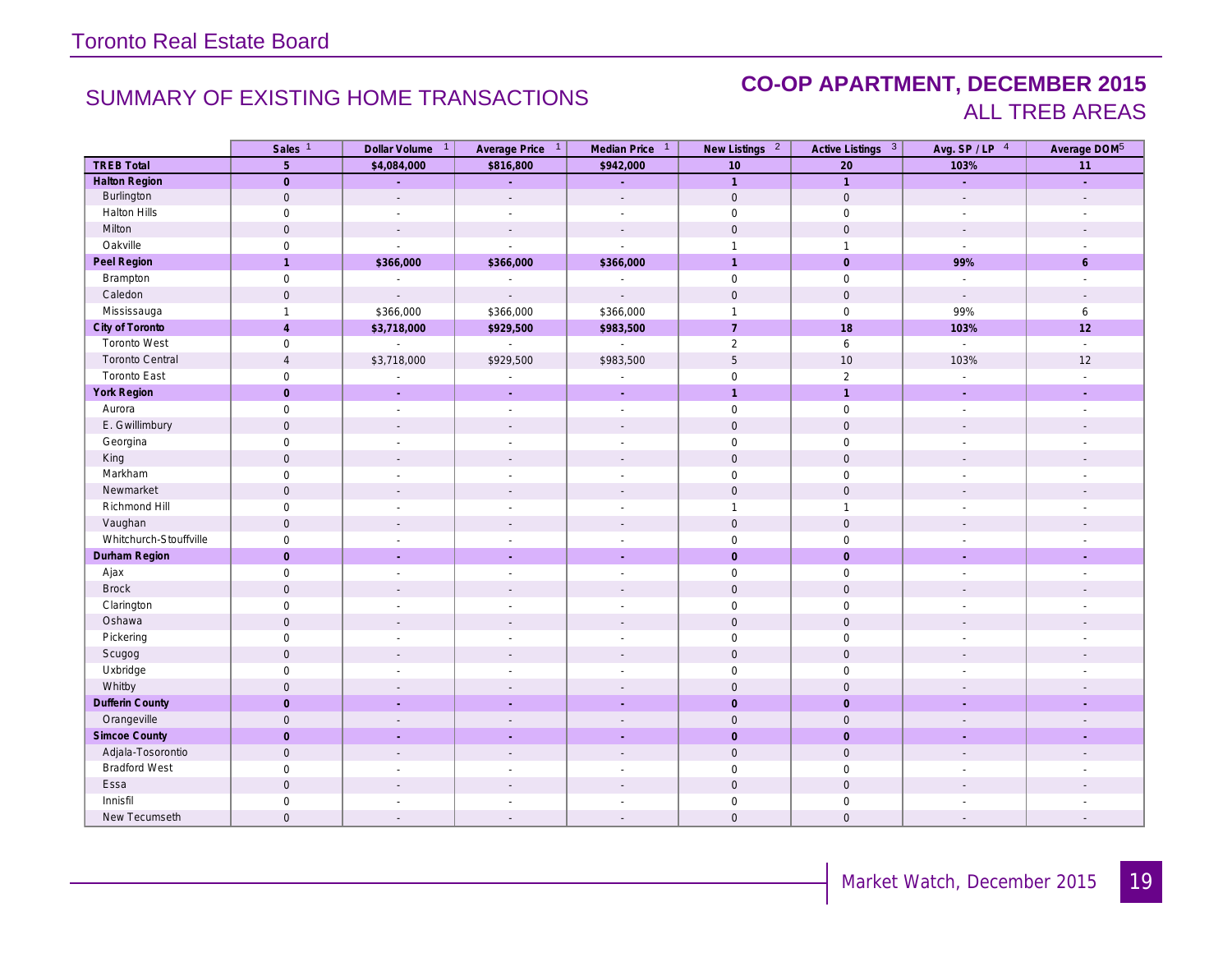# Toronto Real Estate Board

## SUMMARY OF EXISTING HOME TRANSACTIONS

## CO-OP APARTMENT, DECEMBER 2015
## ALL TREB AREAS

| | Sales [1] | Dollar Volume [1] | Average Price [1] | Median Price [1] | New Listings [2] | Active Listings [3] | Avg. SP / LP [4] | Average DOM[5] |
|---|---|---|---|---|---|---|---|---|
| **TREB Total** | **5** | **$4,084,000** | **$816,800** | **$942,000** | **10** | **20** | **103%** | **11** |
| **Halton Region** | **0** | **-** | **-** | **-** | **1** | **1** | **-** | **-** |
| Burlington | 0 | - | - | - | 0 | 0 | - | - |
| Halton Hills | 0 | - | - | - | 0 | 0 | - | - |
| Milton | 0 | - | - | - | 0 | 0 | - | - |
| Oakville | 0 | - | - | - | 1 | 1 | - | - |
| **Peel Region** | **1** | **$366,000** | **$366,000** | **$366,000** | **1** | **0** | **99%** | **6** |
| Brampton | 0 | - | - | - | 0 | 0 | - | - |
| Caledon | 0 | - | - | - | 0 | 0 | - | - |
| Mississauga | 1 | $366,000 | $366,000 | $366,000 | 1 | 0 | 99% | 6 |
| **City of Toronto** | **4** | **$3,718,000** | **$929,500** | **$983,500** | **7** | **18** | **103%** | **12** |
| Toronto West | 0 | - | - | - | 2 | 6 | - | - |
| Toronto Central | 4 | $3,718,000 | $929,500 | $983,500 | 5 | 10 | 103% | 12 |
| Toronto East | 0 | - | - | - | 0 | 2 | - | - |
| **York Region** | **0** | **-** | **-** | **-** | **1** | **1** | **-** | **-** |
| Aurora | 0 | - | - | - | 0 | 0 | - | - |
| E. Gwillimbury | 0 | - | - | - | 0 | 0 | - | - |
| Georgina | 0 | - | - | - | 0 | 0 | - | - |
| King | 0 | - | - | - | 0 | 0 | - | - |
| Markham | 0 | - | - | - | 0 | 0 | - | - |
| Newmarket | 0 | - | - | - | 0 | 0 | - | - |
| Richmond Hill | 0 | - | - | - | 1 | 1 | - | - |
| Vaughan | 0 | - | - | - | 0 | 0 | - | - |
| Whitchurch-Stouffville | 0 | - | - | - | 0 | 0 | - | - |
| **Durham Region** | **0** | **-** | **-** | **-** | **0** | **0** | **-** | **-** |
| Ajax | 0 | - | - | - | 0 | 0 | - | - |
| Brock | 0 | - | - | - | 0 | 0 | - | - |
| Clarington | 0 | - | - | - | 0 | 0 | - | - |
| Oshawa | 0 | - | - | - | 0 | 0 | - | - |
| Pickering | 0 | - | - | - | 0 | 0 | - | - |
| Scugog | 0 | - | - | - | 0 | 0 | - | - |
| Uxbridge | 0 | - | - | - | 0 | 0 | - | - |
| Whitby | 0 | - | - | - | 0 | 0 | - | - |
| **Dufferin County** | **0** | **-** | **-** | **-** | **0** | **0** | **-** | **-** |
| Orangeville | 0 | - | - | - | 0 | 0 | - | - |
| **Simcoe County** | **0** | **-** | **-** | **-** | **0** | **0** | **-** | **-** |
| Adjala-Tosorontio | 0 | - | - | - | 0 | 0 | - | - |
| Bradford West | 0 | - | - | - | 0 | 0 | - | - |
| Essa | 0 | - | - | - | 0 | 0 | - | - |
| Innisfil | 0 | - | - | - | 0 | 0 | - | - |
| New Tecumseth | 0 | - | - | - | 0 | 0 | - | - |

Market Watch, December 2015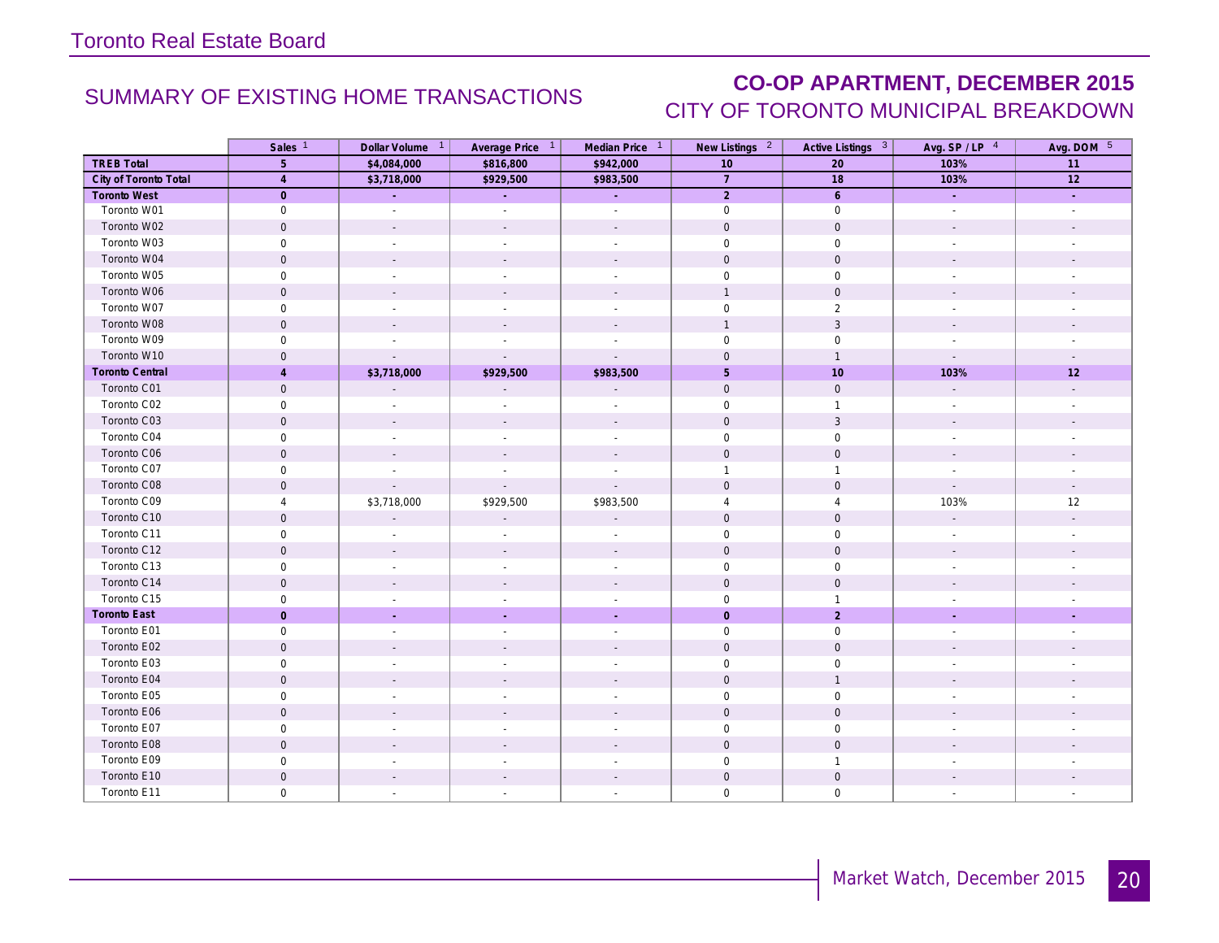# Toronto Real Estate Board

## SUMMARY OF EXISTING HOME TRANSACTIONS

## CO-OP APARTMENT, DECEMBER 2015
### CITY OF TORONTO MUNICIPAL BREAKDOWN

| | Sales [1] | Dollar Volume [1] | Average Price [1] | Median Price [1] | New Listings [2] | Active Listings [3] | Avg. SP / LP [4] | Avg. DOM [5] |
|---|---|---|---|---|---|---|---|---|
| **TREB Total** | **5** | **$4,084,000** | **$816,800** | **$942,000** | **10** | **20** | **103%** | **11** |
| **City of Toronto Total** | **4** | **$3,718,000** | **$929,500** | **$983,500** | **7** | **18** | **103%** | **12** |
| **Toronto West** | **0** | **-** | **-** | **-** | **2** | **6** | **-** | **-** |
| Toronto W01 | 0 | - | - | - | 0 | 0 | - | - |
| Toronto W02 | 0 | - | - | - | 0 | 0 | - | - |
| Toronto W03 | 0 | - | - | - | 0 | 0 | - | - |
| Toronto W04 | 0 | - | - | - | 0 | 0 | - | - |
| Toronto W05 | 0 | - | - | - | 0 | 0 | - | - |
| Toronto W06 | 0 | - | - | - | 1 | 0 | - | - |
| Toronto W07 | 0 | - | - | - | 0 | 2 | - | - |
| Toronto W08 | 0 | - | - | - | 1 | 3 | - | - |
| Toronto W09 | 0 | - | - | - | 0 | 0 | - | - |
| Toronto W10 | 0 | - | - | - | 0 | 1 | - | - |
| **Toronto Central** | **4** | **$3,718,000** | **$929,500** | **$983,500** | **5** | **10** | **103%** | **12** |
| Toronto C01 | 0 | - | - | - | 0 | 0 | - | - |
| Toronto C02 | 0 | - | - | - | 0 | 1 | - | - |
| Toronto C03 | 0 | - | - | - | 0 | 3 | - | - |
| Toronto C04 | 0 | - | - | - | 0 | 0 | - | - |
| Toronto C06 | 0 | - | - | - | 0 | 0 | - | - |
| Toronto C07 | 0 | - | - | - | 1 | 1 | - | - |
| Toronto C08 | 0 | - | - | - | 0 | 0 | - | - |
| Toronto C09 | 4 | $3,718,000 | $929,500 | $983,500 | 4 | 4 | 103% | 12 |
| Toronto C10 | 0 | - | - | - | 0 | 0 | - | - |
| Toronto C11 | 0 | - | - | - | 0 | 0 | - | - |
| Toronto C12 | 0 | - | - | - | 0 | 0 | - | - |
| Toronto C13 | 0 | - | - | - | 0 | 0 | - | - |
| Toronto C14 | 0 | - | - | - | 0 | 0 | - | - |
| Toronto C15 | 0 | - | - | - | 0 | 1 | - | - |
| **Toronto East** | **0** | **-** | **-** | **-** | **0** | **2** | **-** | **-** |
| Toronto E01 | 0 | - | - | - | 0 | 0 | - | - |
| Toronto E02 | 0 | - | - | - | 0 | 0 | - | - |
| Toronto E03 | 0 | - | - | - | 0 | 0 | - | - |
| Toronto E04 | 0 | - | - | - | 0 | 1 | - | - |
| Toronto E05 | 0 | - | - | - | 0 | 0 | - | - |
| Toronto E06 | 0 | - | - | - | 0 | 0 | - | - |
| Toronto E07 | 0 | - | - | - | 0 | 0 | - | - |
| Toronto E08 | 0 | - | - | - | 0 | 0 | - | - |
| Toronto E09 | 0 | - | - | - | 0 | 1 | - | - |
| Toronto E10 | 0 | - | - | - | 0 | 0 | - | - |
| Toronto E11 | 0 | - | - | - | 0 | 0 | - | - |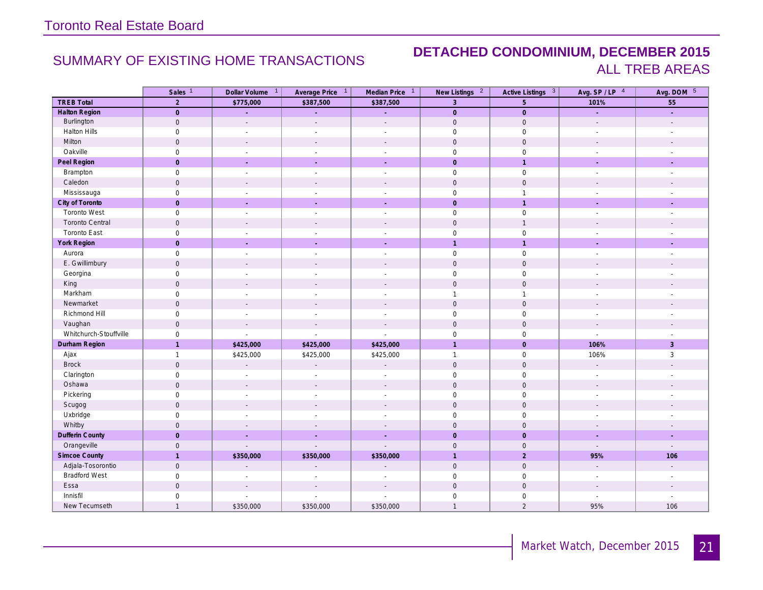Toronto Real Estate Board

## SUMMARY OF EXISTING HOME TRANSACTIONS

## DETACHED CONDOMINIUM, DECEMBER 2015

### ALL TREB AREAS

| | Sales [1] | Dollar Volume [1] | Average Price [1] | Median Price [1] | New Listings [2] | Active Listings [3] | Avg. SP / LP [4] | Avg. DOM [5] |
|---|---|---|---|---|---|---|---|---|
| **TREB Total** | **2** | **$775,000** | **$387,500** | **$387,500** | **3** | **5** | **101%** | **55** |
| **Halton Region** | **0** | **-** | **-** | **-** | **0** | **0** | **-** | **-** |
| Burlington | 0 | - | - | - | 0 | 0 | - | - |
| Halton Hills | 0 | - | - | - | 0 | 0 | - | - |
| Milton | 0 | - | - | - | 0 | 0 | - | - |
| Oakville | 0 | - | - | - | 0 | 0 | - | - |
| **Peel Region** | **0** | **-** | **-** | **-** | **0** | **1** | **-** | **-** |
| Brampton | 0 | - | - | - | 0 | 0 | - | - |
| Caledon | 0 | - | - | - | 0 | 0 | - | - |
| Mississauga | 0 | - | - | - | 0 | 1 | - | - |
| **City of Toronto** | **0** | **-** | **-** | **-** | **0** | **1** | **-** | **-** |
| Toronto West | 0 | - | - | - | 0 | 0 | - | - |
| Toronto Central | 0 | - | - | - | 0 | 1 | - | - |
| Toronto East | 0 | - | - | - | 0 | 0 | - | - |
| **York Region** | **0** | **-** | **-** | **-** | **1** | **1** | **-** | **-** |
| Aurora | 0 | - | - | - | 0 | 0 | - | - |
| E. Gwillimbury | 0 | - | - | - | 0 | 0 | - | - |
| Georgina | 0 | - | - | - | 0 | 0 | - | - |
| King | 0 | - | - | - | 0 | 0 | - | - |
| Markham | 0 | - | - | - | 1 | 1 | - | - |
| Newmarket | 0 | - | - | - | 0 | 0 | - | - |
| Richmond Hill | 0 | - | - | - | 0 | 0 | - | - |
| Vaughan | 0 | - | - | - | 0 | 0 | - | - |
| Whitchurch-Stouffville | 0 | - | - | - | 0 | 0 | - | - |
| **Durham Region** | **1** | **$425,000** | **$425,000** | **$425,000** | **1** | **0** | **106%** | **3** |
| Ajax | 1 | $425,000 | $425,000 | $425,000 | 1 | 0 | 106% | 3 |
| Brock | 0 | - | - | - | 0 | 0 | - | - |
| Clarington | 0 | - | - | - | 0 | 0 | - | - |
| Oshawa | 0 | - | - | - | 0 | 0 | - | - |
| Pickering | 0 | - | - | - | 0 | 0 | - | - |
| Scugog | 0 | - | - | - | 0 | 0 | - | - |
| Uxbridge | 0 | - | - | - | 0 | 0 | - | - |
| Whitby | 0 | - | - | - | 0 | 0 | - | - |
| **Dufferin County** | **0** | **-** | **-** | **-** | **0** | **0** | **-** | **-** |
| Orangeville | 0 | - | - | - | 0 | 0 | - | - |
| **Simcoe County** | **1** | **$350,000** | **$350,000** | **$350,000** | **1** | **2** | **95%** | **106** |
| Adjala-Tosorontio | 0 | - | - | - | 0 | 0 | - | - |
| Bradford West | 0 | - | - | - | 0 | 0 | - | - |
| Essa | 0 | - | - | - | 0 | 0 | - | - |
| Innisfil | 0 | - | - | - | 0 | 0 | - | - |
| New Tecumseth | 1 | $350,000 | $350,000 | $350,000 | 1 | 2 | 95% | 106 |

Market Watch, December 2015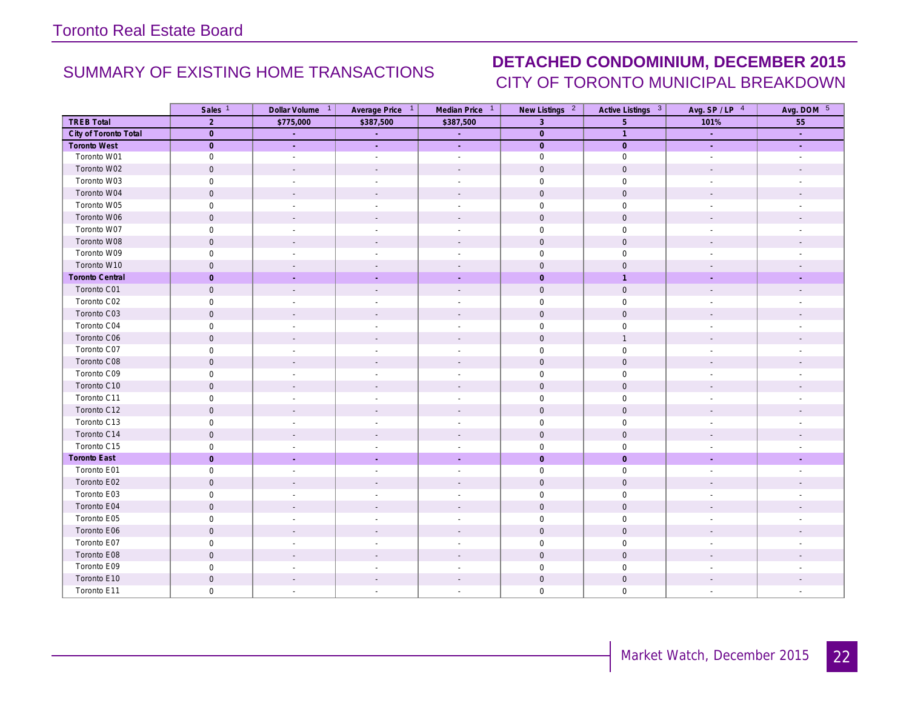Toronto Real Estate Board

## SUMMARY OF EXISTING HOME TRANSACTIONS

## DETACHED CONDOMINIUM, DECEMBER 2015
### CITY OF TORONTO MUNICIPAL BREAKDOWN

| | Sales [1] | Dollar Volume [1] | Average Price [1] | Median Price [1] | New Listings [2] | Active Listings [3] | Avg. SP / LP [4] | Avg. DOM [5] |
|---|---|---|---|---|---|---|---|---|
| **TREB Total** | **2** | **$775,000** | **$387,500** | **$387,500** | **3** | **5** | **101%** | **55** |
| **City of Toronto Total** | **0** | **-** | **-** | **-** | **0** | **1** | **-** | **-** |
| **Toronto West** | **0** | **-** | **-** | **-** | **0** | **0** | **-** | **-** |
| Toronto W01 | 0 | - | - | - | 0 | 0 | - | - |
| Toronto W02 | 0 | - | - | - | 0 | 0 | - | - |
| Toronto W03 | 0 | - | - | - | 0 | 0 | - | - |
| Toronto W04 | 0 | - | - | - | 0 | 0 | - | - |
| Toronto W05 | 0 | - | - | - | 0 | 0 | - | - |
| Toronto W06 | 0 | - | - | - | 0 | 0 | - | - |
| Toronto W07 | 0 | - | - | - | 0 | 0 | - | - |
| Toronto W08 | 0 | - | - | - | 0 | 0 | - | - |
| Toronto W09 | 0 | - | - | - | 0 | 0 | - | - |
| Toronto W10 | 0 | - | - | - | 0 | 0 | - | - |
| **Toronto Central** | **0** | **-** | **-** | **-** | **0** | **1** | **-** | **-** |
| Toronto C01 | 0 | - | - | - | 0 | 0 | - | - |
| Toronto C02 | 0 | - | - | - | 0 | 0 | - | - |
| Toronto C03 | 0 | - | - | - | 0 | 0 | - | - |
| Toronto C04 | 0 | - | - | - | 0 | 0 | - | - |
| Toronto C06 | 0 | - | - | - | 0 | 1 | - | - |
| Toronto C07 | 0 | - | - | - | 0 | 0 | - | - |
| Toronto C08 | 0 | - | - | - | 0 | 0 | - | - |
| Toronto C09 | 0 | - | - | - | 0 | 0 | - | - |
| Toronto C10 | 0 | - | - | - | 0 | 0 | - | - |
| Toronto C11 | 0 | - | - | - | 0 | 0 | - | - |
| Toronto C12 | 0 | - | - | - | 0 | 0 | - | - |
| Toronto C13 | 0 | - | - | - | 0 | 0 | - | - |
| Toronto C14 | 0 | - | - | - | 0 | 0 | - | - |
| Toronto C15 | 0 | - | - | - | 0 | 0 | - | - |
| **Toronto East** | **0** | **-** | **-** | **-** | **0** | **0** | **-** | **-** |
| Toronto E01 | 0 | - | - | - | 0 | 0 | - | - |
| Toronto E02 | 0 | - | - | - | 0 | 0 | - | - |
| Toronto E03 | 0 | - | - | - | 0 | 0 | - | - |
| Toronto E04 | 0 | - | - | - | 0 | 0 | - | - |
| Toronto E05 | 0 | - | - | - | 0 | 0 | - | - |
| Toronto E06 | 0 | - | - | - | 0 | 0 | - | - |
| Toronto E07 | 0 | - | - | - | 0 | 0 | - | - |
| Toronto E08 | 0 | - | - | - | 0 | 0 | - | - |
| Toronto E09 | 0 | - | - | - | 0 | 0 | - | - |
| Toronto E10 | 0 | - | - | - | 0 | 0 | - | - |
| Toronto E11 | 0 | - | - | - | 0 | 0 | - | - |

Market Watch, December 2015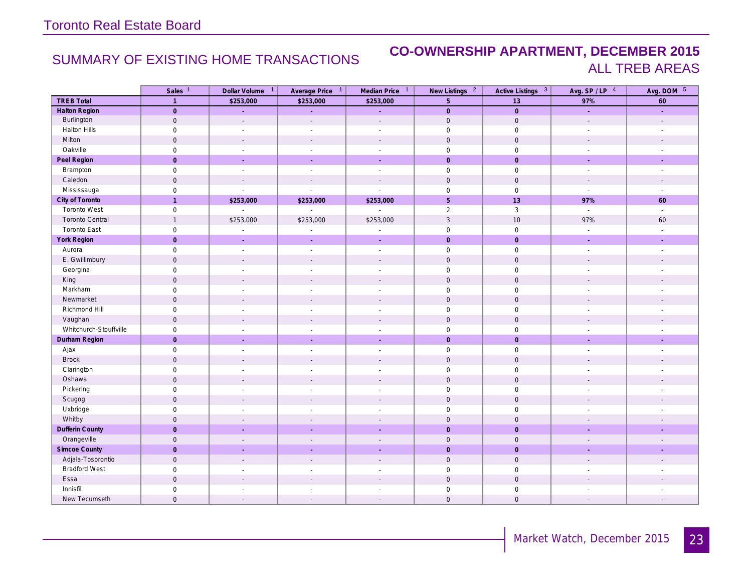# Toronto Real Estate Board

## SUMMARY OF EXISTING HOME TRANSACTIONS

## CO-OWNERSHIP APARTMENT, DECEMBER 2015
## ALL TREB AREAS

| | Sales [1] | Dollar Volume [1] | Average Price [1] | Median Price [1] | New Listings [2] | Active Listings [3] | Avg. SP / LP [4] | Avg. DOM [5] |
|---|---|---|---|---|---|---|---|---|
| **TREB Total** | **1** | **$253,000** | **$253,000** | **$253,000** | **5** | **13** | **97%** | **60** |
| **Halton Region** | **0** | **-** | **-** | **-** | **0** | **0** | **-** | **-** |
| Burlington | 0 | - | - | - | 0 | 0 | - | - |
| Halton Hills | 0 | - | - | - | 0 | 0 | - | - |
| Milton | 0 | - | - | - | 0 | 0 | - | - |
| Oakville | 0 | - | - | - | 0 | 0 | - | - |
| **Peel Region** | **0** | **-** | **-** | **-** | **0** | **0** | **-** | **-** |
| Brampton | 0 | - | - | - | 0 | 0 | - | - |
| Caledon | 0 | - | - | - | 0 | 0 | - | - |
| Mississauga | 0 | - | - | - | 0 | 0 | - | - |
| **City of Toronto** | **1** | **$253,000** | **$253,000** | **$253,000** | **5** | **13** | **97%** | **60** |
| Toronto West | 0 | - | - | - | 2 | 3 | - | - |
| Toronto Central | 1 | $253,000 | $253,000 | $253,000 | 3 | 10 | 97% | 60 |
| Toronto East | 0 | - | - | - | 0 | 0 | - | - |
| **York Region** | **0** | **-** | **-** | **-** | **0** | **0** | **-** | **-** |
| Aurora | 0 | - | - | - | 0 | 0 | - | - |
| E. Gwillimbury | 0 | - | - | - | 0 | 0 | - | - |
| Georgina | 0 | - | - | - | 0 | 0 | - | - |
| King | 0 | - | - | - | 0 | 0 | - | - |
| Markham | 0 | - | - | - | 0 | 0 | - | - |
| Newmarket | 0 | - | - | - | 0 | 0 | - | - |
| Richmond Hill | 0 | - | - | - | 0 | 0 | - | - |
| Vaughan | 0 | - | - | - | 0 | 0 | - | - |
| Whitchurch-Stouffville | 0 | - | - | - | 0 | 0 | - | - |
| **Durham Region** | **0** | **-** | **-** | **-** | **0** | **0** | **-** | **-** |
| Ajax | 0 | - | - | - | 0 | 0 | - | - |
| Brock | 0 | - | - | - | 0 | 0 | - | - |
| Clarington | 0 | - | - | - | 0 | 0 | - | - |
| Oshawa | 0 | - | - | - | 0 | 0 | - | - |
| Pickering | 0 | - | - | - | 0 | 0 | - | - |
| Scugog | 0 | - | - | - | 0 | 0 | - | - |
| Uxbridge | 0 | - | - | - | 0 | 0 | - | - |
| Whitby | 0 | - | - | - | 0 | 0 | - | - |
| **Dufferin County** | **0** | **-** | **-** | **-** | **0** | **0** | **-** | **-** |
| Orangeville | 0 | - | - | - | 0 | 0 | - | - |
| **Simcoe County** | **0** | **-** | **-** | **-** | **0** | **0** | **-** | **-** |
| Adjala-Tosorontio | 0 | - | - | - | 0 | 0 | - | - |
| Bradford West | 0 | - | - | - | 0 | 0 | - | - |
| Essa | 0 | - | - | - | 0 | 0 | - | - |
| Innisfil | 0 | - | - | - | 0 | 0 | - | - |
| New Tecumseth | 0 | - | - | - | 0 | 0 | - | - |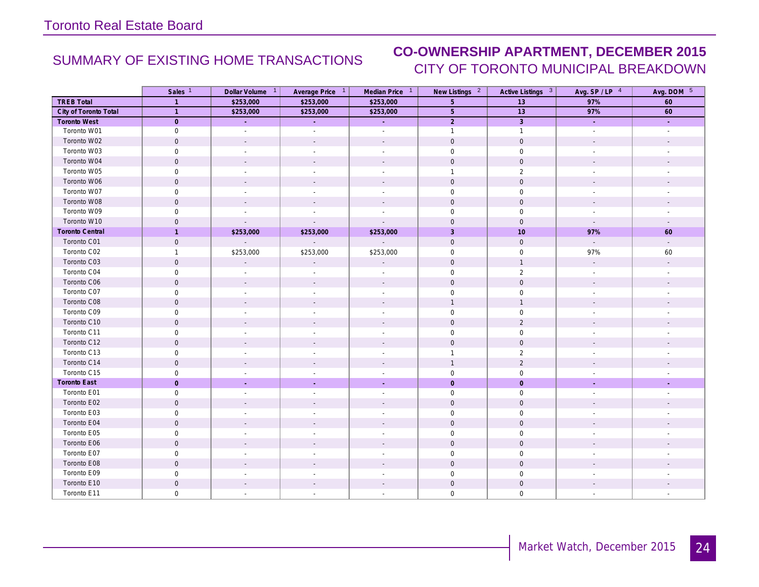Toronto Real Estate Board

## SUMMARY OF EXISTING HOME TRANSACTIONS

## CO-OWNERSHIP APARTMENT, DECEMBER 2015

### CITY OF TORONTO MUNICIPAL BREAKDOWN

| | Sales [1] | Dollar Volume [1] | Average Price [1] | Median Price [1] | New Listings [2] | Active Listings [3] | Avg. SP / LP [4] | Avg. DOM [5] |
|---|---|---|---|---|---|---|---|---|
| **TREB Total** | **1** | **$253,000** | **$253,000** | **$253,000** | **5** | **13** | **97%** | **60** |
| **City of Toronto Total** | **1** | **$253,000** | **$253,000** | **$253,000** | **5** | **13** | **97%** | **60** |
| **Toronto West** | **0** | **-** | **-** | **-** | **2** | **3** | **-** | **-** |
| Toronto W01 | 0 | - | - | - | 1 | 1 | - | - |
| Toronto W02 | 0 | - | - | - | 0 | 0 | - | - |
| Toronto W03 | 0 | - | - | - | 0 | 0 | - | - |
| Toronto W04 | 0 | - | - | - | 0 | 0 | - | - |
| Toronto W05 | 0 | - | - | - | 1 | 2 | - | - |
| Toronto W06 | 0 | - | - | - | 0 | 0 | - | - |
| Toronto W07 | 0 | - | - | - | 0 | 0 | - | - |
| Toronto W08 | 0 | - | - | - | 0 | 0 | - | - |
| Toronto W09 | 0 | - | - | - | 0 | 0 | - | - |
| Toronto W10 | 0 | - | - | - | 0 | 0 | - | - |
| **Toronto Central** | **1** | **$253,000** | **$253,000** | **$253,000** | **3** | **10** | **97%** | **60** |
| Toronto C01 | 0 | - | - | - | 0 | 0 | - | - |
| Toronto C02 | 1 | $253,000 | $253,000 | $253,000 | 0 | 0 | 97% | 60 |
| Toronto C03 | 0 | - | - | - | 0 | 1 | - | - |
| Toronto C04 | 0 | - | - | - | 0 | 2 | - | - |
| Toronto C06 | 0 | - | - | - | 0 | 0 | - | - |
| Toronto C07 | 0 | - | - | - | 0 | 0 | - | - |
| Toronto C08 | 0 | - | - | - | 1 | 1 | - | - |
| Toronto C09 | 0 | - | - | - | 0 | 0 | - | - |
| Toronto C10 | 0 | - | - | - | 0 | 2 | - | - |
| Toronto C11 | 0 | - | - | - | 0 | 0 | - | - |
| Toronto C12 | 0 | - | - | - | 0 | 0 | - | - |
| Toronto C13 | 0 | - | - | - | 1 | 2 | - | - |
| Toronto C14 | 0 | - | - | - | 1 | 2 | - | - |
| Toronto C15 | 0 | - | - | - | 0 | 0 | - | - |
| **Toronto East** | **0** | **-** | **-** | **-** | **0** | **0** | **-** | **-** |
| Toronto E01 | 0 | - | - | - | 0 | 0 | - | - |
| Toronto E02 | 0 | - | - | - | 0 | 0 | - | - |
| Toronto E03 | 0 | - | - | - | 0 | 0 | - | - |
| Toronto E04 | 0 | - | - | - | 0 | 0 | - | - |
| Toronto E05 | 0 | - | - | - | 0 | 0 | - | - |
| Toronto E06 | 0 | - | - | - | 0 | 0 | - | - |
| Toronto E07 | 0 | - | - | - | 0 | 0 | - | - |
| Toronto E08 | 0 | - | - | - | 0 | 0 | - | - |
| Toronto E09 | 0 | - | - | - | 0 | 0 | - | - |
| Toronto E10 | 0 | - | - | - | 0 | 0 | - | - |
| Toronto E11 | 0 | - | - | - | 0 | 0 | - | - |

Market Watch, December 2015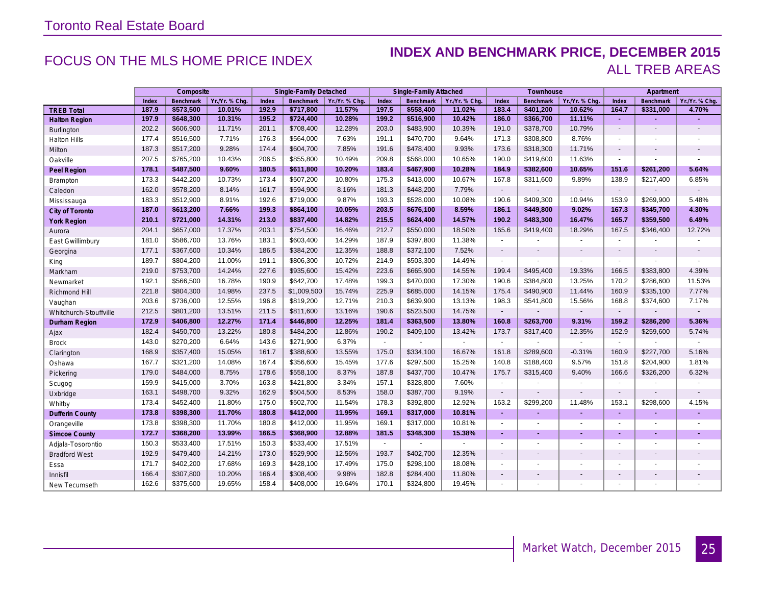Toronto Real Estate Board

## FOCUS ON THE MLS HOME PRICE INDEX

## INDEX AND BENCHMARK PRICE, DECEMBER 2015

### ALL TREB AREAS

| | Composite | | | Single-Family Detached | | | Single-Family Attached | | | Townhouse | | | Apartment | | |
|---|---|---|---|---|---|---|---|---|---|---|---|---|---|---|---|
| | Index | Benchmark | Yr./Yr. % Chg. | Index | Benchmark | Yr./Yr. % Chg. | Index | Benchmark | Yr./Yr. % Chg. | Index | Benchmark | Yr./Yr. % Chg. | Index | Benchmark | Yr./Yr. % Chg. |
| **TREB Total** | **187.9** | **$573,500** | **10.01%** | **192.9** | **$717,800** | **11.57%** | **197.5** | **$558,400** | **11.02%** | **183.4** | **$401,200** | **10.62%** | **164.7** | **$331,000** | **4.70%** |
| **Halton Region** | **197.9** | **$648,300** | **10.31%** | **195.2** | **$724,400** | **10.28%** | **199.2** | **$516,900** | **10.42%** | **186.0** | **$366,700** | **11.11%** | **-** | **-** | **-** |
| Burlington | 202.2 | $606,900 | 11.71% | 201.1 | $708,400 | 12.28% | 203.0 | $483,900 | 10.39% | 191.0 | $378,700 | 10.79% | - | - | - |
| Halton Hills | 177.4 | $516,500 | 7.71% | 176.3 | $564,000 | 7.63% | 191.1 | $470,700 | 9.64% | 171.3 | $308,800 | 8.76% | - | - | - |
| Milton | 187.3 | $517,200 | 9.28% | 174.4 | $604,700 | 7.85% | 191.6 | $478,400 | 9.93% | 173.6 | $318,300 | 11.71% | - | - | - |
| Oakville | 207.5 | $765,200 | 10.43% | 206.5 | $855,800 | 10.49% | 209.8 | $568,000 | 10.65% | 190.0 | $419,600 | 11.63% | - | - | - |
| **Peel Region** | **178.1** | **$487,500** | **9.60%** | **180.5** | **$611,800** | **10.20%** | **183.4** | **$467,900** | **10.28%** | **184.9** | **$382,600** | **10.65%** | **151.6** | **$261,200** | **5.64%** |
| Brampton | 173.3 | $442,200 | 10.73% | 173.4 | $507,200 | 10.80% | 175.3 | $413,000 | 10.67% | 167.8 | $311,600 | 9.89% | 138.9 | $217,400 | 6.85% |
| Caledon | 162.0 | $578,200 | 8.14% | 161.7 | $594,900 | 8.16% | 181.3 | $448,200 | 7.79% | - | - | - | - | - | - |
| Mississauga | 183.3 | $512,900 | 8.91% | 192.6 | $719,000 | 9.87% | 193.3 | $528,000 | 10.08% | 190.6 | $409,300 | 10.94% | 153.9 | $269,900 | 5.48% |
| **City of Toronto** | **187.0** | **$613,200** | **7.66%** | **199.3** | **$864,100** | **10.05%** | **203.5** | **$676,100** | **8.59%** | **186.1** | **$449,800** | **9.02%** | **167.3** | **$345,700** | **4.30%** |
| **York Region** | **210.1** | **$721,000** | **14.31%** | **213.0** | **$837,400** | **14.82%** | **215.5** | **$624,400** | **14.57%** | **190.2** | **$483,300** | **16.47%** | **165.7** | **$359,500** | **6.49%** |
| Aurora | 204.1 | $657,000 | 17.37% | 203.1 | $754,500 | 16.46% | 212.7 | $550,000 | 18.50% | 165.6 | $419,400 | 18.29% | 167.5 | $346,400 | 12.72% |
| East Gwillimbury | 181.0 | $586,700 | 13.76% | 183.1 | $603,400 | 14.29% | 187.9 | $397,800 | 11.38% | - | - | - | - | - | - |
| Georgina | 177.1 | $367,600 | 10.34% | 186.5 | $384,200 | 12.35% | 188.8 | $372,100 | 7.52% | - | - | - | - | - | - |
| King | 189.7 | $804,200 | 11.00% | 191.1 | $806,300 | 10.72% | 214.9 | $503,300 | 14.49% | - | - | - | - | - | - |
| Markham | 219.0 | $753,700 | 14.24% | 227.6 | $935,600 | 15.42% | 223.6 | $665,900 | 14.55% | 199.4 | $495,400 | 19.33% | 166.5 | $383,800 | 4.39% |
| Newmarket | 192.1 | $566,500 | 16.78% | 190.9 | $642,700 | 17.48% | 199.3 | $470,000 | 17.30% | 190.6 | $384,800 | 13.25% | 170.2 | $286,600 | 11.53% |
| Richmond Hill | 221.8 | $804,300 | 14.98% | 237.5 | $1,009,500 | 15.74% | 225.9 | $685,000 | 14.15% | 175.4 | $490,900 | 11.44% | 160.9 | $335,100 | 7.77% |
| Vaughan | 203.6 | $736,000 | 12.55% | 196.8 | $819,200 | 12.71% | 210.3 | $639,900 | 13.13% | 198.3 | $541,800 | 15.56% | 168.8 | $374,600 | 7.17% |
| Whitchurch-Stouffville | 212.5 | $801,200 | 13.51% | 211.5 | $811,600 | 13.16% | 190.6 | $523,500 | 14.75% | - | - | - | - | - | - |
| **Durham Region** | **172.9** | **$406,800** | **12.27%** | **171.4** | **$446,800** | **12.25%** | **181.4** | **$363,500** | **13.80%** | **160.8** | **$263,700** | **9.31%** | **159.2** | **$286,200** | **5.36%** |
| Ajax | 182.4 | $450,700 | 13.22% | 180.8 | $484,200 | 12.86% | 190.2 | $409,100 | 13.42% | 173.7 | $317,400 | 12.35% | 152.9 | $259,600 | 5.74% |
| Brock | 143.0 | $270,200 | 6.64% | 143.6 | $271,900 | 6.37% | - | - | - | - | - | - | - | - | - |
| Clarington | 168.9 | $357,400 | 15.05% | 161.7 | $388,600 | 13.55% | 175.0 | $334,100 | 16.67% | 161.8 | $289,600 | -0.31% | 160.9 | $227,700 | 5.16% |
| Oshawa | 167.7 | $321,200 | 14.08% | 167.4 | $356,600 | 15.45% | 177.6 | $297,500 | 15.25% | 140.8 | $188,400 | 9.57% | 151.8 | $204,900 | 1.81% |
| Pickering | 179.0 | $484,000 | 8.75% | 178.6 | $558,100 | 8.37% | 187.8 | $437,700 | 10.47% | 175.7 | $315,400 | 9.40% | 166.6 | $326,200 | 6.32% |
| Scugog | 159.9 | $415,000 | 3.70% | 163.8 | $421,800 | 3.34% | 157.1 | $328,800 | 7.60% | - | - | - | - | - | - |
| Uxbridge | 163.1 | $498,700 | 9.32% | 162.9 | $504,500 | 8.53% | 158.0 | $387,700 | 9.19% | - | - | - | - | - | - |
| Whitby | 173.4 | $452,400 | 11.80% | 175.0 | $502,700 | 11.54% | 178.3 | $392,800 | 12.92% | 163.2 | $299,200 | 11.48% | 153.1 | $298,600 | 4.15% |
| **Dufferin County** | **173.8** | **$398,300** | **11.70%** | **180.8** | **$412,000** | **11.95%** | **169.1** | **$317,000** | **10.81%** | **-** | **-** | **-** | **-** | **-** | **-** |
| Orangeville | 173.8 | $398,300 | 11.70% | 180.8 | $412,000 | 11.95% | 169.1 | $317,000 | 10.81% | - | - | - | - | - | - |
| **Simcoe County** | **172.7** | **$368,200** | **13.99%** | **166.5** | **$368,900** | **12.88%** | **181.5** | **$348,300** | **15.38%** | **-** | **-** | **-** | **-** | **-** | **-** |
| Adjala-Tosorontio | 150.3 | $533,400 | 17.51% | 150.3 | $533,400 | 17.51% | - | - | - | - | - | - | - | - | - |
| Bradford West | 192.9 | $479,400 | 14.21% | 173.0 | $529,900 | 12.56% | 193.7 | $402,700 | 12.35% | - | - | - | - | - | - |
| Essa | 171.7 | $402,200 | 17.68% | 169.3 | $428,100 | 17.49% | 175.0 | $298,100 | 18.08% | - | - | - | - | - | - |
| Innisfil | 166.4 | $307,800 | 10.20% | 166.4 | $308,400 | 9.98% | 182.8 | $284,400 | 11.80% | - | - | - | - | - | - |
| New Tecumseth | 162.6 | $375,600 | 19.65% | 158.4 | $408,000 | 19.64% | 170.1 | $324,800 | 19.45% | - | - | - | - | - | - |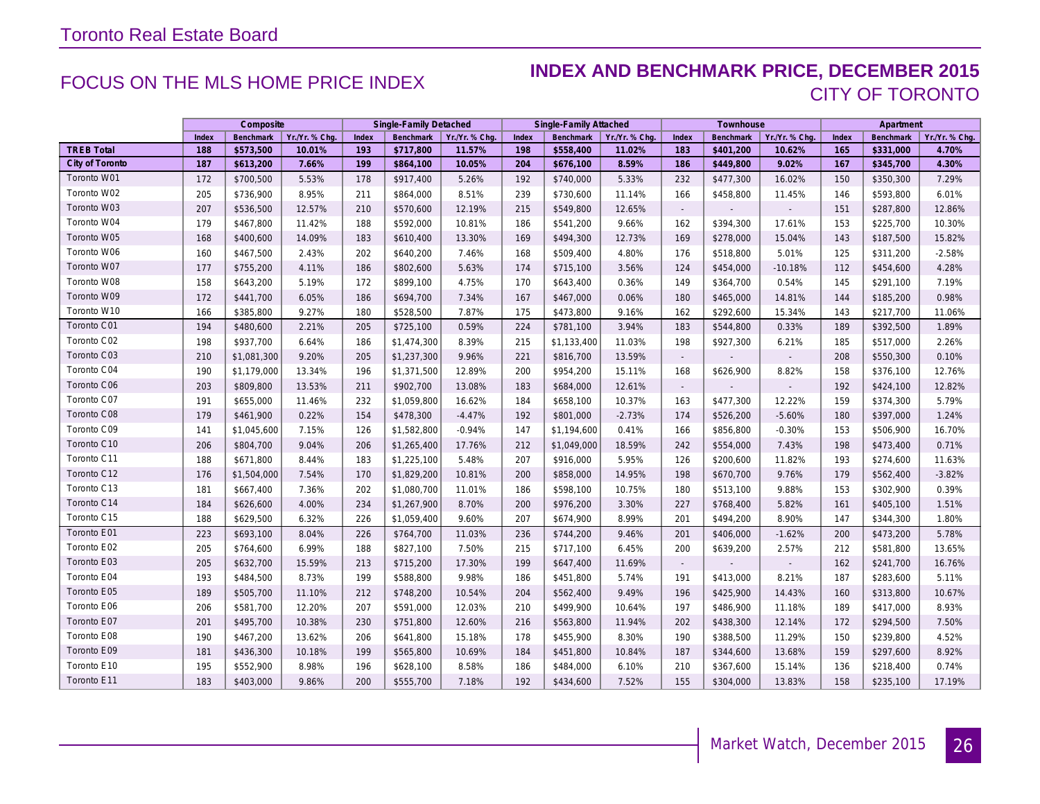# Toronto Real Estate Board

## FOCUS ON THE MLS HOME PRICE INDEX

## INDEX AND BENCHMARK PRICE, DECEMBER 2015
### CITY OF TORONTO

| | Composite | | | Single-Family Detached | | | Single-Family Attached | | | Townhouse | | | Apartment | | |
|---|---|---|---|---|---|---|---|---|---|---|---|---|---|---|---|
| | Index | Benchmark | Yr./Yr. % Chg. | Index | Benchmark | Yr./Yr. % Chg. | Index | Benchmark | Yr./Yr. % Chg. | Index | Benchmark | Yr./Yr. % Chg. | Index | Benchmark | Yr./Yr. % Chg. |
| **TREB Total** | **188** | **$573,500** | **10.01%** | **193** | **$717,800** | **11.57%** | **198** | **$558,400** | **11.02%** | **183** | **$401,200** | **10.62%** | **165** | **$331,000** | **4.70%** |
| **City of Toronto** | **187** | **$613,200** | **7.66%** | **199** | **$864,100** | **10.05%** | **204** | **$676,100** | **8.59%** | **186** | **$449,800** | **9.02%** | **167** | **$345,700** | **4.30%** |
| Toronto W01 | 172 | $700,500 | 5.53% | 178 | $917,400 | 5.26% | 192 | $740,000 | 5.33% | 232 | $477,300 | 16.02% | 150 | $350,300 | 7.29% |
| Toronto W02 | 205 | $736,900 | 8.95% | 211 | $864,000 | 8.51% | 239 | $730,600 | 11.14% | 166 | $458,800 | 11.45% | 146 | $593,800 | 6.01% |
| Toronto W03 | 207 | $536,500 | 12.57% | 210 | $570,600 | 12.19% | 215 | $549,800 | 12.65% | - | - | - | 151 | $287,800 | 12.86% |
| Toronto W04 | 179 | $467,800 | 11.42% | 188 | $592,000 | 10.81% | 186 | $541,200 | 9.66% | 162 | $394,300 | 17.61% | 153 | $225,700 | 10.30% |
| Toronto W05 | 168 | $400,600 | 14.09% | 183 | $610,400 | 13.30% | 169 | $494,300 | 12.73% | 169 | $278,000 | 15.04% | 143 | $187,500 | 15.82% |
| Toronto W06 | 160 | $467,500 | 2.43% | 202 | $640,200 | 7.46% | 168 | $509,400 | 4.80% | 176 | $518,800 | 5.01% | 125 | $311,200 | -2.58% |
| Toronto W07 | 177 | $755,200 | 4.11% | 186 | $802,600 | 5.63% | 174 | $715,100 | 3.56% | 124 | $454,000 | -10.18% | 112 | $454,600 | 4.28% |
| Toronto W08 | 158 | $643,200 | 5.19% | 172 | $899,100 | 4.75% | 170 | $643,400 | 0.36% | 149 | $364,700 | 0.54% | 145 | $291,100 | 7.19% |
| Toronto W09 | 172 | $441,700 | 6.05% | 186 | $694,700 | 7.34% | 167 | $467,000 | 0.06% | 180 | $465,000 | 14.81% | 144 | $185,200 | 0.98% |
| Toronto W10 | 166 | $385,800 | 9.27% | 180 | $528,500 | 7.87% | 175 | $473,800 | 9.16% | 162 | $292,600 | 15.34% | 143 | $217,700 | 11.06% |
| Toronto C01 | 194 | $480,600 | 2.21% | 205 | $725,100 | 0.59% | 224 | $781,100 | 3.94% | 183 | $544,800 | 0.33% | 189 | $392,500 | 1.89% |
| Toronto C02 | 198 | $937,700 | 6.64% | 186 | $1,474,300 | 8.39% | 215 | $1,133,400 | 11.03% | 198 | $927,300 | 6.21% | 185 | $517,000 | 2.26% |
| Toronto C03 | 210 | $1,081,300 | 9.20% | 205 | $1,237,300 | 9.96% | 221 | $816,700 | 13.59% | - | - | - | 208 | $550,300 | 0.10% |
| Toronto C04 | 190 | $1,179,000 | 13.34% | 196 | $1,371,500 | 12.89% | 200 | $954,200 | 15.11% | 168 | $626,900 | 8.82% | 158 | $376,100 | 12.76% |
| Toronto C06 | 203 | $809,800 | 13.53% | 211 | $902,700 | 13.08% | 183 | $684,000 | 12.61% | - | - | - | 192 | $424,100 | 12.82% |
| Toronto C07 | 191 | $655,000 | 11.46% | 232 | $1,059,800 | 16.62% | 184 | $658,100 | 10.37% | 163 | $477,300 | 12.22% | 159 | $374,300 | 5.79% |
| Toronto C08 | 179 | $461,900 | 0.22% | 154 | $478,300 | -4.47% | 192 | $801,000 | -2.73% | 174 | $526,200 | -5.60% | 180 | $397,000 | 1.24% |
| Toronto C09 | 141 | $1,045,600 | 7.15% | 126 | $1,582,800 | -0.94% | 147 | $1,194,600 | 0.41% | 166 | $856,800 | -0.30% | 153 | $506,900 | 16.70% |
| Toronto C10 | 206 | $804,700 | 9.04% | 206 | $1,265,400 | 17.76% | 212 | $1,049,000 | 18.59% | 242 | $554,000 | 7.43% | 198 | $473,400 | 0.71% |
| Toronto C11 | 188 | $671,800 | 8.44% | 183 | $1,225,100 | 5.48% | 207 | $916,000 | 5.95% | 126 | $200,600 | 11.82% | 193 | $274,600 | 11.63% |
| Toronto C12 | 176 | $1,504,000 | 7.54% | 170 | $1,829,200 | 10.81% | 200 | $858,000 | 14.95% | 198 | $670,700 | 9.76% | 179 | $562,400 | -3.82% |
| Toronto C13 | 181 | $667,400 | 7.36% | 202 | $1,080,700 | 11.01% | 186 | $598,100 | 10.75% | 180 | $513,100 | 9.88% | 153 | $302,900 | 0.39% |
| Toronto C14 | 184 | $626,600 | 4.00% | 234 | $1,267,900 | 8.70% | 200 | $976,200 | 3.30% | 227 | $768,400 | 5.82% | 161 | $405,100 | 1.51% |
| Toronto C15 | 188 | $629,500 | 6.32% | 226 | $1,059,400 | 9.60% | 207 | $674,900 | 8.99% | 201 | $494,200 | 8.90% | 147 | $344,300 | 1.80% |
| Toronto E01 | 223 | $693,100 | 8.04% | 226 | $764,700 | 11.03% | 236 | $744,200 | 9.46% | 201 | $406,000 | -1.62% | 200 | $473,200 | 5.78% |
| Toronto E02 | 205 | $764,600 | 6.99% | 188 | $827,100 | 7.50% | 215 | $717,100 | 6.45% | 200 | $639,200 | 2.57% | 212 | $581,800 | 13.65% |
| Toronto E03 | 205 | $632,700 | 15.59% | 213 | $715,200 | 17.30% | 199 | $647,400 | 11.69% | - | - | - | 162 | $241,700 | 16.76% |
| Toronto E04 | 193 | $484,500 | 8.73% | 199 | $588,800 | 9.98% | 186 | $451,800 | 5.74% | 191 | $413,000 | 8.21% | 187 | $283,600 | 5.11% |
| Toronto E05 | 189 | $505,700 | 11.10% | 212 | $748,200 | 10.54% | 204 | $562,400 | 9.49% | 196 | $425,900 | 14.43% | 160 | $313,800 | 10.67% |
| Toronto E06 | 206 | $581,700 | 12.20% | 207 | $591,000 | 12.03% | 210 | $499,900 | 10.64% | 197 | $486,900 | 11.18% | 189 | $417,000 | 8.93% |
| Toronto E07 | 201 | $495,700 | 10.38% | 230 | $751,800 | 12.60% | 216 | $563,800 | 11.94% | 202 | $438,300 | 12.14% | 172 | $294,500 | 7.50% |
| Toronto E08 | 190 | $467,200 | 13.62% | 206 | $641,800 | 15.18% | 178 | $455,900 | 8.30% | 190 | $388,500 | 11.29% | 150 | $239,800 | 4.52% |
| Toronto E09 | 181 | $436,300 | 10.18% | 199 | $565,800 | 10.69% | 184 | $451,800 | 10.84% | 187 | $344,600 | 13.68% | 159 | $297,600 | 8.92% |
| Toronto E10 | 195 | $552,900 | 8.98% | 196 | $628,100 | 8.58% | 186 | $484,000 | 6.10% | 210 | $367,600 | 15.14% | 136 | $218,400 | 0.74% |
| Toronto E11 | 183 | $403,000 | 9.86% | 200 | $555,700 | 7.18% | 192 | $434,600 | 7.52% | 155 | $304,000 | 13.83% | 158 | $235,100 | 17.19% |

Market Watch, December 2015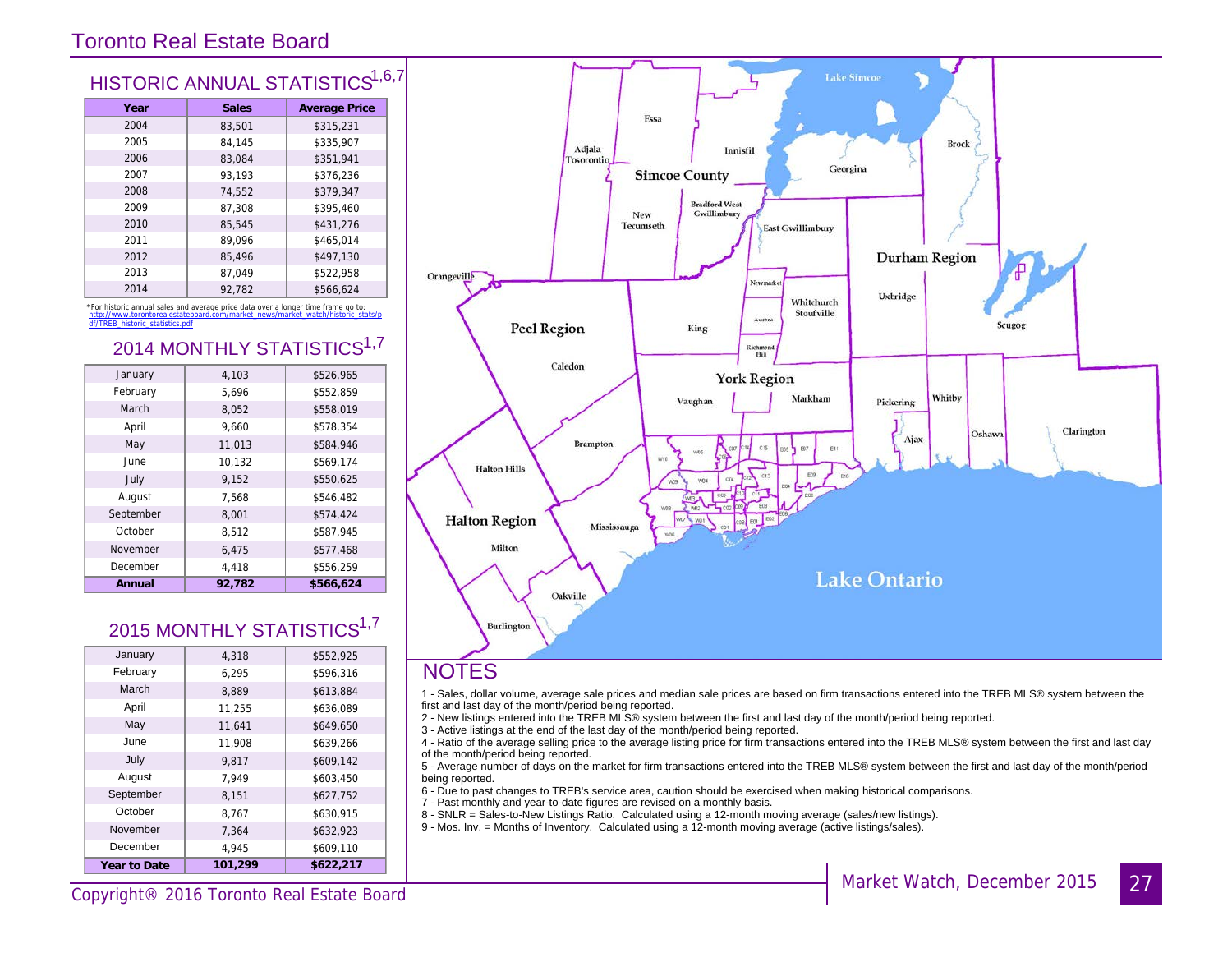## Toronto Real Estate Board

### HISTORIC ANNUAL STATISTICS[1,6,7]

| Year | Sales | Average Price |
|---|---|---|
| 2004 | 83,501 | $315,231 |
| 2005 | 84,145 | $335,907 |
| 2006 | 83,084 | $351,941 |
| 2007 | 93,193 | $376,236 |
| 2008 | 74,552 | $379,347 |
| 2009 | 87,308 | $395,460 |
| 2010 | 85,545 | $431,276 |
| 2011 | 89,096 | $465,014 |
| 2012 | 85,496 | $497,130 |
| 2013 | 87,049 | $522,958 |
| 2014 | 92,782 | $566,624 |

*For historic annual sales and average price data over a longer time frame go to: http://www.torontorealestateboard.com/market_news/market_watch/historic_stats/pdf/TREB_historic_statistics.pdf

### 2014 MONTHLY STATISTICS[1,7]

| | | |
|---|---|---|
| January | 4,103 | $526,965 |
| February | 5,696 | $552,859 |
| March | 8,052 | $558,019 |
| April | 9,660 | $578,354 |
| May | 11,013 | $584,946 |
| June | 10,132 | $569,174 |
| July | 9,152 | $550,625 |
| August | 7,568 | $546,482 |
| September | 8,001 | $574,424 |
| October | 8,512 | $587,945 |
| November | 6,475 | $577,468 |
| December | 4,418 | $556,259 |
| **Annual** | **92,782** | **$566,624** |

### 2015 MONTHLY STATISTICS[1,7]

| | | |
|---|---|---|
| January | 4,318 | $552,925 |
| February | 6,295 | $596,316 |
| March | 8,889 | $613,884 |
| April | 11,255 | $636,089 |
| May | 11,641 | $649,650 |
| June | 11,908 | $639,266 |
| July | 9,817 | $609,142 |
| August | 7,949 | $603,450 |
| September | 8,151 | $627,752 |
| October | 8,767 | $630,915 |
| November | 7,364 | $632,923 |
| December | 4,945 | $609,110 |
| **Year to Date** | **101,299** | **$622,217** |

Lake Simcoe
Essa
Adjala Tosorontio
Innisfil
Brock
Simcoe County
Georgina
Bradford West Gwillimbury
New Tecumseth
East Gwillimbury
Durham Region
Orangeville
Newmarket
Uxbridge
Whitchurch Stouffville
Aurora
Peel Region
King
Scugog
Richmond Hill
Caledon
York Region
Vaughan
Markham
Pickering
Whitby
Ajax
Oshawa
Clarington
Brampton
Halton Hills
Halton Region
Mississauga
Milton
Lake Ontario
Oakville
Burlington

## NOTES

1 - Sales, dollar volume, average sale prices and median sale prices are based on firm transactions entered into the TREB MLS® system between the first and last day of the month/period being reported.
2 - New listings entered into the TREB MLS® system between the first and last day of the month/period being reported.
3 - Active listings at the end of the last day of the month/period being reported.
4 - Ratio of the average selling price to the average listing price for firm transactions entered into the TREB MLS® system between the first and last day of the month/period being reported.
5 - Average number of days on the market for firm transactions entered into the TREB MLS® system between the first and last day of the month/period being reported.
6 - Due to past changes to TREB's service area, caution should be exercised when making historical comparisons.
7 - Past monthly and year-to-date figures are revised on a monthly basis.
8 - SNLR = Sales-to-New Listings Ratio. Calculated using a 12-month moving average (sales/new listings).
9 - Mos. Inv. = Months of Inventory. Calculated using a 12-month moving average (active listings/sales).

Copyright® 2016 Toronto Real Estate Board